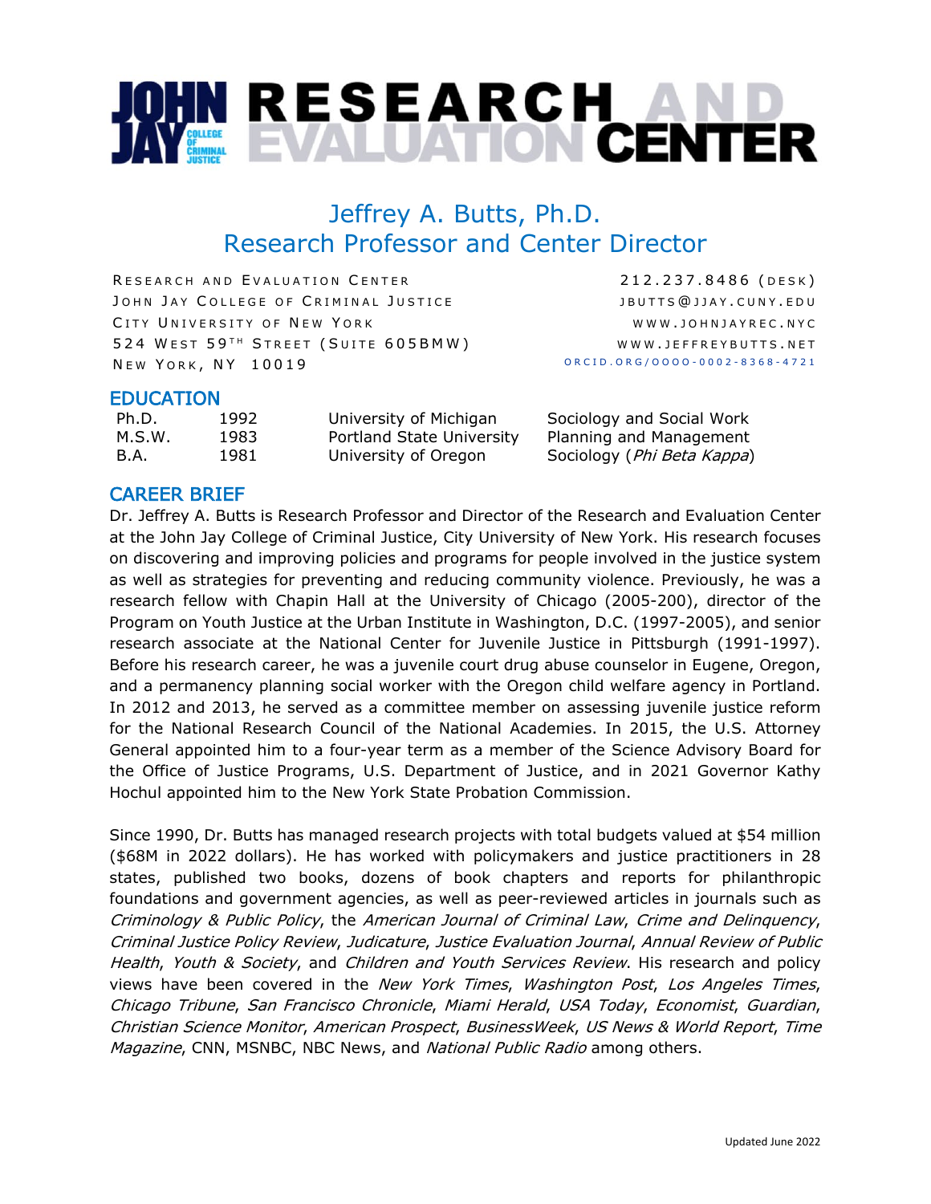# JOHN JAY COLLEGE OF CRIMINAL JUSTICE RESEARCH AND EVALUATION CENTER

## Jeffrey A. Butts, Ph.D.
## Research Professor and Center Director

| | |
|---|---|
| RESEARCH AND EVALUATION CENTER | 212.237.8486 (DESK) |
| JOHN JAY COLLEGE OF CRIMINAL JUSTICE | JBUTTS@JJAY.CUNY.EDU |
| CITY UNIVERSITY OF NEW YORK | WWW.JOHNJAYREC.NYC |
| 524 WEST 59TH STREET (SUITE 605BMW) | WWW.JEFFREYBUTTS.NET |
| NEW YORK, NY 10019 | ORCID.ORG/0000-0002-8368-4721 |

## EDUCATION

| | | | |
|---|---|---|---|
| Ph.D. | 1992 | University of Michigan | Sociology and Social Work |
| M.S.W. | 1983 | Portland State University | Planning and Management |
| B.A. | 1981 | University of Oregon | Sociology (*Phi Beta Kappa*) |

## CAREER BRIEF

Dr. Jeffrey A. Butts is Research Professor and Director of the Research and Evaluation Center at the John Jay College of Criminal Justice, City University of New York. His research focuses on discovering and improving policies and programs for people involved in the justice system as well as strategies for preventing and reducing community violence. Previously, he was a research fellow with Chapin Hall at the University of Chicago (2005-200), director of the Program on Youth Justice at the Urban Institute in Washington, D.C. (1997-2005), and senior research associate at the National Center for Juvenile Justice in Pittsburgh (1991-1997). Before his research career, he was a juvenile court drug abuse counselor in Eugene, Oregon, and a permanency planning social worker with the Oregon child welfare agency in Portland. In 2012 and 2013, he served as a committee member on assessing juvenile justice reform for the National Research Council of the National Academies. In 2015, the U.S. Attorney General appointed him to a four-year term as a member of the Science Advisory Board for the Office of Justice Programs, U.S. Department of Justice, and in 2021 Governor Kathy Hochul appointed him to the New York State Probation Commission.

Since 1990, Dr. Butts has managed research projects with total budgets valued at $54 million ($68M in 2022 dollars). He has worked with policymakers and justice practitioners in 28 states, published two books, dozens of book chapters and reports for philanthropic foundations and government agencies, as well as peer-reviewed articles in journals such as *Criminology & Public Policy*, the *American Journal of Criminal Law*, *Crime and Delinquency*, *Criminal Justice Policy Review*, *Judicature*, *Justice Evaluation Journal*, *Annual Review of Public Health*, *Youth & Society*, and *Children and Youth Services Review*. His research and policy views have been covered in the *New York Times*, *Washington Post*, *Los Angeles Times*, *Chicago Tribune*, *San Francisco Chronicle*, *Miami Herald*, *USA Today*, *Economist*, *Guardian*, *Christian Science Monitor*, *American Prospect*, *BusinessWeek*, *US News & World Report*, *Time Magazine*, CNN, MSNBC, NBC News, and *National Public Radio* among others.

Updated June 2022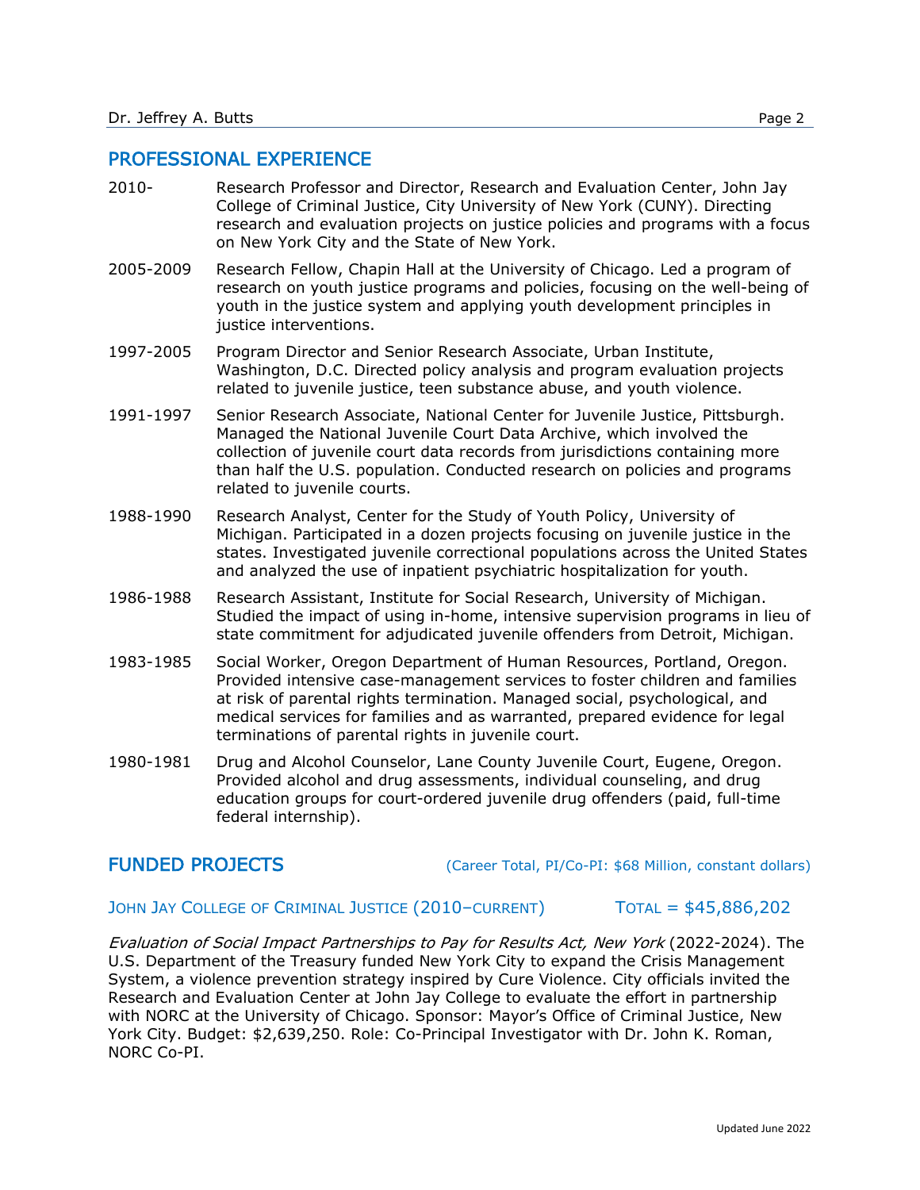## PROFESSIONAL EXPERIENCE

2010- Research Professor and Director, Research and Evaluation Center, John Jay College of Criminal Justice, City University of New York (CUNY). Directing research and evaluation projects on justice policies and programs with a focus on New York City and the State of New York.

2005-2009 Research Fellow, Chapin Hall at the University of Chicago. Led a program of research on youth justice programs and policies, focusing on the well-being of youth in the justice system and applying youth development principles in justice interventions.

1997-2005 Program Director and Senior Research Associate, Urban Institute, Washington, D.C. Directed policy analysis and program evaluation projects related to juvenile justice, teen substance abuse, and youth violence.

1991-1997 Senior Research Associate, National Center for Juvenile Justice, Pittsburgh. Managed the National Juvenile Court Data Archive, which involved the collection of juvenile court data records from jurisdictions containing more than half the U.S. population. Conducted research on policies and programs related to juvenile courts.

1988-1990 Research Analyst, Center for the Study of Youth Policy, University of Michigan. Participated in a dozen projects focusing on juvenile justice in the states. Investigated juvenile correctional populations across the United States and analyzed the use of inpatient psychiatric hospitalization for youth.

1986-1988 Research Assistant, Institute for Social Research, University of Michigan. Studied the impact of using in-home, intensive supervision programs in lieu of state commitment for adjudicated juvenile offenders from Detroit, Michigan.

1983-1985 Social Worker, Oregon Department of Human Resources, Portland, Oregon. Provided intensive case-management services to foster children and families at risk of parental rights termination. Managed social, psychological, and medical services for families and as warranted, prepared evidence for legal terminations of parental rights in juvenile court.

1980-1981 Drug and Alcohol Counselor, Lane County Juvenile Court, Eugene, Oregon. Provided alcohol and drug assessments, individual counseling, and drug education groups for court-ordered juvenile drug offenders (paid, full-time federal internship).

## FUNDED PROJECTS

(Career Total, PI/Co-PI: $68 Million, constant dollars)

### JOHN JAY COLLEGE OF CRIMINAL JUSTICE (2010–CURRENT) TOTAL = $45,886,202

*Evaluation of Social Impact Partnerships to Pay for Results Act, New York* (2022-2024). The U.S. Department of the Treasury funded New York City to expand the Crisis Management System, a violence prevention strategy inspired by Cure Violence. City officials invited the Research and Evaluation Center at John Jay College to evaluate the effort in partnership with NORC at the University of Chicago. Sponsor: Mayor's Office of Criminal Justice, New York City. Budget: $2,639,250. Role: Co-Principal Investigator with Dr. John K. Roman, NORC Co-PI.

Updated June 2022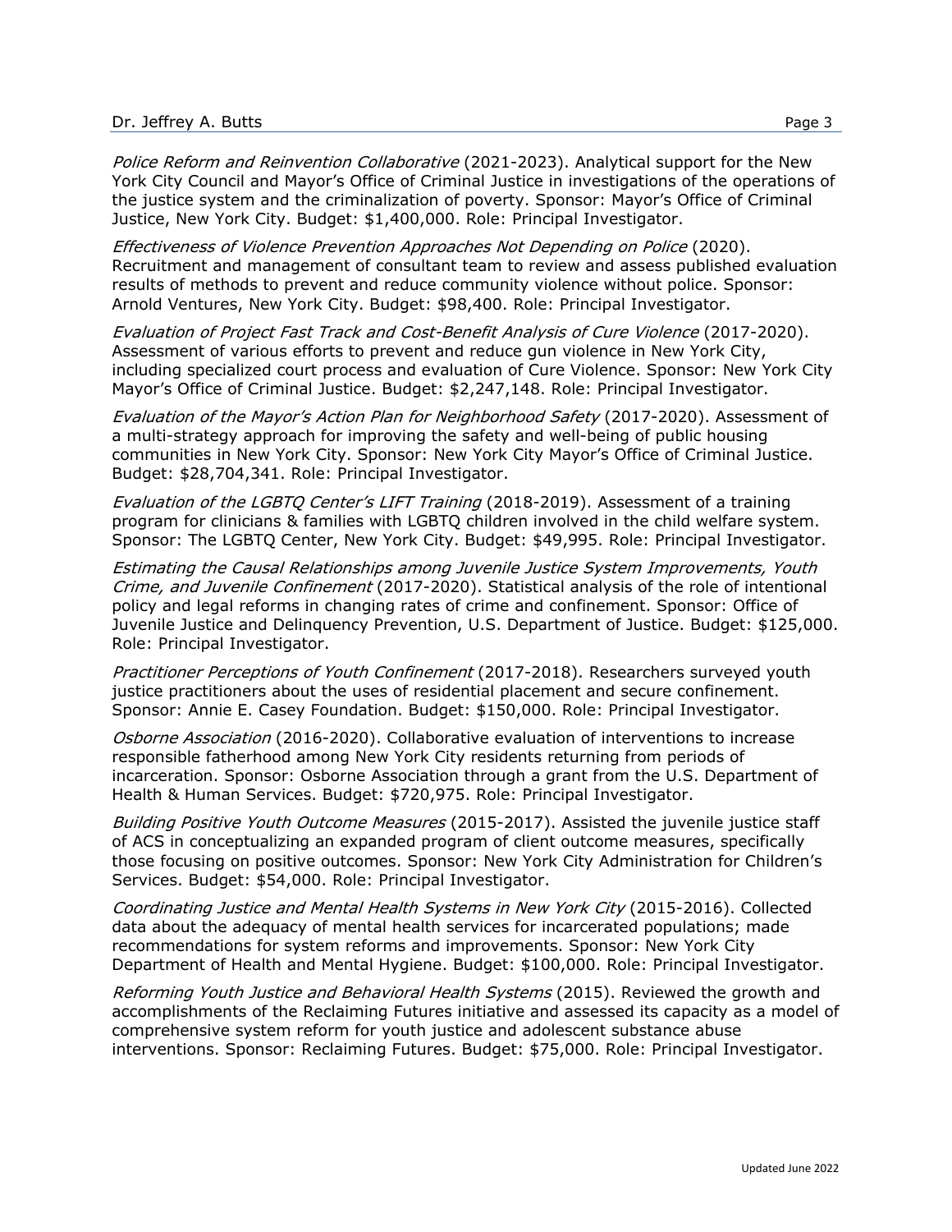*Police Reform and Reinvention Collaborative* (2021-2023). Analytical support for the New York City Council and Mayor's Office of Criminal Justice in investigations of the operations of the justice system and the criminalization of poverty. Sponsor: Mayor's Office of Criminal Justice, New York City. Budget: $1,400,000. Role: Principal Investigator.

*Effectiveness of Violence Prevention Approaches Not Depending on Police* (2020). Recruitment and management of consultant team to review and assess published evaluation results of methods to prevent and reduce community violence without police. Sponsor: Arnold Ventures, New York City. Budget: $98,400. Role: Principal Investigator.

*Evaluation of Project Fast Track and Cost-Benefit Analysis of Cure Violence* (2017-2020). Assessment of various efforts to prevent and reduce gun violence in New York City, including specialized court process and evaluation of Cure Violence. Sponsor: New York City Mayor's Office of Criminal Justice. Budget: $2,247,148. Role: Principal Investigator.

*Evaluation of the Mayor's Action Plan for Neighborhood Safety* (2017-2020). Assessment of a multi-strategy approach for improving the safety and well-being of public housing communities in New York City. Sponsor: New York City Mayor's Office of Criminal Justice. Budget: $28,704,341. Role: Principal Investigator.

*Evaluation of the LGBTQ Center's LIFT Training* (2018-2019). Assessment of a training program for clinicians & families with LGBTQ children involved in the child welfare system. Sponsor: The LGBTQ Center, New York City. Budget: $49,995. Role: Principal Investigator.

*Estimating the Causal Relationships among Juvenile Justice System Improvements, Youth Crime, and Juvenile Confinement* (2017-2020). Statistical analysis of the role of intentional policy and legal reforms in changing rates of crime and confinement. Sponsor: Office of Juvenile Justice and Delinquency Prevention, U.S. Department of Justice. Budget: $125,000. Role: Principal Investigator.

*Practitioner Perceptions of Youth Confinement* (2017-2018). Researchers surveyed youth justice practitioners about the uses of residential placement and secure confinement. Sponsor: Annie E. Casey Foundation. Budget: $150,000. Role: Principal Investigator.

*Osborne Association* (2016-2020). Collaborative evaluation of interventions to increase responsible fatherhood among New York City residents returning from periods of incarceration. Sponsor: Osborne Association through a grant from the U.S. Department of Health & Human Services. Budget: $720,975. Role: Principal Investigator.

*Building Positive Youth Outcome Measures* (2015-2017). Assisted the juvenile justice staff of ACS in conceptualizing an expanded program of client outcome measures, specifically those focusing on positive outcomes. Sponsor: New York City Administration for Children's Services. Budget: $54,000. Role: Principal Investigator.

*Coordinating Justice and Mental Health Systems in New York City* (2015-2016). Collected data about the adequacy of mental health services for incarcerated populations; made recommendations for system reforms and improvements. Sponsor: New York City Department of Health and Mental Hygiene. Budget: $100,000. Role: Principal Investigator.

*Reforming Youth Justice and Behavioral Health Systems* (2015). Reviewed the growth and accomplishments of the Reclaiming Futures initiative and assessed its capacity as a model of comprehensive system reform for youth justice and adolescent substance abuse interventions. Sponsor: Reclaiming Futures. Budget: $75,000. Role: Principal Investigator.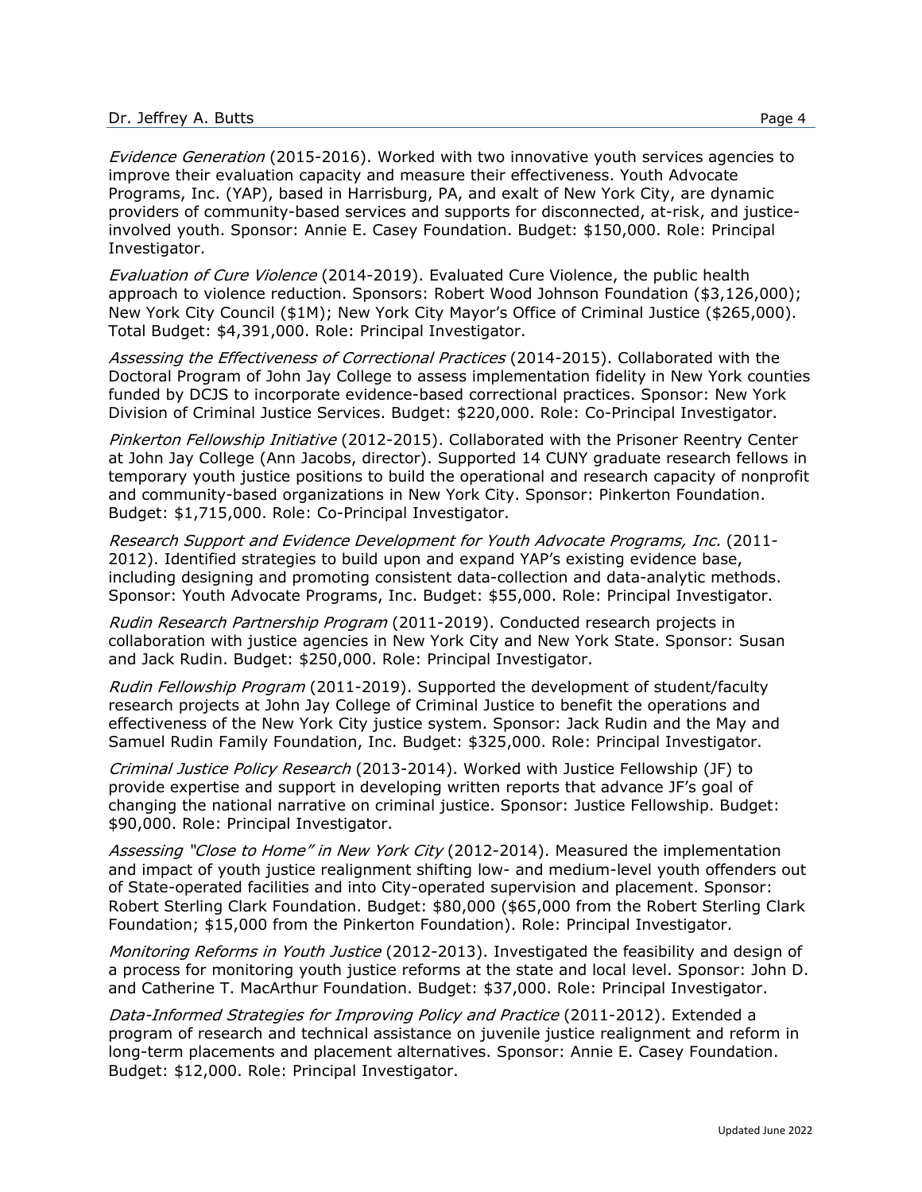*Evidence Generation* (2015-2016). Worked with two innovative youth services agencies to improve their evaluation capacity and measure their effectiveness. Youth Advocate Programs, Inc. (YAP), based in Harrisburg, PA, and exalt of New York City, are dynamic providers of community-based services and supports for disconnected, at-risk, and justice-involved youth. Sponsor: Annie E. Casey Foundation. Budget: $150,000. Role: Principal Investigator.

*Evaluation of Cure Violence* (2014-2019). Evaluated Cure Violence, the public health approach to violence reduction. Sponsors: Robert Wood Johnson Foundation ($3,126,000); New York City Council ($1M); New York City Mayor's Office of Criminal Justice ($265,000). Total Budget: $4,391,000. Role: Principal Investigator.

*Assessing the Effectiveness of Correctional Practices* (2014-2015). Collaborated with the Doctoral Program of John Jay College to assess implementation fidelity in New York counties funded by DCJS to incorporate evidence-based correctional practices. Sponsor: New York Division of Criminal Justice Services. Budget: $220,000. Role: Co-Principal Investigator.

*Pinkerton Fellowship Initiative* (2012-2015). Collaborated with the Prisoner Reentry Center at John Jay College (Ann Jacobs, director). Supported 14 CUNY graduate research fellows in temporary youth justice positions to build the operational and research capacity of nonprofit and community-based organizations in New York City. Sponsor: Pinkerton Foundation. Budget: $1,715,000. Role: Co-Principal Investigator.

*Research Support and Evidence Development for Youth Advocate Programs, Inc.* (2011-2012). Identified strategies to build upon and expand YAP's existing evidence base, including designing and promoting consistent data-collection and data-analytic methods. Sponsor: Youth Advocate Programs, Inc. Budget: $55,000. Role: Principal Investigator.

*Rudin Research Partnership Program* (2011-2019). Conducted research projects in collaboration with justice agencies in New York City and New York State. Sponsor: Susan and Jack Rudin. Budget: $250,000. Role: Principal Investigator.

*Rudin Fellowship Program* (2011-2019). Supported the development of student/faculty research projects at John Jay College of Criminal Justice to benefit the operations and effectiveness of the New York City justice system. Sponsor: Jack Rudin and the May and Samuel Rudin Family Foundation, Inc. Budget: $325,000. Role: Principal Investigator.

*Criminal Justice Policy Research* (2013-2014). Worked with Justice Fellowship (JF) to provide expertise and support in developing written reports that advance JF's goal of changing the national narrative on criminal justice. Sponsor: Justice Fellowship. Budget: $90,000. Role: Principal Investigator.

*Assessing "Close to Home" in New York City* (2012-2014). Measured the implementation and impact of youth justice realignment shifting low- and medium-level youth offenders out of State-operated facilities and into City-operated supervision and placement. Sponsor: Robert Sterling Clark Foundation. Budget: $80,000 ($65,000 from the Robert Sterling Clark Foundation; $15,000 from the Pinkerton Foundation). Role: Principal Investigator.

*Monitoring Reforms in Youth Justice* (2012-2013). Investigated the feasibility and design of a process for monitoring youth justice reforms at the state and local level. Sponsor: John D. and Catherine T. MacArthur Foundation. Budget: $37,000. Role: Principal Investigator.

*Data-Informed Strategies for Improving Policy and Practice* (2011-2012). Extended a program of research and technical assistance on juvenile justice realignment and reform in long-term placements and placement alternatives. Sponsor: Annie E. Casey Foundation. Budget: $12,000. Role: Principal Investigator.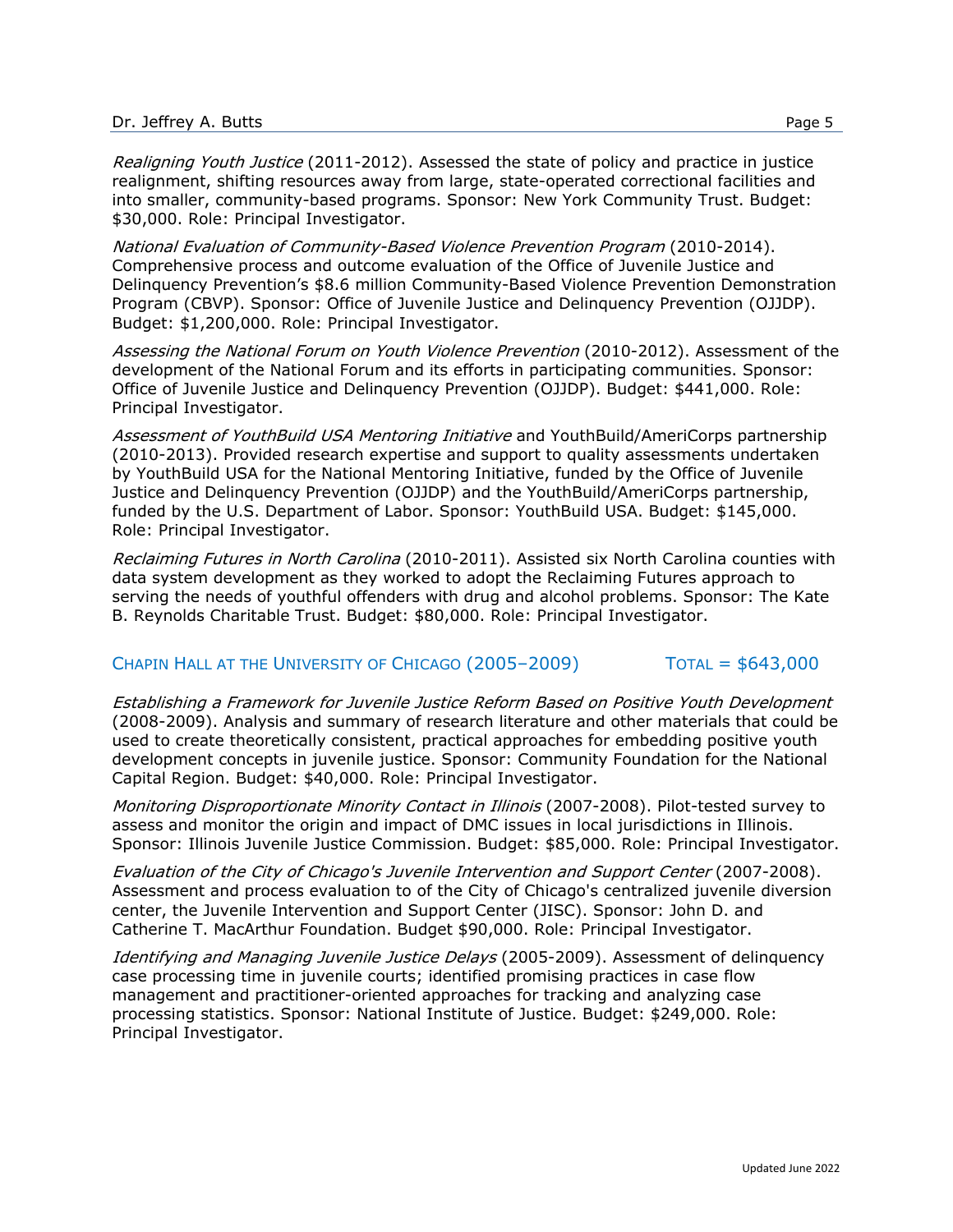*Realigning Youth Justice* (2011-2012). Assessed the state of policy and practice in justice realignment, shifting resources away from large, state-operated correctional facilities and into smaller, community-based programs. Sponsor: New York Community Trust. Budget: $30,000. Role: Principal Investigator.

*National Evaluation of Community-Based Violence Prevention Program* (2010-2014). Comprehensive process and outcome evaluation of the Office of Juvenile Justice and Delinquency Prevention's $8.6 million Community-Based Violence Prevention Demonstration Program (CBVP). Sponsor: Office of Juvenile Justice and Delinquency Prevention (OJJDP). Budget: $1,200,000. Role: Principal Investigator.

*Assessing the National Forum on Youth Violence Prevention* (2010-2012). Assessment of the development of the National Forum and its efforts in participating communities. Sponsor: Office of Juvenile Justice and Delinquency Prevention (OJJDP). Budget: $441,000. Role: Principal Investigator.

*Assessment of YouthBuild USA Mentoring Initiative* and YouthBuild/AmeriCorps partnership (2010-2013). Provided research expertise and support to quality assessments undertaken by YouthBuild USA for the National Mentoring Initiative, funded by the Office of Juvenile Justice and Delinquency Prevention (OJJDP) and the YouthBuild/AmeriCorps partnership, funded by the U.S. Department of Labor. Sponsor: YouthBuild USA. Budget: $145,000. Role: Principal Investigator.

*Reclaiming Futures in North Carolina* (2010-2011). Assisted six North Carolina counties with data system development as they worked to adopt the Reclaiming Futures approach to serving the needs of youthful offenders with drug and alcohol problems. Sponsor: The Kate B. Reynolds Charitable Trust. Budget: $80,000. Role: Principal Investigator.

### Chapin Hall at the University of Chicago (2005–2009) — Total = $643,000

*Establishing a Framework for Juvenile Justice Reform Based on Positive Youth Development* (2008-2009). Analysis and summary of research literature and other materials that could be used to create theoretically consistent, practical approaches for embedding positive youth development concepts in juvenile justice. Sponsor: Community Foundation for the National Capital Region. Budget: $40,000. Role: Principal Investigator.

*Monitoring Disproportionate Minority Contact in Illinois* (2007-2008). Pilot-tested survey to assess and monitor the origin and impact of DMC issues in local jurisdictions in Illinois. Sponsor: Illinois Juvenile Justice Commission. Budget: $85,000. Role: Principal Investigator.

*Evaluation of the City of Chicago's Juvenile Intervention and Support Center* (2007-2008). Assessment and process evaluation to of the City of Chicago's centralized juvenile diversion center, the Juvenile Intervention and Support Center (JISC). Sponsor: John D. and Catherine T. MacArthur Foundation. Budget $90,000. Role: Principal Investigator.

*Identifying and Managing Juvenile Justice Delays* (2005-2009). Assessment of delinquency case processing time in juvenile courts; identified promising practices in case flow management and practitioner-oriented approaches for tracking and analyzing case processing statistics. Sponsor: National Institute of Justice. Budget: $249,000. Role: Principal Investigator.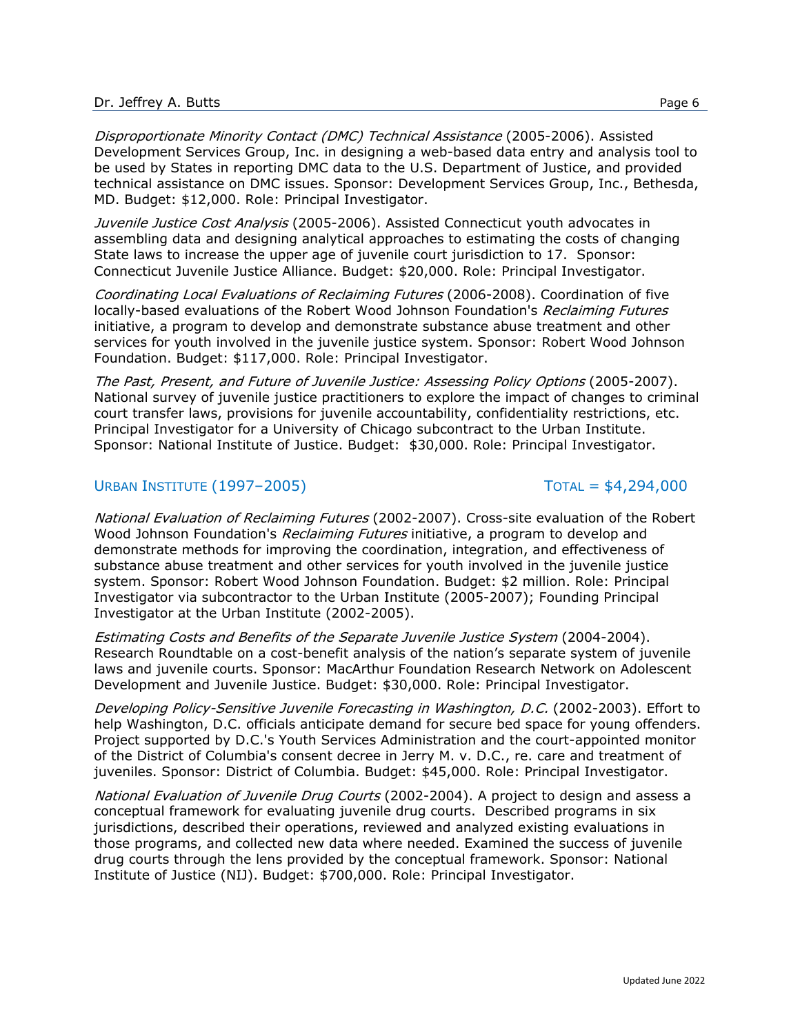*Disproportionate Minority Contact (DMC) Technical Assistance* (2005-2006). Assisted Development Services Group, Inc. in designing a web-based data entry and analysis tool to be used by States in reporting DMC data to the U.S. Department of Justice, and provided technical assistance on DMC issues. Sponsor: Development Services Group, Inc., Bethesda, MD. Budget: $12,000. Role: Principal Investigator.

*Juvenile Justice Cost Analysis* (2005-2006). Assisted Connecticut youth advocates in assembling data and designing analytical approaches to estimating the costs of changing State laws to increase the upper age of juvenile court jurisdiction to 17. Sponsor: Connecticut Juvenile Justice Alliance. Budget: $20,000. Role: Principal Investigator.

*Coordinating Local Evaluations of Reclaiming Futures* (2006-2008). Coordination of five locally-based evaluations of the Robert Wood Johnson Foundation's *Reclaiming Futures* initiative, a program to develop and demonstrate substance abuse treatment and other services for youth involved in the juvenile justice system. Sponsor: Robert Wood Johnson Foundation. Budget: $117,000. Role: Principal Investigator.

*The Past, Present, and Future of Juvenile Justice: Assessing Policy Options* (2005-2007). National survey of juvenile justice practitioners to explore the impact of changes to criminal court transfer laws, provisions for juvenile accountability, confidentiality restrictions, etc. Principal Investigator for a University of Chicago subcontract to the Urban Institute. Sponsor: National Institute of Justice. Budget: $30,000. Role: Principal Investigator.

## URBAN INSTITUTE (1997–2005) TOTAL = $4,294,000

*National Evaluation of Reclaiming Futures* (2002-2007). Cross-site evaluation of the Robert Wood Johnson Foundation's *Reclaiming Futures* initiative, a program to develop and demonstrate methods for improving the coordination, integration, and effectiveness of substance abuse treatment and other services for youth involved in the juvenile justice system. Sponsor: Robert Wood Johnson Foundation. Budget: $2 million. Role: Principal Investigator via subcontractor to the Urban Institute (2005-2007); Founding Principal Investigator at the Urban Institute (2002-2005).

*Estimating Costs and Benefits of the Separate Juvenile Justice System* (2004-2004). Research Roundtable on a cost-benefit analysis of the nation's separate system of juvenile laws and juvenile courts. Sponsor: MacArthur Foundation Research Network on Adolescent Development and Juvenile Justice. Budget: $30,000. Role: Principal Investigator.

*Developing Policy-Sensitive Juvenile Forecasting in Washington, D.C.* (2002-2003). Effort to help Washington, D.C. officials anticipate demand for secure bed space for young offenders. Project supported by D.C.'s Youth Services Administration and the court-appointed monitor of the District of Columbia's consent decree in Jerry M. v. D.C., re. care and treatment of juveniles. Sponsor: District of Columbia. Budget: $45,000. Role: Principal Investigator.

*National Evaluation of Juvenile Drug Courts* (2002-2004). A project to design and assess a conceptual framework for evaluating juvenile drug courts. Described programs in six jurisdictions, described their operations, reviewed and analyzed existing evaluations in those programs, and collected new data where needed. Examined the success of juvenile drug courts through the lens provided by the conceptual framework. Sponsor: National Institute of Justice (NIJ). Budget: $700,000. Role: Principal Investigator.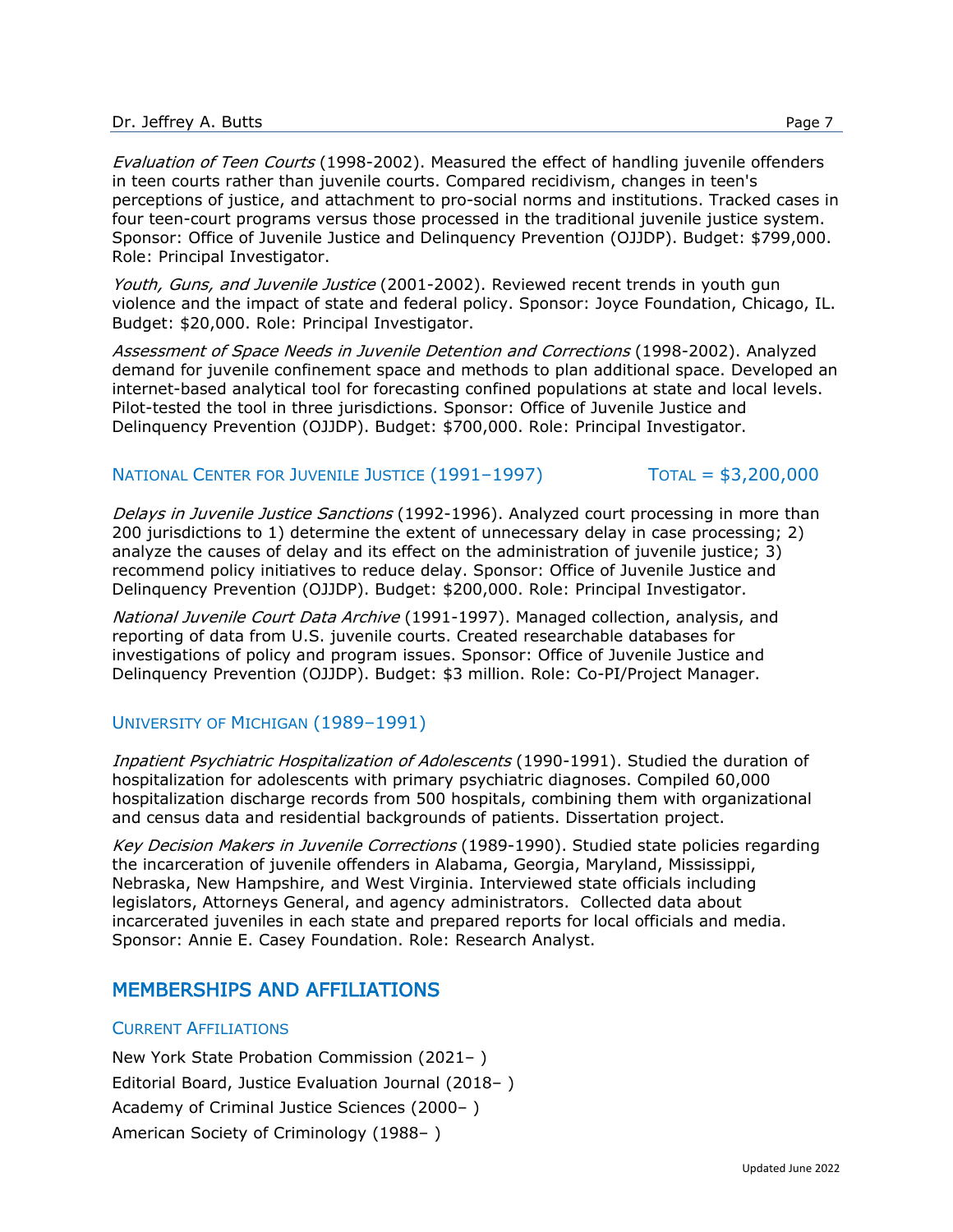*Evaluation of Teen Courts* (1998-2002). Measured the effect of handling juvenile offenders in teen courts rather than juvenile courts. Compared recidivism, changes in teen's perceptions of justice, and attachment to pro-social norms and institutions. Tracked cases in four teen-court programs versus those processed in the traditional juvenile justice system. Sponsor: Office of Juvenile Justice and Delinquency Prevention (OJJDP). Budget: $799,000. Role: Principal Investigator.

*Youth, Guns, and Juvenile Justice* (2001-2002). Reviewed recent trends in youth gun violence and the impact of state and federal policy. Sponsor: Joyce Foundation, Chicago, IL. Budget: $20,000. Role: Principal Investigator.

*Assessment of Space Needs in Juvenile Detention and Corrections* (1998-2002). Analyzed demand for juvenile confinement space and methods to plan additional space. Developed an internet-based analytical tool for forecasting confined populations at state and local levels. Pilot-tested the tool in three jurisdictions. Sponsor: Office of Juvenile Justice and Delinquency Prevention (OJJDP). Budget: $700,000. Role: Principal Investigator.

### National Center for Juvenile Justice (1991–1997) — Total = $3,200,000

*Delays in Juvenile Justice Sanctions* (1992-1996). Analyzed court processing in more than 200 jurisdictions to 1) determine the extent of unnecessary delay in case processing; 2) analyze the causes of delay and its effect on the administration of juvenile justice; 3) recommend policy initiatives to reduce delay. Sponsor: Office of Juvenile Justice and Delinquency Prevention (OJJDP). Budget: $200,000. Role: Principal Investigator.

*National Juvenile Court Data Archive* (1991-1997). Managed collection, analysis, and reporting of data from U.S. juvenile courts. Created researchable databases for investigations of policy and program issues. Sponsor: Office of Juvenile Justice and Delinquency Prevention (OJJDP). Budget: $3 million. Role: Co-PI/Project Manager.

### University of Michigan (1989–1991)

*Inpatient Psychiatric Hospitalization of Adolescents* (1990-1991). Studied the duration of hospitalization for adolescents with primary psychiatric diagnoses. Compiled 60,000 hospitalization discharge records from 500 hospitals, combining them with organizational and census data and residential backgrounds of patients. Dissertation project.

*Key Decision Makers in Juvenile Corrections* (1989-1990). Studied state policies regarding the incarceration of juvenile offenders in Alabama, Georgia, Maryland, Mississippi, Nebraska, New Hampshire, and West Virginia. Interviewed state officials including legislators, Attorneys General, and agency administrators. Collected data about incarcerated juveniles in each state and prepared reports for local officials and media. Sponsor: Annie E. Casey Foundation. Role: Research Analyst.

## MEMBERSHIPS AND AFFILIATIONS

### Current Affiliations

New York State Probation Commission (2021– )

Editorial Board, Justice Evaluation Journal (2018– )

Academy of Criminal Justice Sciences (2000– )

American Society of Criminology (1988– )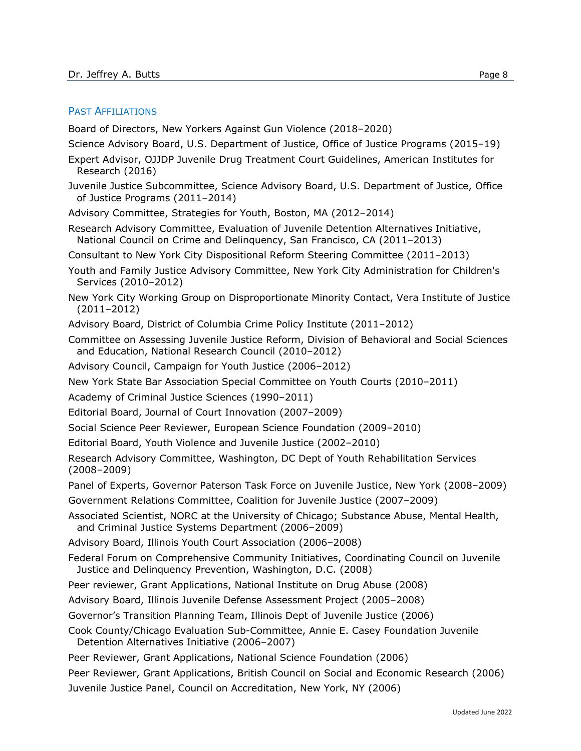## Past Affiliations

Board of Directors, New Yorkers Against Gun Violence (2018–2020)

Science Advisory Board, U.S. Department of Justice, Office of Justice Programs (2015–19)

Expert Advisor, OJJDP Juvenile Drug Treatment Court Guidelines, American Institutes for Research (2016)

Juvenile Justice Subcommittee, Science Advisory Board, U.S. Department of Justice, Office of Justice Programs (2011–2014)

Advisory Committee, Strategies for Youth, Boston, MA (2012–2014)

Research Advisory Committee, Evaluation of Juvenile Detention Alternatives Initiative, National Council on Crime and Delinquency, San Francisco, CA (2011–2013)

Consultant to New York City Dispositional Reform Steering Committee (2011–2013)

Youth and Family Justice Advisory Committee, New York City Administration for Children's Services (2010–2012)

New York City Working Group on Disproportionate Minority Contact, Vera Institute of Justice (2011–2012)

Advisory Board, District of Columbia Crime Policy Institute (2011–2012)

Committee on Assessing Juvenile Justice Reform, Division of Behavioral and Social Sciences and Education, National Research Council (2010–2012)

Advisory Council, Campaign for Youth Justice (2006–2012)

New York State Bar Association Special Committee on Youth Courts (2010–2011)

Academy of Criminal Justice Sciences (1990–2011)

Editorial Board, Journal of Court Innovation (2007–2009)

Social Science Peer Reviewer, European Science Foundation (2009–2010)

Editorial Board, Youth Violence and Juvenile Justice (2002–2010)

Research Advisory Committee, Washington, DC Dept of Youth Rehabilitation Services (2008–2009)

Panel of Experts, Governor Paterson Task Force on Juvenile Justice, New York (2008–2009)

Government Relations Committee, Coalition for Juvenile Justice (2007–2009)

Associated Scientist, NORC at the University of Chicago; Substance Abuse, Mental Health, and Criminal Justice Systems Department (2006–2009)

Advisory Board, Illinois Youth Court Association (2006–2008)

Federal Forum on Comprehensive Community Initiatives, Coordinating Council on Juvenile Justice and Delinquency Prevention, Washington, D.C. (2008)

Peer reviewer, Grant Applications, National Institute on Drug Abuse (2008)

Advisory Board, Illinois Juvenile Defense Assessment Project (2005–2008)

Governor's Transition Planning Team, Illinois Dept of Juvenile Justice (2006)

Cook County/Chicago Evaluation Sub-Committee, Annie E. Casey Foundation Juvenile Detention Alternatives Initiative (2006–2007)

Peer Reviewer, Grant Applications, National Science Foundation (2006)

Peer Reviewer, Grant Applications, British Council on Social and Economic Research (2006)

Juvenile Justice Panel, Council on Accreditation, New York, NY (2006)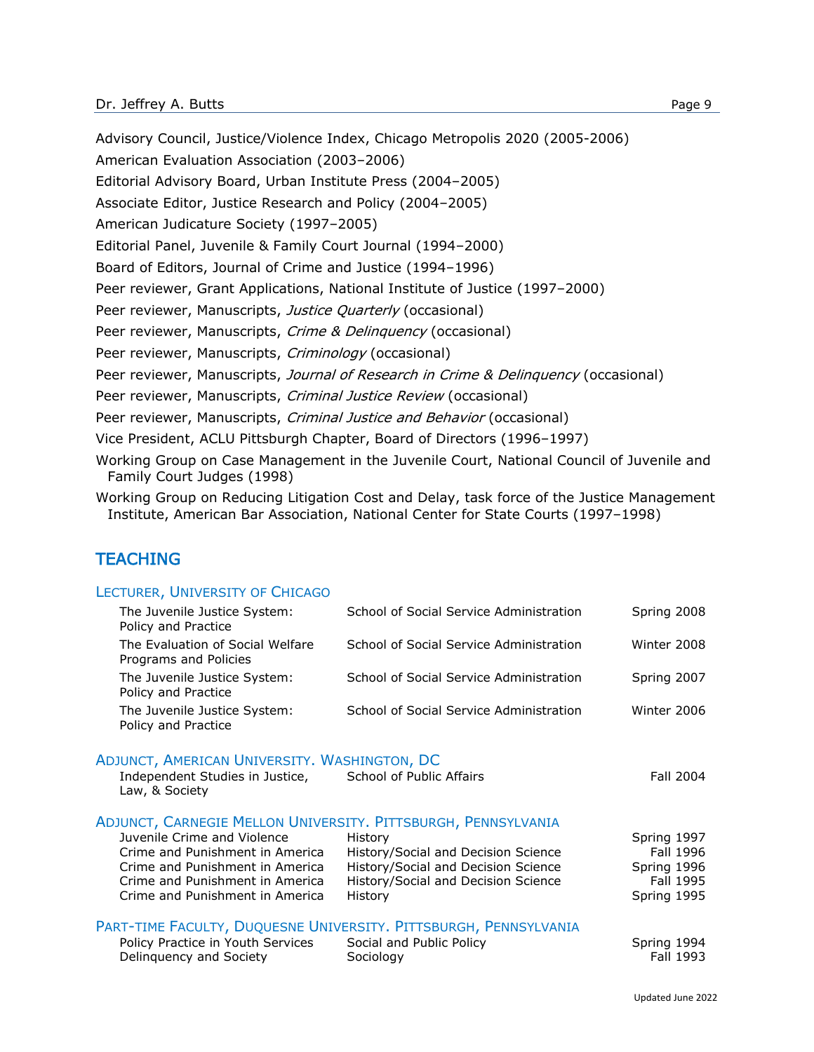Advisory Council, Justice/Violence Index, Chicago Metropolis 2020 (2005-2006)

American Evaluation Association (2003–2006)

Editorial Advisory Board, Urban Institute Press (2004–2005)

Associate Editor, Justice Research and Policy (2004–2005)

American Judicature Society (1997–2005)

Editorial Panel, Juvenile & Family Court Journal (1994–2000)

Board of Editors, Journal of Crime and Justice (1994–1996)

Peer reviewer, Grant Applications, National Institute of Justice (1997–2000)

Peer reviewer, Manuscripts, *Justice Quarterly* (occasional)

Peer reviewer, Manuscripts, *Crime & Delinquency* (occasional)

Peer reviewer, Manuscripts, *Criminology* (occasional)

Peer reviewer, Manuscripts, *Journal of Research in Crime & Delinquency* (occasional)

Peer reviewer, Manuscripts, *Criminal Justice Review* (occasional)

Peer reviewer, Manuscripts, *Criminal Justice and Behavior* (occasional)

Vice President, ACLU Pittsburgh Chapter, Board of Directors (1996–1997)

Working Group on Case Management in the Juvenile Court, National Council of Juvenile and Family Court Judges (1998)

Working Group on Reducing Litigation Cost and Delay, task force of the Justice Management Institute, American Bar Association, National Center for State Courts (1997–1998)

## TEACHING

### Lecturer, University of Chicago

| | | |
|---|---|---|
| The Juvenile Justice System: Policy and Practice | School of Social Service Administration | Spring 2008 |
| The Evaluation of Social Welfare Programs and Policies | School of Social Service Administration | Winter 2008 |
| The Juvenile Justice System: Policy and Practice | School of Social Service Administration | Spring 2007 |
| The Juvenile Justice System: Policy and Practice | School of Social Service Administration | Winter 2006 |

### Adjunct, American University. Washington, DC

| | | |
|---|---|---|
| Independent Studies in Justice, Law, & Society | School of Public Affairs | Fall 2004 |

### Adjunct, Carnegie Mellon University. Pittsburgh, Pennsylvania

| | | |
|---|---|---|
| Juvenile Crime and Violence | History | Spring 1997 |
| Crime and Punishment in America | History/Social and Decision Science | Fall 1996 |
| Crime and Punishment in America | History/Social and Decision Science | Spring 1996 |
| Crime and Punishment in America | History/Social and Decision Science | Fall 1995 |
| Crime and Punishment in America | History | Spring 1995 |

### Part-time Faculty, Duquesne University. Pittsburgh, Pennsylvania

| | | |
|---|---|---|
| Policy Practice in Youth Services | Social and Public Policy | Spring 1994 |
| Delinquency and Society | Sociology | Fall 1993 |

Updated June 2022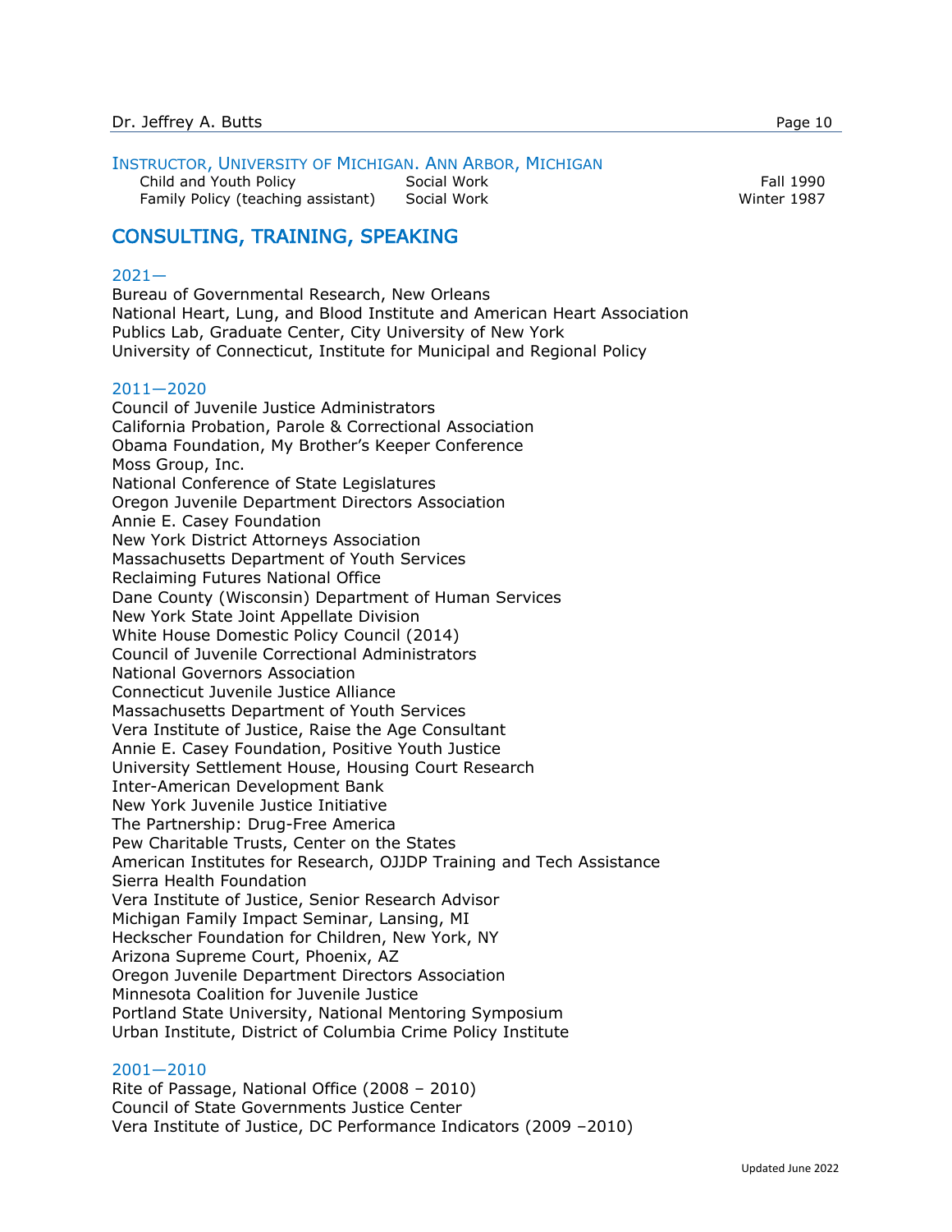### Instructor, University of Michigan. Ann Arbor, Michigan

| | | |
|---|---|---|
| Child and Youth Policy | Social Work | Fall 1990 |
| Family Policy (teaching assistant) | Social Work | Winter 1987 |

## CONSULTING, TRAINING, SPEAKING

### 2021—

Bureau of Governmental Research, New Orleans
National Heart, Lung, and Blood Institute and American Heart Association
Publics Lab, Graduate Center, City University of New York
University of Connecticut, Institute for Municipal and Regional Policy

### 2011—2020

Council of Juvenile Justice Administrators
California Probation, Parole & Correctional Association
Obama Foundation, My Brother's Keeper Conference
Moss Group, Inc.
National Conference of State Legislatures
Oregon Juvenile Department Directors Association
Annie E. Casey Foundation
New York District Attorneys Association
Massachusetts Department of Youth Services
Reclaiming Futures National Office
Dane County (Wisconsin) Department of Human Services
New York State Joint Appellate Division
White House Domestic Policy Council (2014)
Council of Juvenile Correctional Administrators
National Governors Association
Connecticut Juvenile Justice Alliance
Massachusetts Department of Youth Services
Vera Institute of Justice, Raise the Age Consultant
Annie E. Casey Foundation, Positive Youth Justice
University Settlement House, Housing Court Research
Inter-American Development Bank
New York Juvenile Justice Initiative
The Partnership: Drug-Free America
Pew Charitable Trusts, Center on the States
American Institutes for Research, OJJDP Training and Tech Assistance
Sierra Health Foundation
Vera Institute of Justice, Senior Research Advisor
Michigan Family Impact Seminar, Lansing, MI
Heckscher Foundation for Children, New York, NY
Arizona Supreme Court, Phoenix, AZ
Oregon Juvenile Department Directors Association
Minnesota Coalition for Juvenile Justice
Portland State University, National Mentoring Symposium
Urban Institute, District of Columbia Crime Policy Institute

### 2001—2010

Rite of Passage, National Office (2008 – 2010)
Council of State Governments Justice Center
Vera Institute of Justice, DC Performance Indicators (2009 –2010)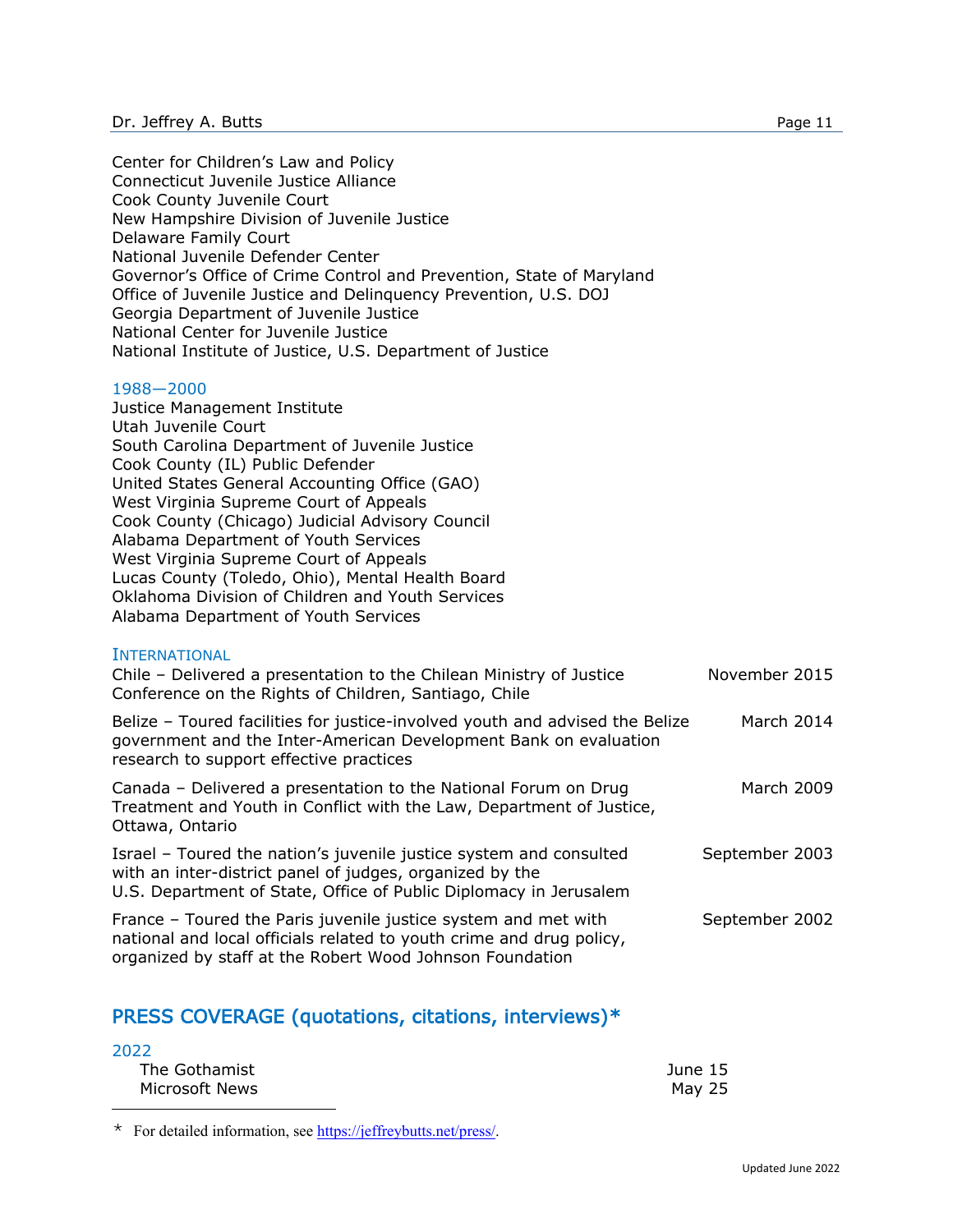Center for Children's Law and Policy
Connecticut Juvenile Justice Alliance
Cook County Juvenile Court
New Hampshire Division of Juvenile Justice
Delaware Family Court
National Juvenile Defender Center
Governor's Office of Crime Control and Prevention, State of Maryland
Office of Juvenile Justice and Delinquency Prevention, U.S. DOJ
Georgia Department of Juvenile Justice
National Center for Juvenile Justice
National Institute of Justice, U.S. Department of Justice

### 1988—2000

Justice Management Institute
Utah Juvenile Court
South Carolina Department of Juvenile Justice
Cook County (IL) Public Defender
United States General Accounting Office (GAO)
West Virginia Supreme Court of Appeals
Cook County (Chicago) Judicial Advisory Council
Alabama Department of Youth Services
West Virginia Supreme Court of Appeals
Lucas County (Toledo, Ohio), Mental Health Board
Oklahoma Division of Children and Youth Services
Alabama Department of Youth Services

### International

| | |
|---|---|
| Chile – Delivered a presentation to the Chilean Ministry of Justice Conference on the Rights of Children, Santiago, Chile | November 2015 |
| Belize – Toured facilities for justice-involved youth and advised the Belize government and the Inter-American Development Bank on evaluation research to support effective practices | March 2014 |
| Canada – Delivered a presentation to the National Forum on Drug Treatment and Youth in Conflict with the Law, Department of Justice, Ottawa, Ontario | March 2009 |
| Israel – Toured the nation's juvenile justice system and consulted with an inter-district panel of judges, organized by the U.S. Department of State, Office of Public Diplomacy in Jerusalem | September 2003 |
| France – Toured the Paris juvenile justice system and met with national and local officials related to youth crime and drug policy, organized by staff at the Robert Wood Johnson Foundation | September 2002 |

## PRESS COVERAGE (quotations, citations, interviews)*

### 2022

| | |
|---|---|
| The Gothamist | June 15 |
| Microsoft News | May 25 |

* For detailed information, see https://jeffreybutts.net/press/.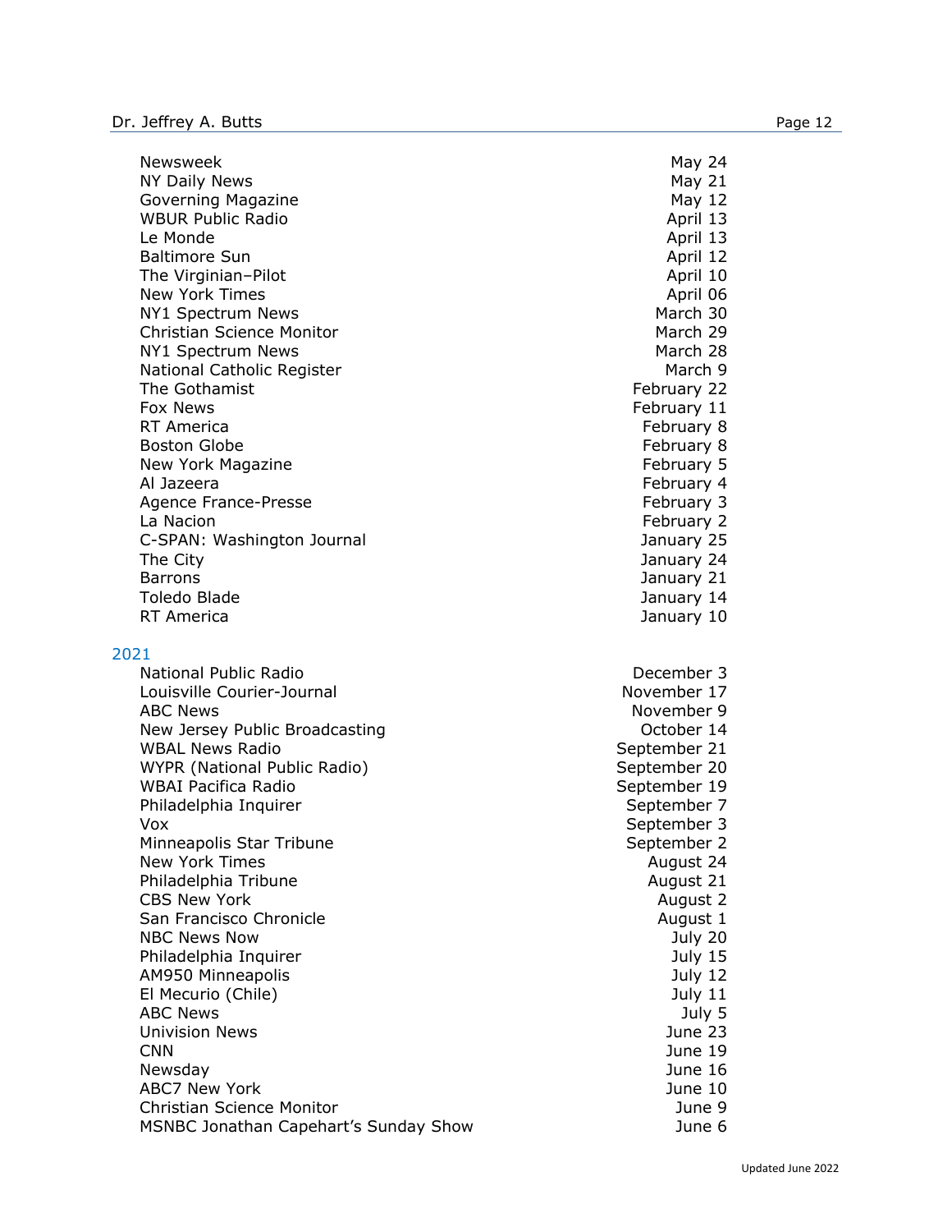| | |
|---|---|
| Newsweek | May 24 |
| NY Daily News | May 21 |
| Governing Magazine | May 12 |
| WBUR Public Radio | April 13 |
| Le Monde | April 13 |
| Baltimore Sun | April 12 |
| The Virginian–Pilot | April 10 |
| New York Times | April 06 |
| NY1 Spectrum News | March 30 |
| Christian Science Monitor | March 29 |
| NY1 Spectrum News | March 28 |
| National Catholic Register | March 9 |
| The Gothamist | February 22 |
| Fox News | February 11 |
| RT America | February 8 |
| Boston Globe | February 8 |
| New York Magazine | February 5 |
| Al Jazeera | February 4 |
| Agence France-Presse | February 3 |
| La Nacion | February 2 |
| C-SPAN: Washington Journal | January 25 |
| The City | January 24 |
| Barrons | January 21 |
| Toledo Blade | January 14 |
| RT America | January 10 |

## 2021

| | |
|---|---|
| National Public Radio | December 3 |
| Louisville Courier-Journal | November 17 |
| ABC News | November 9 |
| New Jersey Public Broadcasting | October 14 |
| WBAL News Radio | September 21 |
| WYPR (National Public Radio) | September 20 |
| WBAI Pacifica Radio | September 19 |
| Philadelphia Inquirer | September 7 |
| Vox | September 3 |
| Minneapolis Star Tribune | September 2 |
| New York Times | August 24 |
| Philadelphia Tribune | August 21 |
| CBS New York | August 2 |
| San Francisco Chronicle | August 1 |
| NBC News Now | July 20 |
| Philadelphia Inquirer | July 15 |
| AM950 Minneapolis | July 12 |
| El Mecurio (Chile) | July 11 |
| ABC News | July 5 |
| Univision News | June 23 |
| CNN | June 19 |
| Newsday | June 16 |
| ABC7 New York | June 10 |
| Christian Science Monitor | June 9 |
| MSNBC Jonathan Capehart's Sunday Show | June 6 |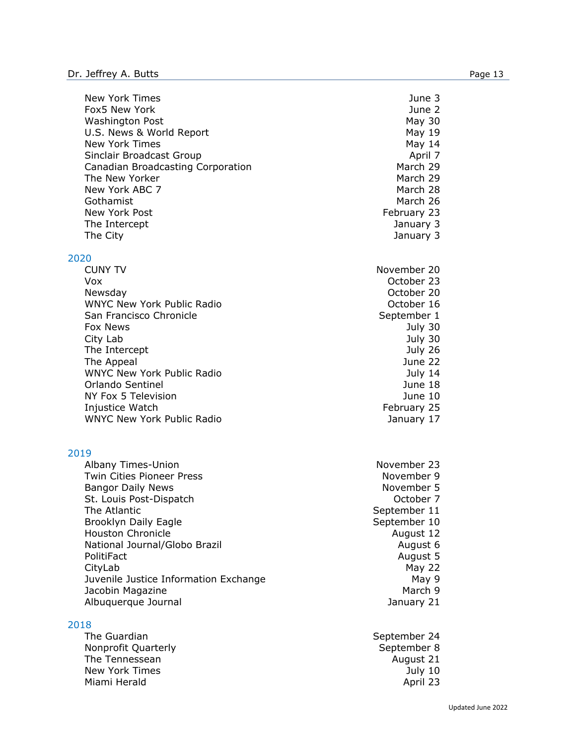| | |
|---|---|
| New York Times | June 3 |
| Fox5 New York | June 2 |
| Washington Post | May 30 |
| U.S. News & World Report | May 19 |
| New York Times | May 14 |
| Sinclair Broadcast Group | April 7 |
| Canadian Broadcasting Corporation | March 29 |
| The New Yorker | March 29 |
| New York ABC 7 | March 28 |
| Gothamist | March 26 |
| New York Post | February 23 |
| The Intercept | January 3 |
| The City | January 3 |

## 2020

| | |
|---|---|
| CUNY TV | November 20 |
| Vox | October 23 |
| Newsday | October 20 |
| WNYC New York Public Radio | October 16 |
| San Francisco Chronicle | September 1 |
| Fox News | July 30 |
| City Lab | July 30 |
| The Intercept | July 26 |
| The Appeal | June 22 |
| WNYC New York Public Radio | July 14 |
| Orlando Sentinel | June 18 |
| NY Fox 5 Television | June 10 |
| Injustice Watch | February 25 |
| WNYC New York Public Radio | January 17 |

## 2019

| | |
|---|---|
| Albany Times-Union | November 23 |
| Twin Cities Pioneer Press | November 9 |
| Bangor Daily News | November 5 |
| St. Louis Post-Dispatch | October 7 |
| The Atlantic | September 11 |
| Brooklyn Daily Eagle | September 10 |
| Houston Chronicle | August 12 |
| National Journal/Globo Brazil | August 6 |
| PolitiFact | August 5 |
| CityLab | May 22 |
| Juvenile Justice Information Exchange | May 9 |
| Jacobin Magazine | March 9 |
| Albuquerque Journal | January 21 |

## 2018

| | |
|---|---|
| The Guardian | September 24 |
| Nonprofit Quarterly | September 8 |
| The Tennessean | August 21 |
| New York Times | July 10 |
| Miami Herald | April 23 |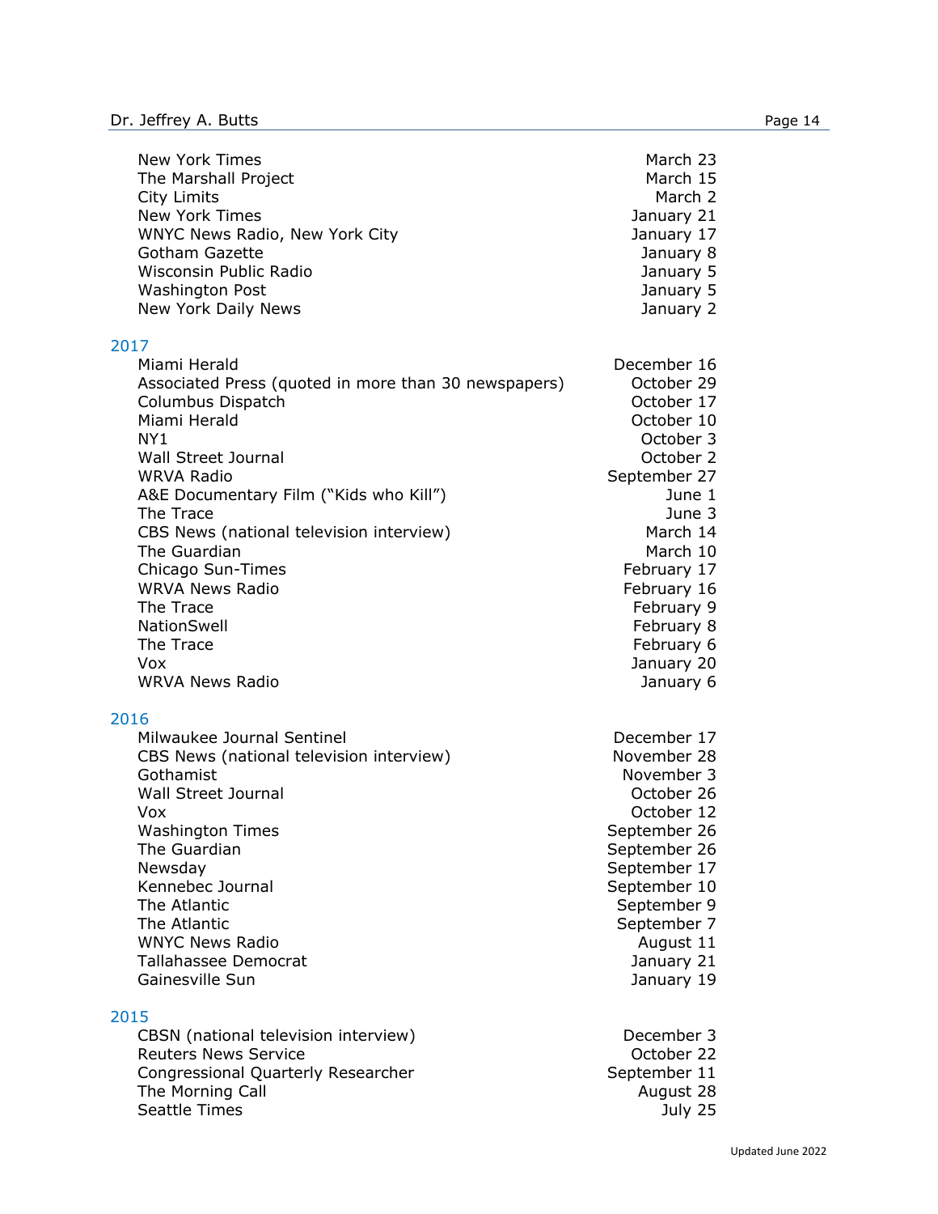| | |
|---|---|
| New York Times | March 23 |
| The Marshall Project | March 15 |
| City Limits | March 2 |
| New York Times | January 21 |
| WNYC News Radio, New York City | January 17 |
| Gotham Gazette | January 8 |
| Wisconsin Public Radio | January 5 |
| Washington Post | January 5 |
| New York Daily News | January 2 |

### 2017

| | |
|---|---|
| Miami Herald | December 16 |
| Associated Press (quoted in more than 30 newspapers) | October 29 |
| Columbus Dispatch | October 17 |
| Miami Herald | October 10 |
| NY1 | October 3 |
| Wall Street Journal | October 2 |
| WRVA Radio | September 27 |
| A&E Documentary Film ("Kids who Kill") | June 1 |
| The Trace | June 3 |
| CBS News (national television interview) | March 14 |
| The Guardian | March 10 |
| Chicago Sun-Times | February 17 |
| WRVA News Radio | February 16 |
| The Trace | February 9 |
| NationSwell | February 8 |
| The Trace | February 6 |
| Vox | January 20 |
| WRVA News Radio | January 6 |

### 2016

| | |
|---|---|
| Milwaukee Journal Sentinel | December 17 |
| CBS News (national television interview) | November 28 |
| Gothamist | November 3 |
| Wall Street Journal | October 26 |
| Vox | October 12 |
| Washington Times | September 26 |
| The Guardian | September 26 |
| Newsday | September 17 |
| Kennebec Journal | September 10 |
| The Atlantic | September 9 |
| The Atlantic | September 7 |
| WNYC News Radio | August 11 |
| Tallahassee Democrat | January 21 |
| Gainesville Sun | January 19 |

### 2015

| | |
|---|---|
| CBSN (national television interview) | December 3 |
| Reuters News Service | October 22 |
| Congressional Quarterly Researcher | September 11 |
| The Morning Call | August 28 |
| Seattle Times | July 25 |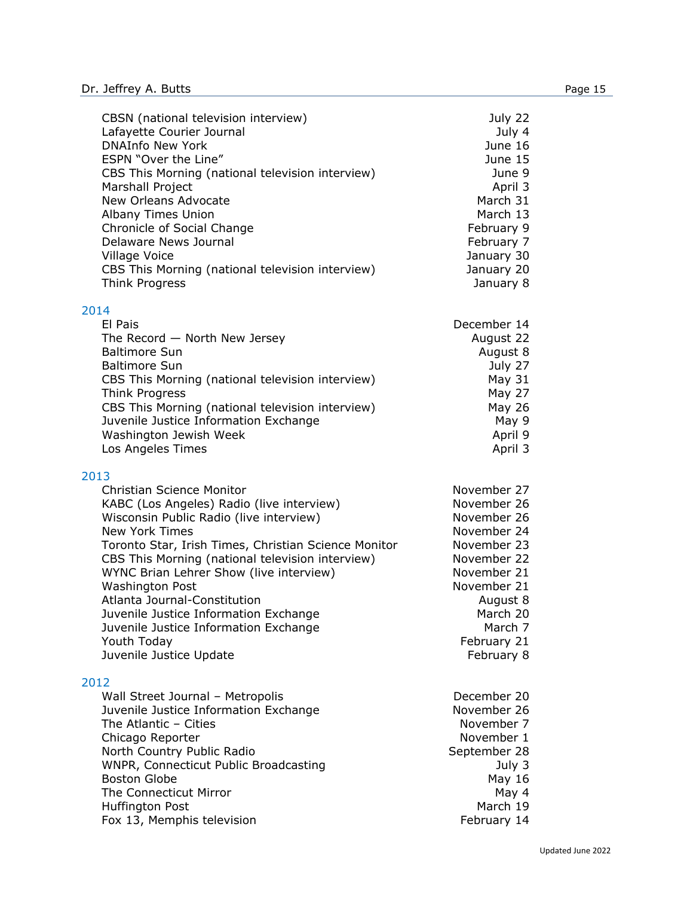| | |
|---|---|
| CBSN (national television interview) | July 22 |
| Lafayette Courier Journal | July 4 |
| DNAInfo New York | June 16 |
| ESPN "Over the Line" | June 15 |
| CBS This Morning (national television interview) | June 9 |
| Marshall Project | April 3 |
| New Orleans Advocate | March 31 |
| Albany Times Union | March 13 |
| Chronicle of Social Change | February 9 |
| Delaware News Journal | February 7 |
| Village Voice | January 30 |
| CBS This Morning (national television interview) | January 20 |
| Think Progress | January 8 |

### 2014

| | |
|---|---|
| El Pais | December 14 |
| The Record — North New Jersey | August 22 |
| Baltimore Sun | August 8 |
| Baltimore Sun | July 27 |
| CBS This Morning (national television interview) | May 31 |
| Think Progress | May 27 |
| CBS This Morning (national television interview) | May 26 |
| Juvenile Justice Information Exchange | May 9 |
| Washington Jewish Week | April 9 |
| Los Angeles Times | April 3 |

### 2013

| | |
|---|---|
| Christian Science Monitor | November 27 |
| KABC (Los Angeles) Radio (live interview) | November 26 |
| Wisconsin Public Radio (live interview) | November 26 |
| New York Times | November 24 |
| Toronto Star, Irish Times, Christian Science Monitor | November 23 |
| CBS This Morning (national television interview) | November 22 |
| WYNC Brian Lehrer Show (live interview) | November 21 |
| Washington Post | November 21 |
| Atlanta Journal-Constitution | August 8 |
| Juvenile Justice Information Exchange | March 20 |
| Juvenile Justice Information Exchange | March 7 |
| Youth Today | February 21 |
| Juvenile Justice Update | February 8 |

### 2012

| | |
|---|---|
| Wall Street Journal – Metropolis | December 20 |
| Juvenile Justice Information Exchange | November 26 |
| The Atlantic – Cities | November 7 |
| Chicago Reporter | November 1 |
| North Country Public Radio | September 28 |
| WNPR, Connecticut Public Broadcasting | July 3 |
| Boston Globe | May 16 |
| The Connecticut Mirror | May 4 |
| Huffington Post | March 19 |
| Fox 13, Memphis television | February 14 |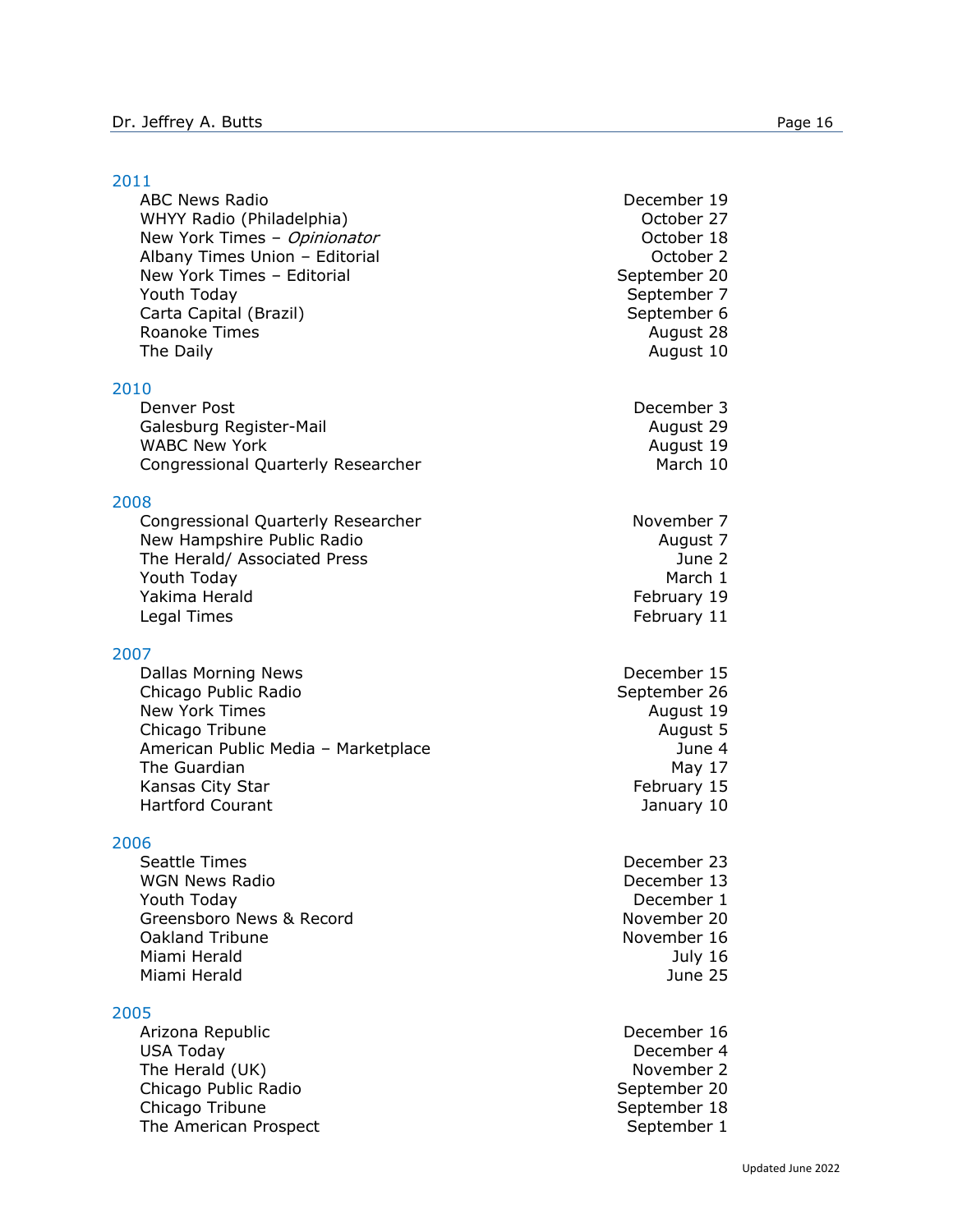2011

| | |
|---|---|
| ABC News Radio | December 19 |
| WHYY Radio (Philadelphia) | October 27 |
| New York Times – *Opinionator* | October 18 |
| Albany Times Union – Editorial | October 2 |
| New York Times – Editorial | September 20 |
| Youth Today | September 7 |
| Carta Capital (Brazil) | September 6 |
| Roanoke Times | August 28 |
| The Daily | August 10 |

2010

| | |
|---|---|
| Denver Post | December 3 |
| Galesburg Register-Mail | August 29 |
| WABC New York | August 19 |
| Congressional Quarterly Researcher | March 10 |

2008

| | |
|---|---|
| Congressional Quarterly Researcher | November 7 |
| New Hampshire Public Radio | August 7 |
| The Herald/ Associated Press | June 2 |
| Youth Today | March 1 |
| Yakima Herald | February 19 |
| Legal Times | February 11 |

2007

| | |
|---|---|
| Dallas Morning News | December 15 |
| Chicago Public Radio | September 26 |
| New York Times | August 19 |
| Chicago Tribune | August 5 |
| American Public Media – Marketplace | June 4 |
| The Guardian | May 17 |
| Kansas City Star | February 15 |
| Hartford Courant | January 10 |

2006

| | |
|---|---|
| Seattle Times | December 23 |
| WGN News Radio | December 13 |
| Youth Today | December 1 |
| Greensboro News & Record | November 20 |
| Oakland Tribune | November 16 |
| Miami Herald | July 16 |
| Miami Herald | June 25 |

2005

| | |
|---|---|
| Arizona Republic | December 16 |
| USA Today | December 4 |
| The Herald (UK) | November 2 |
| Chicago Public Radio | September 20 |
| Chicago Tribune | September 18 |
| The American Prospect | September 1 |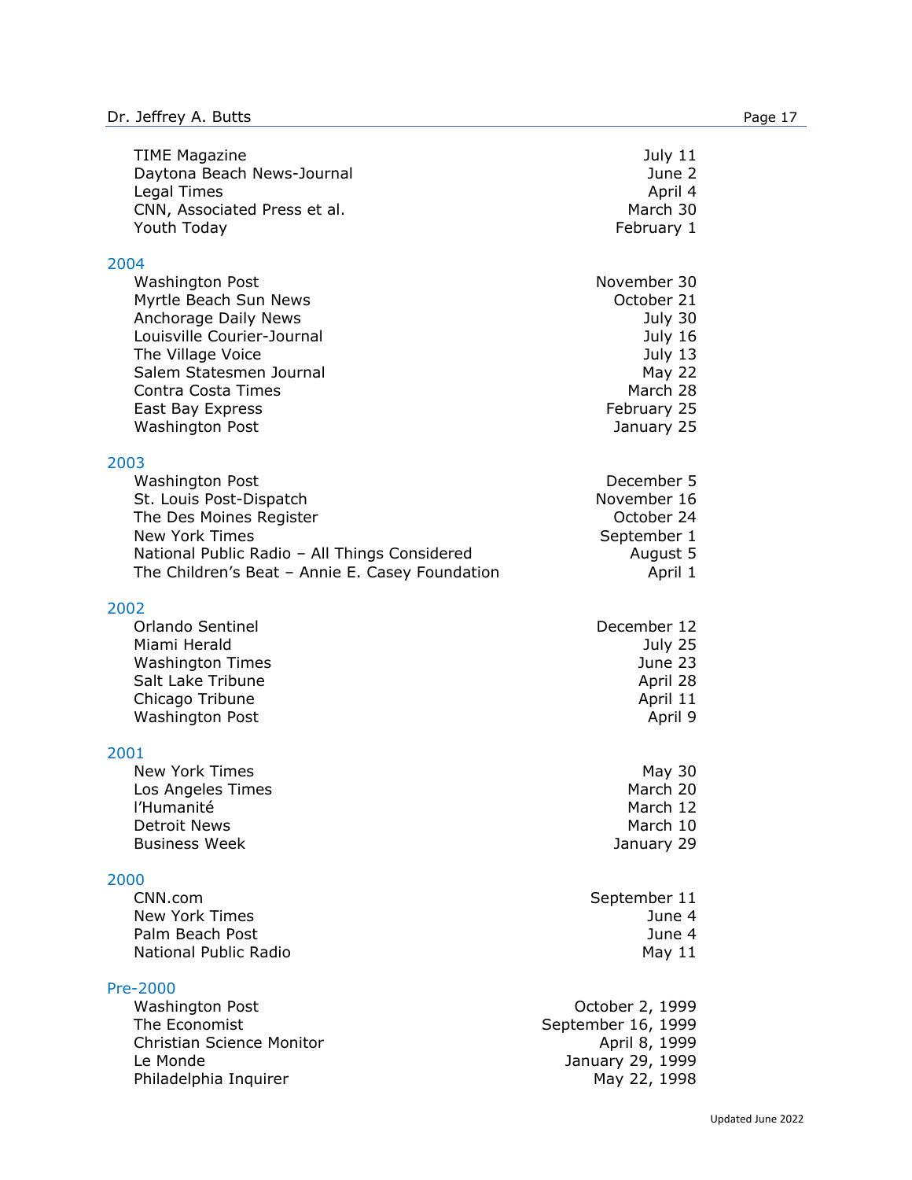| | |
|---|---|
| TIME Magazine | July 11 |
| Daytona Beach News-Journal | June 2 |
| Legal Times | April 4 |
| CNN, Associated Press et al. | March 30 |
| Youth Today | February 1 |

### 2004

| | |
|---|---|
| Washington Post | November 30 |
| Myrtle Beach Sun News | October 21 |
| Anchorage Daily News | July 30 |
| Louisville Courier-Journal | July 16 |
| The Village Voice | July 13 |
| Salem Statesmen Journal | May 22 |
| Contra Costa Times | March 28 |
| East Bay Express | February 25 |
| Washington Post | January 25 |

### 2003

| | |
|---|---|
| Washington Post | December 5 |
| St. Louis Post-Dispatch | November 16 |
| The Des Moines Register | October 24 |
| New York Times | September 1 |
| National Public Radio – All Things Considered | August 5 |
| The Children's Beat – Annie E. Casey Foundation | April 1 |

### 2002

| | |
|---|---|
| Orlando Sentinel | December 12 |
| Miami Herald | July 25 |
| Washington Times | June 23 |
| Salt Lake Tribune | April 28 |
| Chicago Tribune | April 11 |
| Washington Post | April 9 |

### 2001

| | |
|---|---|
| New York Times | May 30 |
| Los Angeles Times | March 20 |
| l'Humanité | March 12 |
| Detroit News | March 10 |
| Business Week | January 29 |

### 2000

| | |
|---|---|
| CNN.com | September 11 |
| New York Times | June 4 |
| Palm Beach Post | June 4 |
| National Public Radio | May 11 |

### Pre-2000

| | |
|---|---|
| Washington Post | October 2, 1999 |
| The Economist | September 16, 1999 |
| Christian Science Monitor | April 8, 1999 |
| Le Monde | January 29, 1999 |
| Philadelphia Inquirer | May 22, 1998 |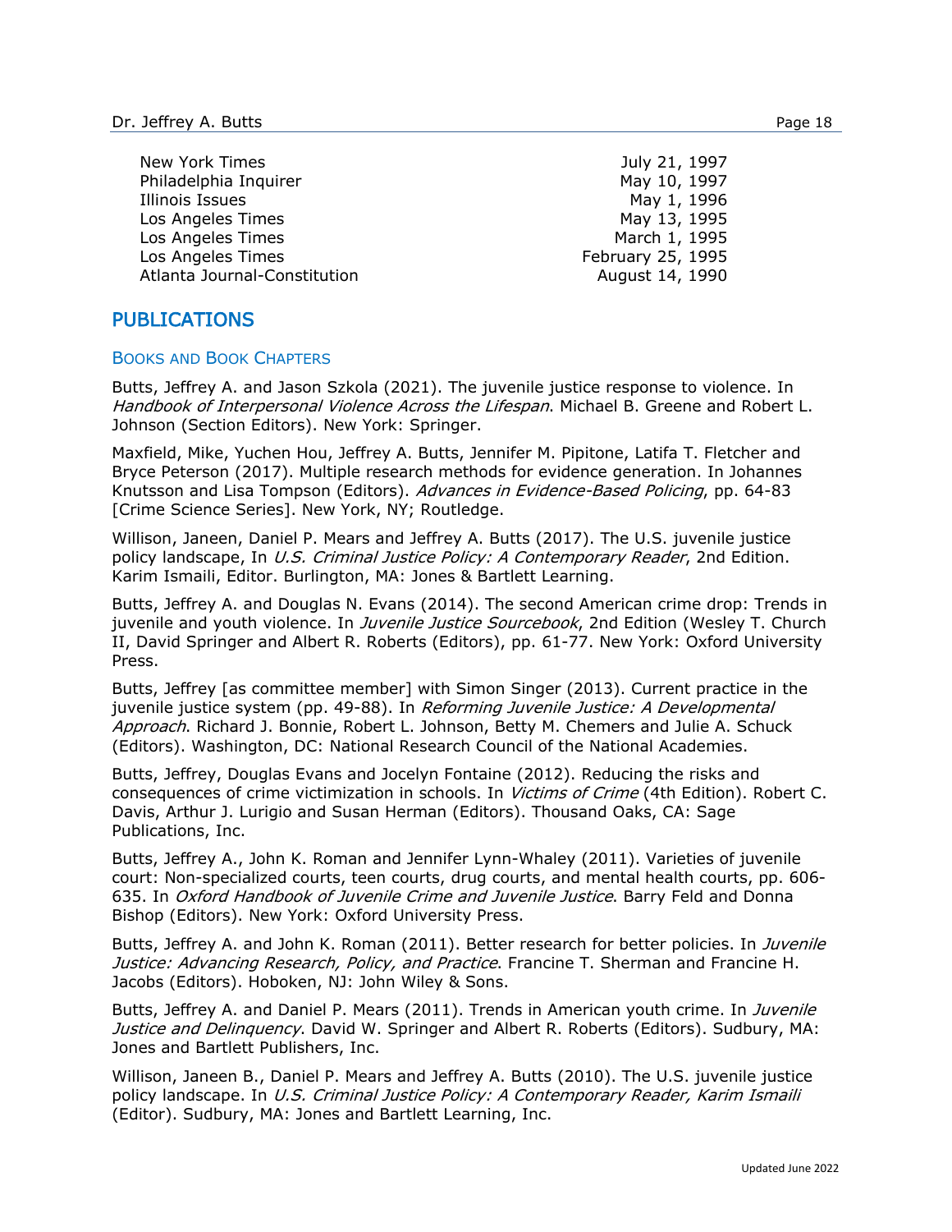| | |
|---|---|
| New York Times | July 21, 1997 |
| Philadelphia Inquirer | May 10, 1997 |
| Illinois Issues | May 1, 1996 |
| Los Angeles Times | May 13, 1995 |
| Los Angeles Times | March 1, 1995 |
| Los Angeles Times | February 25, 1995 |
| Atlanta Journal-Constitution | August 14, 1990 |

## PUBLICATIONS

### BOOKS AND BOOK CHAPTERS

Butts, Jeffrey A. and Jason Szkola (2021). The juvenile justice response to violence. In *Handbook of Interpersonal Violence Across the Lifespan*. Michael B. Greene and Robert L. Johnson (Section Editors). New York: Springer.

Maxfield, Mike, Yuchen Hou, Jeffrey A. Butts, Jennifer M. Pipitone, Latifa T. Fletcher and Bryce Peterson (2017). Multiple research methods for evidence generation. In Johannes Knutsson and Lisa Tompson (Editors). *Advances in Evidence-Based Policing*, pp. 64-83 [Crime Science Series]. New York, NY; Routledge.

Willison, Janeen, Daniel P. Mears and Jeffrey A. Butts (2017). The U.S. juvenile justice policy landscape, In *U.S. Criminal Justice Policy: A Contemporary Reader*, 2nd Edition. Karim Ismaili, Editor. Burlington, MA: Jones & Bartlett Learning.

Butts, Jeffrey A. and Douglas N. Evans (2014). The second American crime drop: Trends in juvenile and youth violence. In *Juvenile Justice Sourcebook*, 2nd Edition (Wesley T. Church II, David Springer and Albert R. Roberts (Editors), pp. 61-77. New York: Oxford University Press.

Butts, Jeffrey [as committee member] with Simon Singer (2013). Current practice in the juvenile justice system (pp. 49-88). In *Reforming Juvenile Justice: A Developmental Approach*. Richard J. Bonnie, Robert L. Johnson, Betty M. Chemers and Julie A. Schuck (Editors). Washington, DC: National Research Council of the National Academies.

Butts, Jeffrey, Douglas Evans and Jocelyn Fontaine (2012). Reducing the risks and consequences of crime victimization in schools. In *Victims of Crime* (4th Edition). Robert C. Davis, Arthur J. Lurigio and Susan Herman (Editors). Thousand Oaks, CA: Sage Publications, Inc.

Butts, Jeffrey A., John K. Roman and Jennifer Lynn-Whaley (2011). Varieties of juvenile court: Non-specialized courts, teen courts, drug courts, and mental health courts, pp. 606-635. In *Oxford Handbook of Juvenile Crime and Juvenile Justice*. Barry Feld and Donna Bishop (Editors). New York: Oxford University Press.

Butts, Jeffrey A. and John K. Roman (2011). Better research for better policies. In *Juvenile Justice: Advancing Research, Policy, and Practice*. Francine T. Sherman and Francine H. Jacobs (Editors). Hoboken, NJ: John Wiley & Sons.

Butts, Jeffrey A. and Daniel P. Mears (2011). Trends in American youth crime. In *Juvenile Justice and Delinquency*. David W. Springer and Albert R. Roberts (Editors). Sudbury, MA: Jones and Bartlett Publishers, Inc.

Willison, Janeen B., Daniel P. Mears and Jeffrey A. Butts (2010). The U.S. juvenile justice policy landscape. In *U.S. Criminal Justice Policy: A Contemporary Reader, Karim Ismaili* (Editor). Sudbury, MA: Jones and Bartlett Learning, Inc.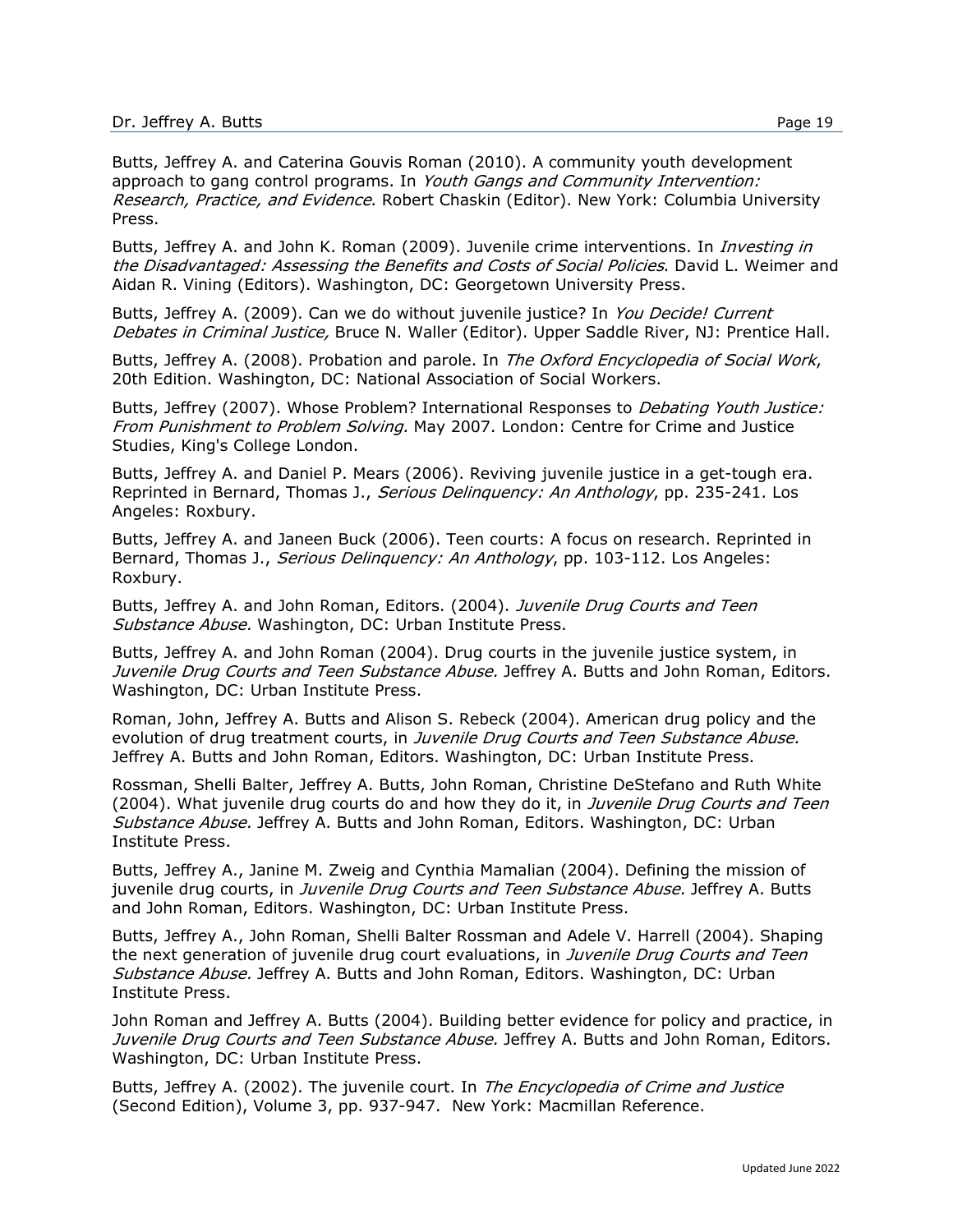Butts, Jeffrey A. and Caterina Gouvis Roman (2010). A community youth development approach to gang control programs. In *Youth Gangs and Community Intervention: Research, Practice, and Evidence*. Robert Chaskin (Editor). New York: Columbia University Press.

Butts, Jeffrey A. and John K. Roman (2009). Juvenile crime interventions. In *Investing in the Disadvantaged: Assessing the Benefits and Costs of Social Policies*. David L. Weimer and Aidan R. Vining (Editors). Washington, DC: Georgetown University Press.

Butts, Jeffrey A. (2009). Can we do without juvenile justice? In *You Decide! Current Debates in Criminal Justice,* Bruce N. Waller (Editor). Upper Saddle River, NJ: Prentice Hall.

Butts, Jeffrey A. (2008). Probation and parole. In *The Oxford Encyclopedia of Social Work*, 20th Edition. Washington, DC: National Association of Social Workers.

Butts, Jeffrey (2007). Whose Problem? International Responses to *Debating Youth Justice: From Punishment to Problem Solving.* May 2007. London: Centre for Crime and Justice Studies, King's College London.

Butts, Jeffrey A. and Daniel P. Mears (2006). Reviving juvenile justice in a get-tough era. Reprinted in Bernard, Thomas J., *Serious Delinquency: An Anthology*, pp. 235-241. Los Angeles: Roxbury.

Butts, Jeffrey A. and Janeen Buck (2006). Teen courts: A focus on research. Reprinted in Bernard, Thomas J., *Serious Delinquency: An Anthology*, pp. 103-112. Los Angeles: Roxbury.

Butts, Jeffrey A. and John Roman, Editors. (2004). *Juvenile Drug Courts and Teen Substance Abuse.* Washington, DC: Urban Institute Press.

Butts, Jeffrey A. and John Roman (2004). Drug courts in the juvenile justice system, in *Juvenile Drug Courts and Teen Substance Abuse.* Jeffrey A. Butts and John Roman, Editors. Washington, DC: Urban Institute Press.

Roman, John, Jeffrey A. Butts and Alison S. Rebeck (2004). American drug policy and the evolution of drug treatment courts, in *Juvenile Drug Courts and Teen Substance Abuse.* Jeffrey A. Butts and John Roman, Editors. Washington, DC: Urban Institute Press.

Rossman, Shelli Balter, Jeffrey A. Butts, John Roman, Christine DeStefano and Ruth White (2004). What juvenile drug courts do and how they do it, in *Juvenile Drug Courts and Teen Substance Abuse.* Jeffrey A. Butts and John Roman, Editors. Washington, DC: Urban Institute Press.

Butts, Jeffrey A., Janine M. Zweig and Cynthia Mamalian (2004). Defining the mission of juvenile drug courts, in *Juvenile Drug Courts and Teen Substance Abuse.* Jeffrey A. Butts and John Roman, Editors. Washington, DC: Urban Institute Press.

Butts, Jeffrey A., John Roman, Shelli Balter Rossman and Adele V. Harrell (2004). Shaping the next generation of juvenile drug court evaluations, in *Juvenile Drug Courts and Teen Substance Abuse.* Jeffrey A. Butts and John Roman, Editors. Washington, DC: Urban Institute Press.

John Roman and Jeffrey A. Butts (2004). Building better evidence for policy and practice, in *Juvenile Drug Courts and Teen Substance Abuse.* Jeffrey A. Butts and John Roman, Editors. Washington, DC: Urban Institute Press.

Butts, Jeffrey A. (2002). The juvenile court. In *The Encyclopedia of Crime and Justice* (Second Edition), Volume 3, pp. 937-947. New York: Macmillan Reference.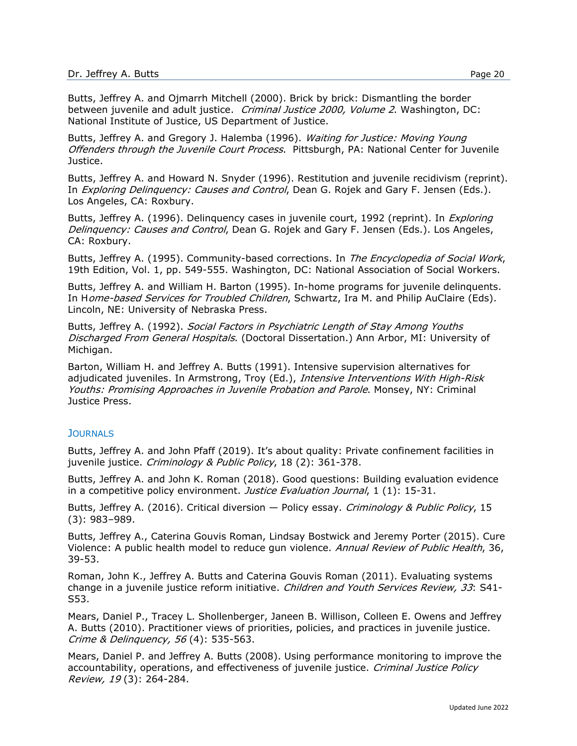Butts, Jeffrey A. and Ojmarrh Mitchell (2000). Brick by brick: Dismantling the border between juvenile and adult justice. *Criminal Justice 2000, Volume 2*. Washington, DC: National Institute of Justice, US Department of Justice.

Butts, Jeffrey A. and Gregory J. Halemba (1996). *Waiting for Justice: Moving Young Offenders through the Juvenile Court Process*. Pittsburgh, PA: National Center for Juvenile Justice.

Butts, Jeffrey A. and Howard N. Snyder (1996). Restitution and juvenile recidivism (reprint). In *Exploring Delinquency: Causes and Control*, Dean G. Rojek and Gary F. Jensen (Eds.). Los Angeles, CA: Roxbury.

Butts, Jeffrey A. (1996). Delinquency cases in juvenile court, 1992 (reprint). In *Exploring Delinquency: Causes and Control*, Dean G. Rojek and Gary F. Jensen (Eds.). Los Angeles, CA: Roxbury.

Butts, Jeffrey A. (1995). Community-based corrections. In *The Encyclopedia of Social Work*, 19th Edition, Vol. 1, pp. 549-555. Washington, DC: National Association of Social Workers.

Butts, Jeffrey A. and William H. Barton (1995). In-home programs for juvenile delinquents. In H*ome-based Services for Troubled Children*, Schwartz, Ira M. and Philip AuClaire (Eds). Lincoln, NE: University of Nebraska Press.

Butts, Jeffrey A. (1992). *Social Factors in Psychiatric Length of Stay Among Youths Discharged From General Hospitals*. (Doctoral Dissertation.) Ann Arbor, MI: University of Michigan.

Barton, William H. and Jeffrey A. Butts (1991). Intensive supervision alternatives for adjudicated juveniles. In Armstrong, Troy (Ed.), *Intensive Interventions With High-Risk Youths: Promising Approaches in Juvenile Probation and Parole*. Monsey, NY: Criminal Justice Press.

### Journals

Butts, Jeffrey A. and John Pfaff (2019). It's about quality: Private confinement facilities in juvenile justice. *Criminology & Public Policy*, 18 (2): 361-378.

Butts, Jeffrey A. and John K. Roman (2018). Good questions: Building evaluation evidence in a competitive policy environment. *Justice Evaluation Journal*, 1 (1): 15-31.

Butts, Jeffrey A. (2016). Critical diversion — Policy essay. *Criminology & Public Policy*, 15 (3): 983–989.

Butts, Jeffrey A., Caterina Gouvis Roman, Lindsay Bostwick and Jeremy Porter (2015). Cure Violence: A public health model to reduce gun violence. *Annual Review of Public Health*, 36, 39-53.

Roman, John K., Jeffrey A. Butts and Caterina Gouvis Roman (2011). Evaluating systems change in a juvenile justice reform initiative. *Children and Youth Services Review, 33*: S41-S53.

Mears, Daniel P., Tracey L. Shollenberger, Janeen B. Willison, Colleen E. Owens and Jeffrey A. Butts (2010). Practitioner views of priorities, policies, and practices in juvenile justice. *Crime & Delinquency, 56* (4): 535-563.

Mears, Daniel P. and Jeffrey A. Butts (2008). Using performance monitoring to improve the accountability, operations, and effectiveness of juvenile justice. *Criminal Justice Policy Review, 19* (3): 264-284.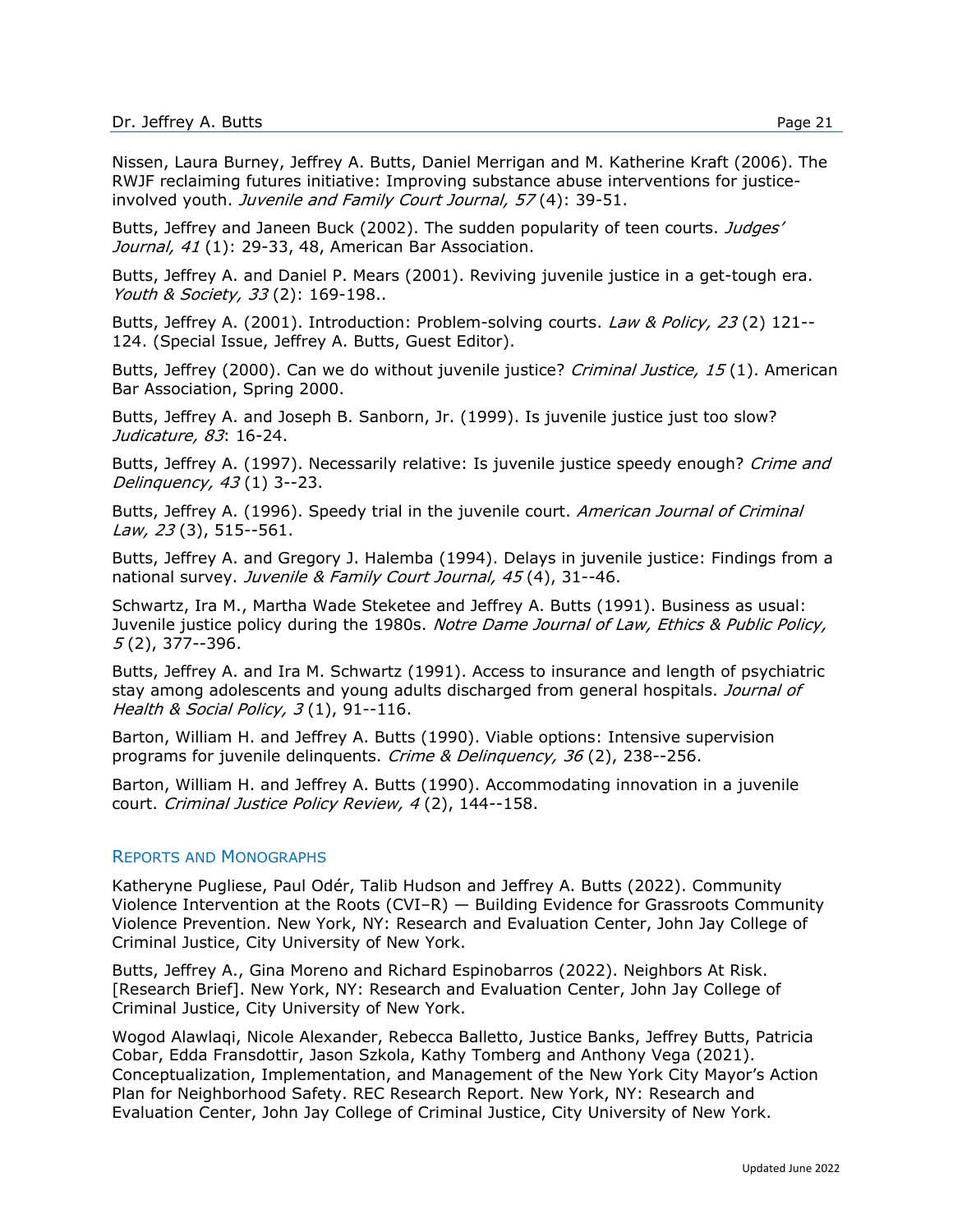Nissen, Laura Burney, Jeffrey A. Butts, Daniel Merrigan and M. Katherine Kraft (2006). The RWJF reclaiming futures initiative: Improving substance abuse interventions for justice-involved youth. *Juvenile and Family Court Journal, 57* (4): 39-51.

Butts, Jeffrey and Janeen Buck (2002). The sudden popularity of teen courts. *Judges' Journal, 41* (1): 29-33, 48, American Bar Association.

Butts, Jeffrey A. and Daniel P. Mears (2001). Reviving juvenile justice in a get-tough era. *Youth & Society, 33* (2): 169-198..

Butts, Jeffrey A. (2001). Introduction: Problem-solving courts. *Law & Policy, 23* (2) 121--124. (Special Issue, Jeffrey A. Butts, Guest Editor).

Butts, Jeffrey (2000). Can we do without juvenile justice? *Criminal Justice, 15* (1). American Bar Association, Spring 2000.

Butts, Jeffrey A. and Joseph B. Sanborn, Jr. (1999). Is juvenile justice just too slow? *Judicature, 83*: 16-24.

Butts, Jeffrey A. (1997). Necessarily relative: Is juvenile justice speedy enough? *Crime and Delinquency, 43* (1) 3--23.

Butts, Jeffrey A. (1996). Speedy trial in the juvenile court. *American Journal of Criminal Law, 23* (3), 515--561.

Butts, Jeffrey A. and Gregory J. Halemba (1994). Delays in juvenile justice: Findings from a national survey. *Juvenile & Family Court Journal, 45* (4), 31--46.

Schwartz, Ira M., Martha Wade Steketee and Jeffrey A. Butts (1991). Business as usual: Juvenile justice policy during the 1980s. *Notre Dame Journal of Law, Ethics & Public Policy, 5* (2), 377--396.

Butts, Jeffrey A. and Ira M. Schwartz (1991). Access to insurance and length of psychiatric stay among adolescents and young adults discharged from general hospitals. *Journal of Health & Social Policy, 3* (1), 91--116.

Barton, William H. and Jeffrey A. Butts (1990). Viable options: Intensive supervision programs for juvenile delinquents. *Crime & Delinquency, 36* (2), 238--256.

Barton, William H. and Jeffrey A. Butts (1990). Accommodating innovation in a juvenile court. *Criminal Justice Policy Review, 4* (2), 144--158.

## Reports and Monographs

Katheryne Pugliese, Paul Odér, Talib Hudson and Jeffrey A. Butts (2022). Community Violence Intervention at the Roots (CVI–R) — Building Evidence for Grassroots Community Violence Prevention. New York, NY: Research and Evaluation Center, John Jay College of Criminal Justice, City University of New York.

Butts, Jeffrey A., Gina Moreno and Richard Espinobarros (2022). Neighbors At Risk. [Research Brief]. New York, NY: Research and Evaluation Center, John Jay College of Criminal Justice, City University of New York.

Wogod Alawlaqi, Nicole Alexander, Rebecca Balletto, Justice Banks, Jeffrey Butts, Patricia Cobar, Edda Fransdottir, Jason Szkola, Kathy Tomberg and Anthony Vega (2021). Conceptualization, Implementation, and Management of the New York City Mayor's Action Plan for Neighborhood Safety. REC Research Report. New York, NY: Research and Evaluation Center, John Jay College of Criminal Justice, City University of New York.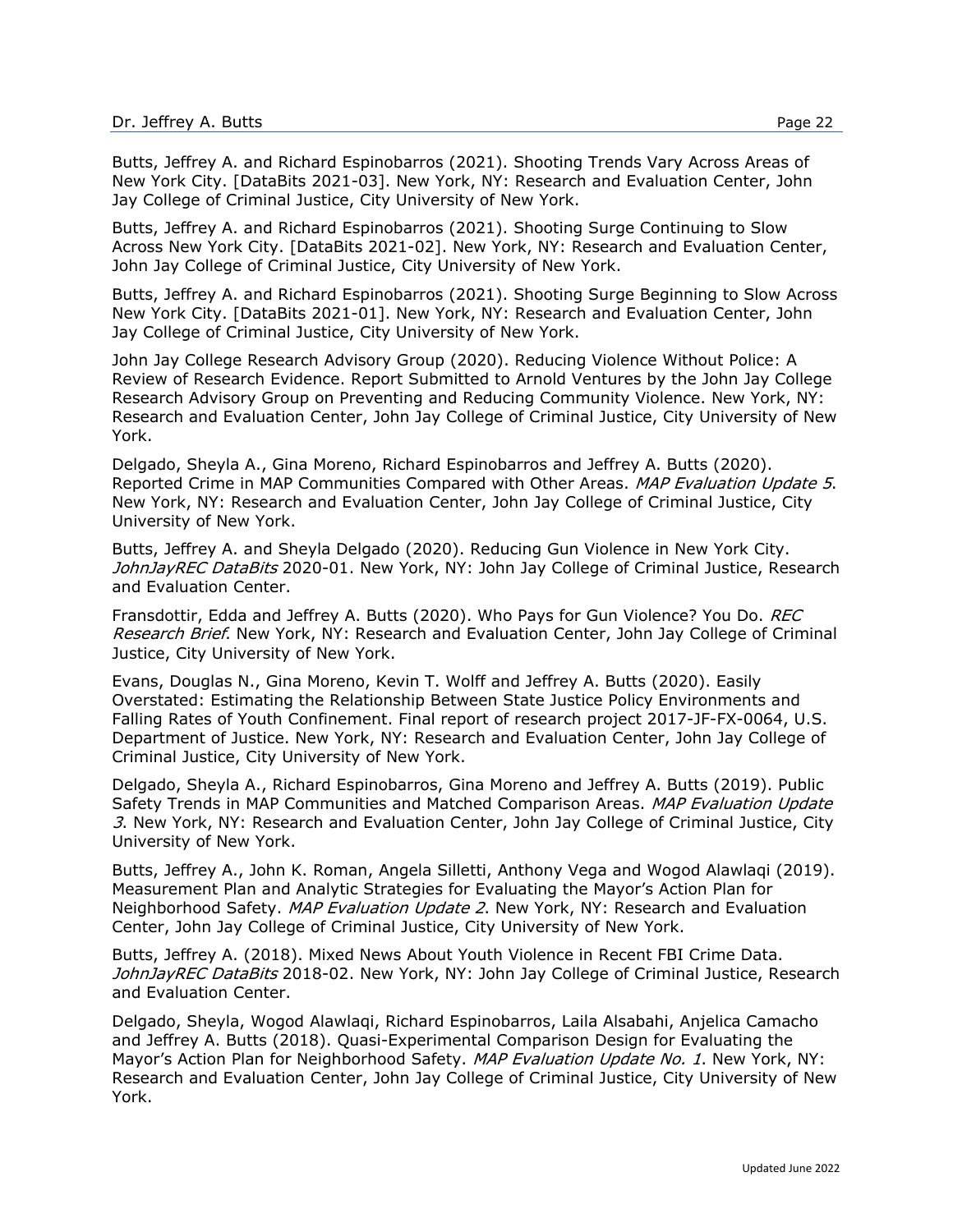Butts, Jeffrey A. and Richard Espinobarros (2021). Shooting Trends Vary Across Areas of New York City. [DataBits 2021-03]. New York, NY: Research and Evaluation Center, John Jay College of Criminal Justice, City University of New York.

Butts, Jeffrey A. and Richard Espinobarros (2021). Shooting Surge Continuing to Slow Across New York City. [DataBits 2021-02]. New York, NY: Research and Evaluation Center, John Jay College of Criminal Justice, City University of New York.

Butts, Jeffrey A. and Richard Espinobarros (2021). Shooting Surge Beginning to Slow Across New York City. [DataBits 2021-01]. New York, NY: Research and Evaluation Center, John Jay College of Criminal Justice, City University of New York.

John Jay College Research Advisory Group (2020). Reducing Violence Without Police: A Review of Research Evidence. Report Submitted to Arnold Ventures by the John Jay College Research Advisory Group on Preventing and Reducing Community Violence. New York, NY: Research and Evaluation Center, John Jay College of Criminal Justice, City University of New York.

Delgado, Sheyla A., Gina Moreno, Richard Espinobarros and Jeffrey A. Butts (2020). Reported Crime in MAP Communities Compared with Other Areas. *MAP Evaluation Update 5*. New York, NY: Research and Evaluation Center, John Jay College of Criminal Justice, City University of New York.

Butts, Jeffrey A. and Sheyla Delgado (2020). Reducing Gun Violence in New York City. *JohnJayREC DataBits* 2020-01. New York, NY: John Jay College of Criminal Justice, Research and Evaluation Center.

Fransdottir, Edda and Jeffrey A. Butts (2020). Who Pays for Gun Violence? You Do. *REC Research Brief*. New York, NY: Research and Evaluation Center, John Jay College of Criminal Justice, City University of New York.

Evans, Douglas N., Gina Moreno, Kevin T. Wolff and Jeffrey A. Butts (2020). Easily Overstated: Estimating the Relationship Between State Justice Policy Environments and Falling Rates of Youth Confinement. Final report of research project 2017-JF-FX-0064, U.S. Department of Justice. New York, NY: Research and Evaluation Center, John Jay College of Criminal Justice, City University of New York.

Delgado, Sheyla A., Richard Espinobarros, Gina Moreno and Jeffrey A. Butts (2019). Public Safety Trends in MAP Communities and Matched Comparison Areas. *MAP Evaluation Update 3*. New York, NY: Research and Evaluation Center, John Jay College of Criminal Justice, City University of New York.

Butts, Jeffrey A., John K. Roman, Angela Silletti, Anthony Vega and Wogod Alawlaqi (2019). Measurement Plan and Analytic Strategies for Evaluating the Mayor's Action Plan for Neighborhood Safety. *MAP Evaluation Update 2*. New York, NY: Research and Evaluation Center, John Jay College of Criminal Justice, City University of New York.

Butts, Jeffrey A. (2018). Mixed News About Youth Violence in Recent FBI Crime Data. *JohnJayREC DataBits* 2018-02. New York, NY: John Jay College of Criminal Justice, Research and Evaluation Center.

Delgado, Sheyla, Wogod Alawlaqi, Richard Espinobarros, Laila Alsabahi, Anjelica Camacho and Jeffrey A. Butts (2018). Quasi-Experimental Comparison Design for Evaluating the Mayor's Action Plan for Neighborhood Safety. *MAP Evaluation Update No. 1*. New York, NY: Research and Evaluation Center, John Jay College of Criminal Justice, City University of New York.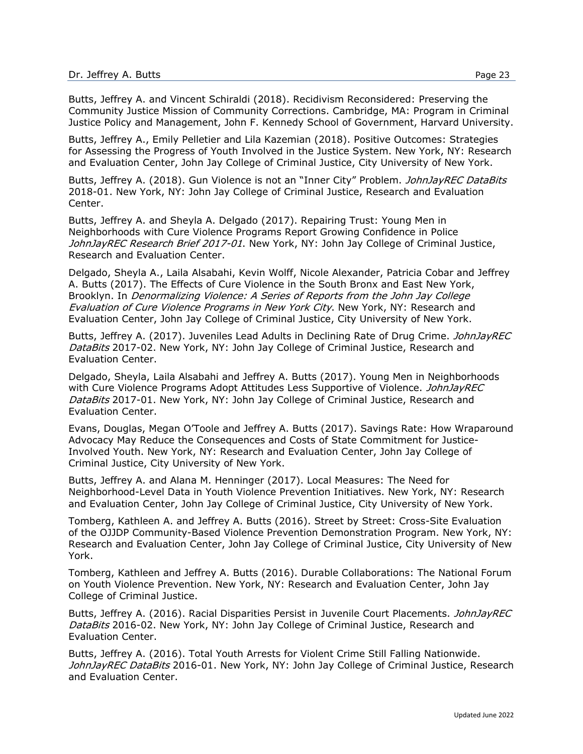Butts, Jeffrey A. and Vincent Schiraldi (2018). Recidivism Reconsidered: Preserving the Community Justice Mission of Community Corrections. Cambridge, MA: Program in Criminal Justice Policy and Management, John F. Kennedy School of Government, Harvard University.

Butts, Jeffrey A., Emily Pelletier and Lila Kazemian (2018). Positive Outcomes: Strategies for Assessing the Progress of Youth Involved in the Justice System. New York, NY: Research and Evaluation Center, John Jay College of Criminal Justice, City University of New York.

Butts, Jeffrey A. (2018). Gun Violence is not an "Inner City" Problem. *JohnJayREC DataBits* 2018-01. New York, NY: John Jay College of Criminal Justice, Research and Evaluation Center.

Butts, Jeffrey A. and Sheyla A. Delgado (2017). Repairing Trust: Young Men in Neighborhoods with Cure Violence Programs Report Growing Confidence in Police *JohnJayREC Research Brief 2017-01*. New York, NY: John Jay College of Criminal Justice, Research and Evaluation Center.

Delgado, Sheyla A., Laila Alsabahi, Kevin Wolff, Nicole Alexander, Patricia Cobar and Jeffrey A. Butts (2017). The Effects of Cure Violence in the South Bronx and East New York, Brooklyn. In *Denormalizing Violence: A Series of Reports from the John Jay College Evaluation of Cure Violence Programs in New York City*. New York, NY: Research and Evaluation Center, John Jay College of Criminal Justice, City University of New York.

Butts, Jeffrey A. (2017). Juveniles Lead Adults in Declining Rate of Drug Crime. *JohnJayREC DataBits* 2017-02. New York, NY: John Jay College of Criminal Justice, Research and Evaluation Center.

Delgado, Sheyla, Laila Alsabahi and Jeffrey A. Butts (2017). Young Men in Neighborhoods with Cure Violence Programs Adopt Attitudes Less Supportive of Violence. *JohnJayREC DataBits* 2017-01. New York, NY: John Jay College of Criminal Justice, Research and Evaluation Center.

Evans, Douglas, Megan O'Toole and Jeffrey A. Butts (2017). Savings Rate: How Wraparound Advocacy May Reduce the Consequences and Costs of State Commitment for Justice-Involved Youth. New York, NY: Research and Evaluation Center, John Jay College of Criminal Justice, City University of New York.

Butts, Jeffrey A. and Alana M. Henninger (2017). Local Measures: The Need for Neighborhood-Level Data in Youth Violence Prevention Initiatives. New York, NY: Research and Evaluation Center, John Jay College of Criminal Justice, City University of New York.

Tomberg, Kathleen A. and Jeffrey A. Butts (2016). Street by Street: Cross-Site Evaluation of the OJJDP Community-Based Violence Prevention Demonstration Program. New York, NY: Research and Evaluation Center, John Jay College of Criminal Justice, City University of New York.

Tomberg, Kathleen and Jeffrey A. Butts (2016). Durable Collaborations: The National Forum on Youth Violence Prevention. New York, NY: Research and Evaluation Center, John Jay College of Criminal Justice.

Butts, Jeffrey A. (2016). Racial Disparities Persist in Juvenile Court Placements. *JohnJayREC DataBits* 2016-02. New York, NY: John Jay College of Criminal Justice, Research and Evaluation Center.

Butts, Jeffrey A. (2016). Total Youth Arrests for Violent Crime Still Falling Nationwide. *JohnJayREC DataBits* 2016-01. New York, NY: John Jay College of Criminal Justice, Research and Evaluation Center.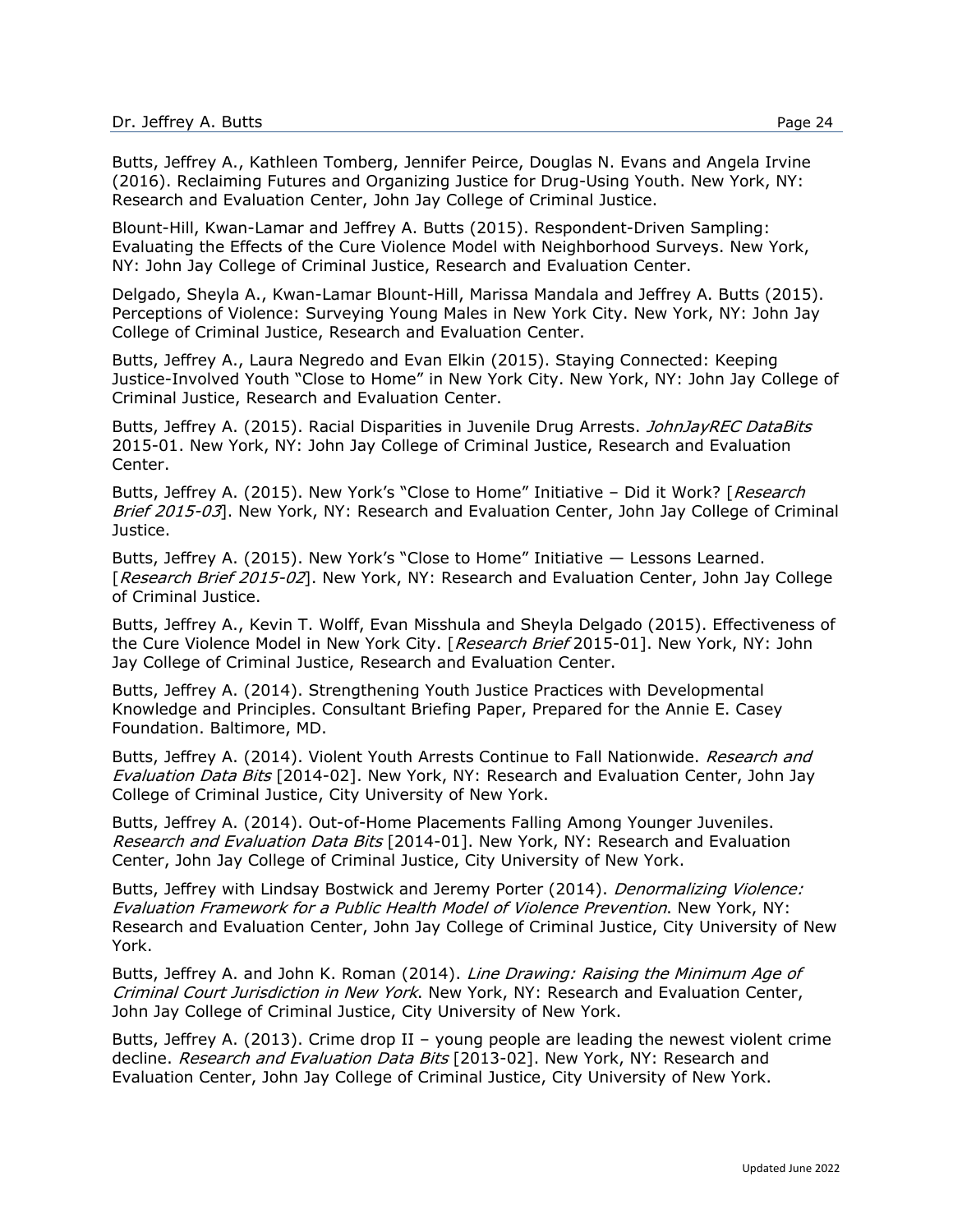Butts, Jeffrey A., Kathleen Tomberg, Jennifer Peirce, Douglas N. Evans and Angela Irvine (2016). Reclaiming Futures and Organizing Justice for Drug-Using Youth. New York, NY: Research and Evaluation Center, John Jay College of Criminal Justice.

Blount-Hill, Kwan-Lamar and Jeffrey A. Butts (2015). Respondent-Driven Sampling: Evaluating the Effects of the Cure Violence Model with Neighborhood Surveys. New York, NY: John Jay College of Criminal Justice, Research and Evaluation Center.

Delgado, Sheyla A., Kwan-Lamar Blount-Hill, Marissa Mandala and Jeffrey A. Butts (2015). Perceptions of Violence: Surveying Young Males in New York City. New York, NY: John Jay College of Criminal Justice, Research and Evaluation Center.

Butts, Jeffrey A., Laura Negredo and Evan Elkin (2015). Staying Connected: Keeping Justice-Involved Youth "Close to Home" in New York City. New York, NY: John Jay College of Criminal Justice, Research and Evaluation Center.

Butts, Jeffrey A. (2015). Racial Disparities in Juvenile Drug Arrests. *JohnJayREC DataBits* 2015-01. New York, NY: John Jay College of Criminal Justice, Research and Evaluation Center.

Butts, Jeffrey A. (2015). New York's "Close to Home" Initiative – Did it Work? [*Research Brief 2015-03*]. New York, NY: Research and Evaluation Center, John Jay College of Criminal Justice.

Butts, Jeffrey A. (2015). New York's "Close to Home" Initiative — Lessons Learned. [*Research Brief 2015-02*]. New York, NY: Research and Evaluation Center, John Jay College of Criminal Justice.

Butts, Jeffrey A., Kevin T. Wolff, Evan Misshula and Sheyla Delgado (2015). Effectiveness of the Cure Violence Model in New York City. [*Research Brief* 2015-01]. New York, NY: John Jay College of Criminal Justice, Research and Evaluation Center.

Butts, Jeffrey A. (2014). Strengthening Youth Justice Practices with Developmental Knowledge and Principles. Consultant Briefing Paper, Prepared for the Annie E. Casey Foundation. Baltimore, MD.

Butts, Jeffrey A. (2014). Violent Youth Arrests Continue to Fall Nationwide. *Research and Evaluation Data Bits* [2014-02]. New York, NY: Research and Evaluation Center, John Jay College of Criminal Justice, City University of New York.

Butts, Jeffrey A. (2014). Out-of-Home Placements Falling Among Younger Juveniles. *Research and Evaluation Data Bits* [2014-01]. New York, NY: Research and Evaluation Center, John Jay College of Criminal Justice, City University of New York.

Butts, Jeffrey with Lindsay Bostwick and Jeremy Porter (2014). *Denormalizing Violence: Evaluation Framework for a Public Health Model of Violence Prevention*. New York, NY: Research and Evaluation Center, John Jay College of Criminal Justice, City University of New York.

Butts, Jeffrey A. and John K. Roman (2014). *Line Drawing: Raising the Minimum Age of Criminal Court Jurisdiction in New York*. New York, NY: Research and Evaluation Center, John Jay College of Criminal Justice, City University of New York.

Butts, Jeffrey A. (2013). Crime drop II – young people are leading the newest violent crime decline. *Research and Evaluation Data Bits* [2013-02]. New York, NY: Research and Evaluation Center, John Jay College of Criminal Justice, City University of New York.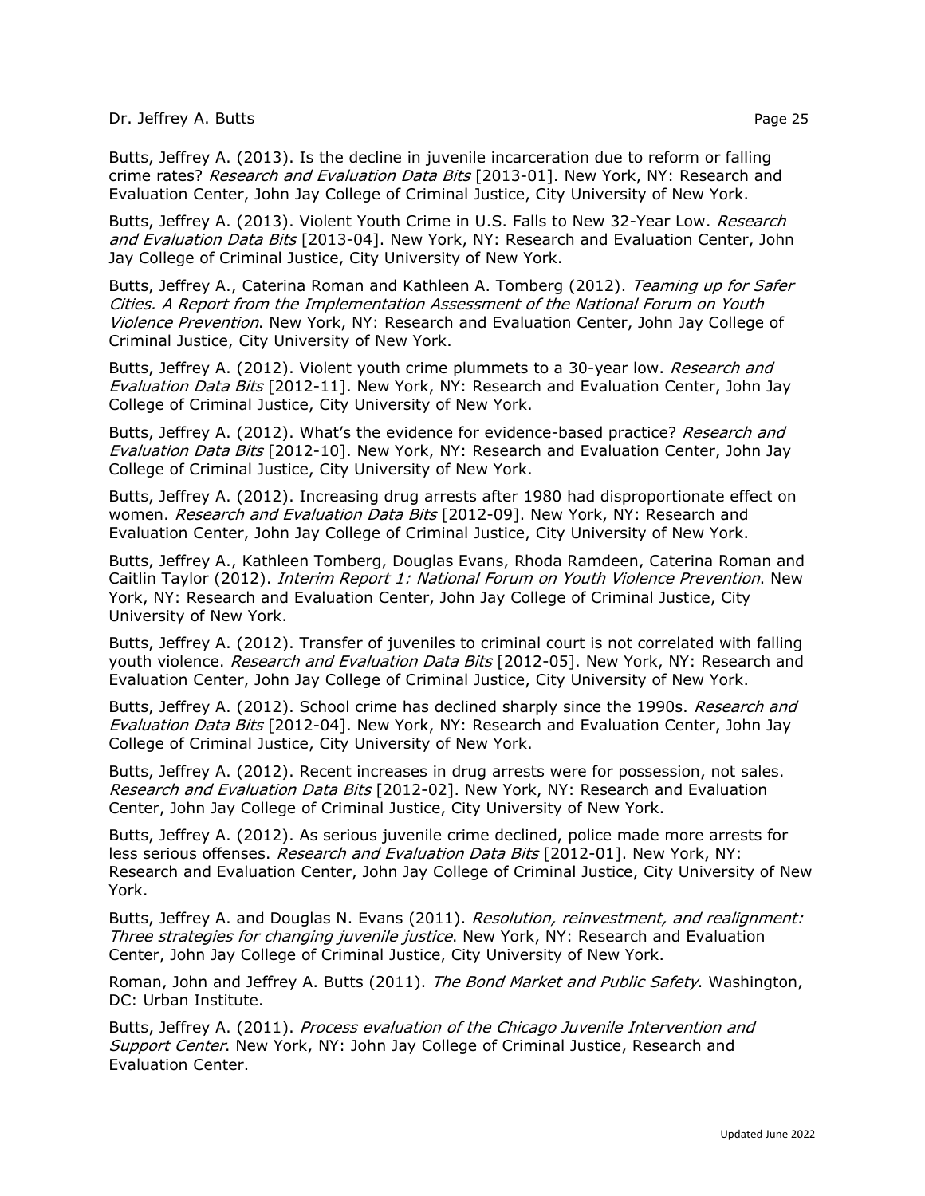Butts, Jeffrey A. (2013). Is the decline in juvenile incarceration due to reform or falling crime rates? *Research and Evaluation Data Bits* [2013-01]. New York, NY: Research and Evaluation Center, John Jay College of Criminal Justice, City University of New York.

Butts, Jeffrey A. (2013). Violent Youth Crime in U.S. Falls to New 32-Year Low. *Research and Evaluation Data Bits* [2013-04]. New York, NY: Research and Evaluation Center, John Jay College of Criminal Justice, City University of New York.

Butts, Jeffrey A., Caterina Roman and Kathleen A. Tomberg (2012). *Teaming up for Safer Cities. A Report from the Implementation Assessment of the National Forum on Youth Violence Prevention*. New York, NY: Research and Evaluation Center, John Jay College of Criminal Justice, City University of New York.

Butts, Jeffrey A. (2012). Violent youth crime plummets to a 30-year low. *Research and Evaluation Data Bits* [2012-11]. New York, NY: Research and Evaluation Center, John Jay College of Criminal Justice, City University of New York.

Butts, Jeffrey A. (2012). What's the evidence for evidence-based practice? *Research and Evaluation Data Bits* [2012-10]. New York, NY: Research and Evaluation Center, John Jay College of Criminal Justice, City University of New York.

Butts, Jeffrey A. (2012). Increasing drug arrests after 1980 had disproportionate effect on women. *Research and Evaluation Data Bits* [2012-09]. New York, NY: Research and Evaluation Center, John Jay College of Criminal Justice, City University of New York.

Butts, Jeffrey A., Kathleen Tomberg, Douglas Evans, Rhoda Ramdeen, Caterina Roman and Caitlin Taylor (2012). *Interim Report 1: National Forum on Youth Violence Prevention*. New York, NY: Research and Evaluation Center, John Jay College of Criminal Justice, City University of New York.

Butts, Jeffrey A. (2012). Transfer of juveniles to criminal court is not correlated with falling youth violence. *Research and Evaluation Data Bits* [2012-05]. New York, NY: Research and Evaluation Center, John Jay College of Criminal Justice, City University of New York.

Butts, Jeffrey A. (2012). School crime has declined sharply since the 1990s. *Research and Evaluation Data Bits* [2012-04]. New York, NY: Research and Evaluation Center, John Jay College of Criminal Justice, City University of New York.

Butts, Jeffrey A. (2012). Recent increases in drug arrests were for possession, not sales. *Research and Evaluation Data Bits* [2012-02]. New York, NY: Research and Evaluation Center, John Jay College of Criminal Justice, City University of New York.

Butts, Jeffrey A. (2012). As serious juvenile crime declined, police made more arrests for less serious offenses. *Research and Evaluation Data Bits* [2012-01]. New York, NY: Research and Evaluation Center, John Jay College of Criminal Justice, City University of New York.

Butts, Jeffrey A. and Douglas N. Evans (2011). *Resolution, reinvestment, and realignment: Three strategies for changing juvenile justice*. New York, NY: Research and Evaluation Center, John Jay College of Criminal Justice, City University of New York.

Roman, John and Jeffrey A. Butts (2011). *The Bond Market and Public Safety*. Washington, DC: Urban Institute.

Butts, Jeffrey A. (2011). *Process evaluation of the Chicago Juvenile Intervention and Support Center*. New York, NY: John Jay College of Criminal Justice, Research and Evaluation Center.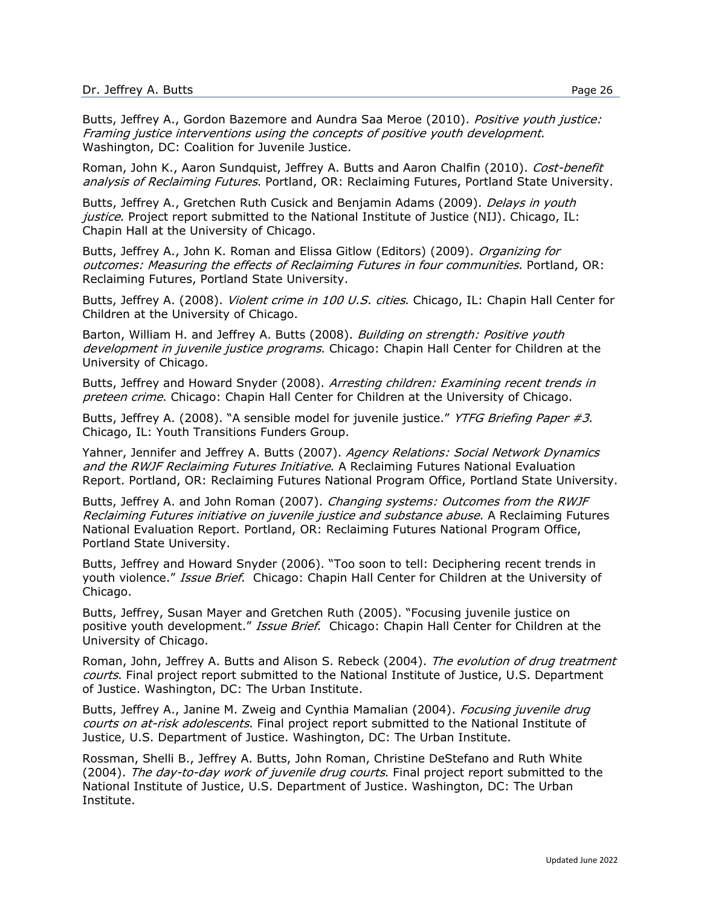Butts, Jeffrey A., Gordon Bazemore and Aundra Saa Meroe (2010). *Positive youth justice: Framing justice interventions using the concepts of positive youth development*. Washington, DC: Coalition for Juvenile Justice.

Roman, John K., Aaron Sundquist, Jeffrey A. Butts and Aaron Chalfin (2010). *Cost-benefit analysis of Reclaiming Futures*. Portland, OR: Reclaiming Futures, Portland State University.

Butts, Jeffrey A., Gretchen Ruth Cusick and Benjamin Adams (2009). *Delays in youth justice*. Project report submitted to the National Institute of Justice (NIJ). Chicago, IL: Chapin Hall at the University of Chicago.

Butts, Jeffrey A., John K. Roman and Elissa Gitlow (Editors) (2009). *Organizing for outcomes: Measuring the effects of Reclaiming Futures in four communities*. Portland, OR: Reclaiming Futures, Portland State University.

Butts, Jeffrey A. (2008). *Violent crime in 100 U.S. cities*. Chicago, IL: Chapin Hall Center for Children at the University of Chicago.

Barton, William H. and Jeffrey A. Butts (2008). *Building on strength: Positive youth development in juvenile justice programs*. Chicago: Chapin Hall Center for Children at the University of Chicago.

Butts, Jeffrey and Howard Snyder (2008). *Arresting children: Examining recent trends in preteen crime*. Chicago: Chapin Hall Center for Children at the University of Chicago.

Butts, Jeffrey A. (2008). "A sensible model for juvenile justice." *YTFG Briefing Paper #3*. Chicago, IL: Youth Transitions Funders Group.

Yahner, Jennifer and Jeffrey A. Butts (2007). *Agency Relations: Social Network Dynamics and the RWJF Reclaiming Futures Initiative*. A Reclaiming Futures National Evaluation Report. Portland, OR: Reclaiming Futures National Program Office, Portland State University.

Butts, Jeffrey A. and John Roman (2007). *Changing systems: Outcomes from the RWJF Reclaiming Futures initiative on juvenile justice and substance abuse*. A Reclaiming Futures National Evaluation Report. Portland, OR: Reclaiming Futures National Program Office, Portland State University.

Butts, Jeffrey and Howard Snyder (2006). "Too soon to tell: Deciphering recent trends in youth violence." *Issue Brief*. Chicago: Chapin Hall Center for Children at the University of Chicago.

Butts, Jeffrey, Susan Mayer and Gretchen Ruth (2005). "Focusing juvenile justice on positive youth development." *Issue Brief*. Chicago: Chapin Hall Center for Children at the University of Chicago.

Roman, John, Jeffrey A. Butts and Alison S. Rebeck (2004). *The evolution of drug treatment courts*. Final project report submitted to the National Institute of Justice, U.S. Department of Justice. Washington, DC: The Urban Institute.

Butts, Jeffrey A., Janine M. Zweig and Cynthia Mamalian (2004). *Focusing juvenile drug courts on at-risk adolescents*. Final project report submitted to the National Institute of Justice, U.S. Department of Justice. Washington, DC: The Urban Institute.

Rossman, Shelli B., Jeffrey A. Butts, John Roman, Christine DeStefano and Ruth White (2004). *The day-to-day work of juvenile drug courts*. Final project report submitted to the National Institute of Justice, U.S. Department of Justice. Washington, DC: The Urban Institute.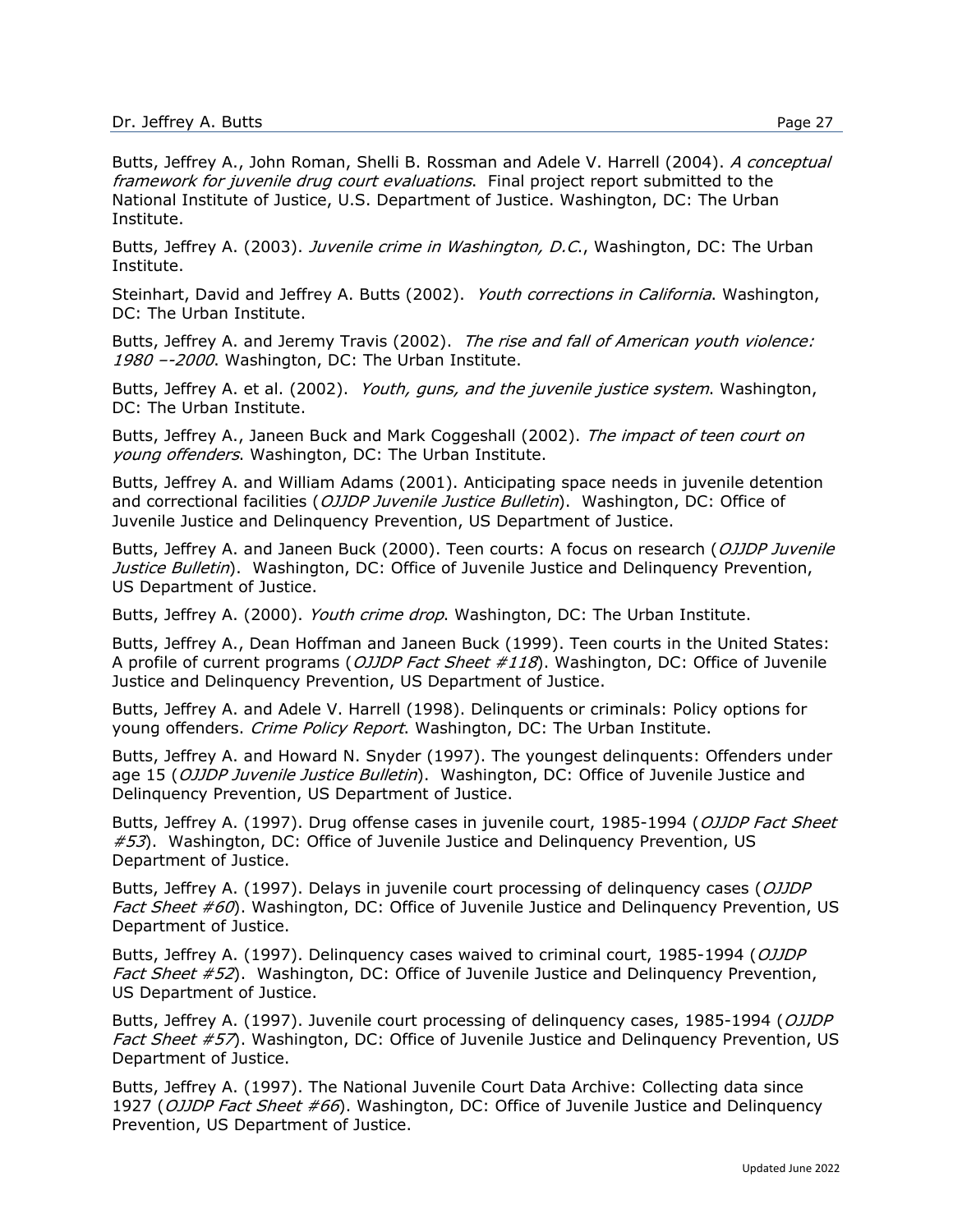Butts, Jeffrey A., John Roman, Shelli B. Rossman and Adele V. Harrell (2004). *A conceptual framework for juvenile drug court evaluations*. Final project report submitted to the National Institute of Justice, U.S. Department of Justice. Washington, DC: The Urban Institute.

Butts, Jeffrey A. (2003). *Juvenile crime in Washington, D.C.*, Washington, DC: The Urban Institute.

Steinhart, David and Jeffrey A. Butts (2002). *Youth corrections in California*. Washington, DC: The Urban Institute.

Butts, Jeffrey A. and Jeremy Travis (2002). *The rise and fall of American youth violence: 1980 –-2000*. Washington, DC: The Urban Institute.

Butts, Jeffrey A. et al. (2002). *Youth, guns, and the juvenile justice system*. Washington, DC: The Urban Institute.

Butts, Jeffrey A., Janeen Buck and Mark Coggeshall (2002). *The impact of teen court on young offenders*. Washington, DC: The Urban Institute.

Butts, Jeffrey A. and William Adams (2001). Anticipating space needs in juvenile detention and correctional facilities (*OJJDP Juvenile Justice Bulletin*). Washington, DC: Office of Juvenile Justice and Delinquency Prevention, US Department of Justice.

Butts, Jeffrey A. and Janeen Buck (2000). Teen courts: A focus on research (*OJJDP Juvenile Justice Bulletin*). Washington, DC: Office of Juvenile Justice and Delinquency Prevention, US Department of Justice.

Butts, Jeffrey A. (2000). *Youth crime drop*. Washington, DC: The Urban Institute.

Butts, Jeffrey A., Dean Hoffman and Janeen Buck (1999). Teen courts in the United States: A profile of current programs (*OJJDP Fact Sheet #118*). Washington, DC: Office of Juvenile Justice and Delinquency Prevention, US Department of Justice.

Butts, Jeffrey A. and Adele V. Harrell (1998). Delinquents or criminals: Policy options for young offenders. *Crime Policy Report*. Washington, DC: The Urban Institute.

Butts, Jeffrey A. and Howard N. Snyder (1997). The youngest delinquents: Offenders under age 15 (*OJJDP Juvenile Justice Bulletin*). Washington, DC: Office of Juvenile Justice and Delinquency Prevention, US Department of Justice.

Butts, Jeffrey A. (1997). Drug offense cases in juvenile court, 1985-1994 (*OJJDP Fact Sheet #53*). Washington, DC: Office of Juvenile Justice and Delinquency Prevention, US Department of Justice.

Butts, Jeffrey A. (1997). Delays in juvenile court processing of delinquency cases (*OJJDP Fact Sheet #60*). Washington, DC: Office of Juvenile Justice and Delinquency Prevention, US Department of Justice.

Butts, Jeffrey A. (1997). Delinquency cases waived to criminal court, 1985-1994 (*OJJDP Fact Sheet #52*). Washington, DC: Office of Juvenile Justice and Delinquency Prevention, US Department of Justice.

Butts, Jeffrey A. (1997). Juvenile court processing of delinquency cases, 1985-1994 (*OJJDP Fact Sheet #57*). Washington, DC: Office of Juvenile Justice and Delinquency Prevention, US Department of Justice.

Butts, Jeffrey A. (1997). The National Juvenile Court Data Archive: Collecting data since 1927 (*OJJDP Fact Sheet #66*). Washington, DC: Office of Juvenile Justice and Delinquency Prevention, US Department of Justice.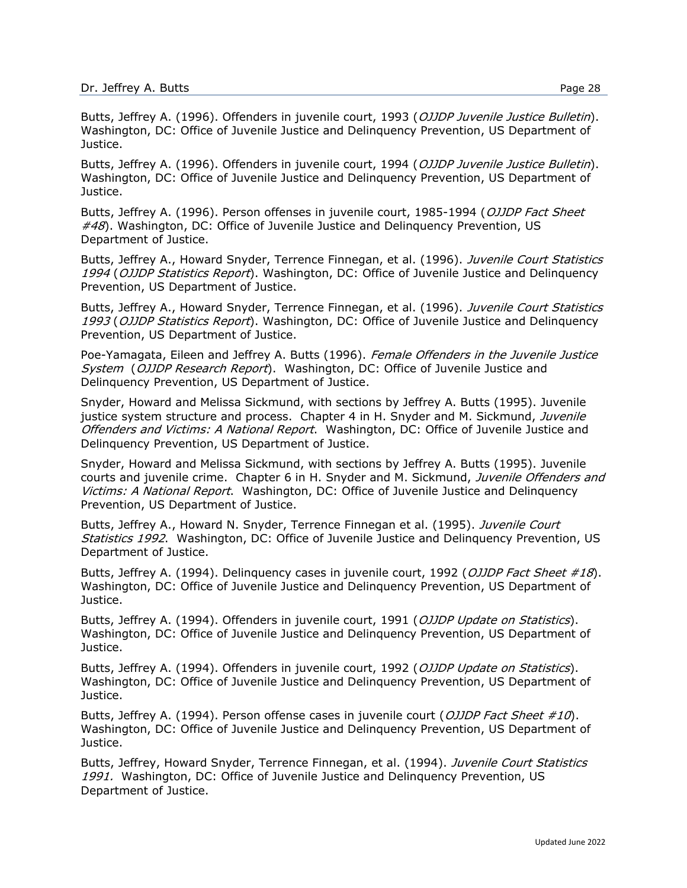Butts, Jeffrey A. (1996). Offenders in juvenile court, 1993 (*OJJDP Juvenile Justice Bulletin*). Washington, DC: Office of Juvenile Justice and Delinquency Prevention, US Department of Justice.

Butts, Jeffrey A. (1996). Offenders in juvenile court, 1994 (*OJJDP Juvenile Justice Bulletin*). Washington, DC: Office of Juvenile Justice and Delinquency Prevention, US Department of Justice.

Butts, Jeffrey A. (1996). Person offenses in juvenile court, 1985-1994 (*OJJDP Fact Sheet #48*). Washington, DC: Office of Juvenile Justice and Delinquency Prevention, US Department of Justice.

Butts, Jeffrey A., Howard Snyder, Terrence Finnegan, et al. (1996). *Juvenile Court Statistics 1994* (*OJJDP Statistics Report*). Washington, DC: Office of Juvenile Justice and Delinquency Prevention, US Department of Justice.

Butts, Jeffrey A., Howard Snyder, Terrence Finnegan, et al. (1996). *Juvenile Court Statistics 1993* (*OJJDP Statistics Report*). Washington, DC: Office of Juvenile Justice and Delinquency Prevention, US Department of Justice.

Poe-Yamagata, Eileen and Jeffrey A. Butts (1996). *Female Offenders in the Juvenile Justice System* (*OJJDP Research Report*). Washington, DC: Office of Juvenile Justice and Delinquency Prevention, US Department of Justice.

Snyder, Howard and Melissa Sickmund, with sections by Jeffrey A. Butts (1995). Juvenile justice system structure and process. Chapter 4 in H. Snyder and M. Sickmund, *Juvenile Offenders and Victims: A National Report*. Washington, DC: Office of Juvenile Justice and Delinquency Prevention, US Department of Justice.

Snyder, Howard and Melissa Sickmund, with sections by Jeffrey A. Butts (1995). Juvenile courts and juvenile crime. Chapter 6 in H. Snyder and M. Sickmund, *Juvenile Offenders and Victims: A National Report*. Washington, DC: Office of Juvenile Justice and Delinquency Prevention, US Department of Justice.

Butts, Jeffrey A., Howard N. Snyder, Terrence Finnegan et al. (1995). *Juvenile Court Statistics 1992*. Washington, DC: Office of Juvenile Justice and Delinquency Prevention, US Department of Justice.

Butts, Jeffrey A. (1994). Delinquency cases in juvenile court, 1992 (*OJJDP Fact Sheet #18*). Washington, DC: Office of Juvenile Justice and Delinquency Prevention, US Department of Justice.

Butts, Jeffrey A. (1994). Offenders in juvenile court, 1991 (*OJJDP Update on Statistics*). Washington, DC: Office of Juvenile Justice and Delinquency Prevention, US Department of Justice.

Butts, Jeffrey A. (1994). Offenders in juvenile court, 1992 (*OJJDP Update on Statistics*). Washington, DC: Office of Juvenile Justice and Delinquency Prevention, US Department of Justice.

Butts, Jeffrey A. (1994). Person offense cases in juvenile court (*OJJDP Fact Sheet #10*). Washington, DC: Office of Juvenile Justice and Delinquency Prevention, US Department of Justice.

Butts, Jeffrey, Howard Snyder, Terrence Finnegan, et al. (1994). *Juvenile Court Statistics 1991.* Washington, DC: Office of Juvenile Justice and Delinquency Prevention, US Department of Justice.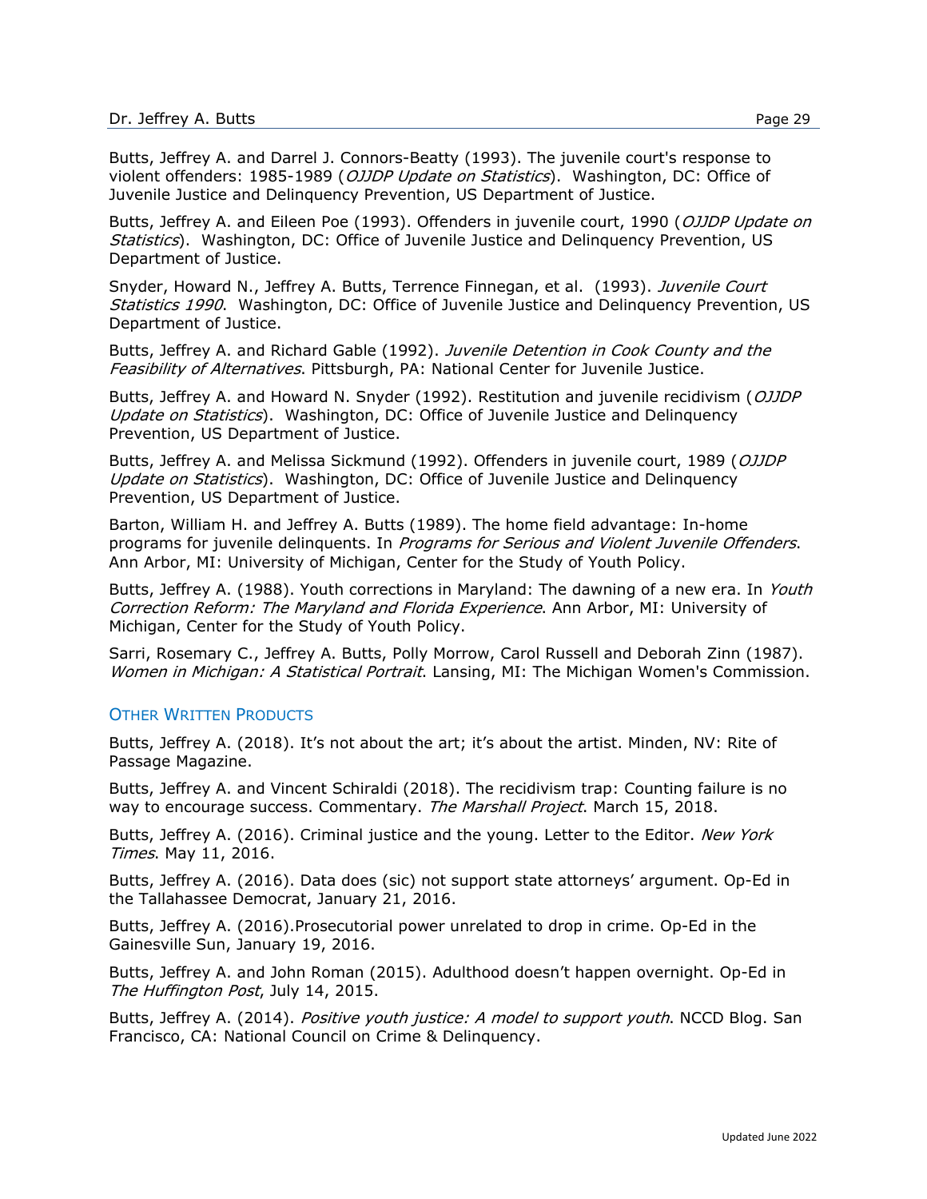Butts, Jeffrey A. and Darrel J. Connors-Beatty (1993). The juvenile court's response to violent offenders: 1985-1989 (*OJJDP Update on Statistics*). Washington, DC: Office of Juvenile Justice and Delinquency Prevention, US Department of Justice.

Butts, Jeffrey A. and Eileen Poe (1993). Offenders in juvenile court, 1990 (*OJJDP Update on Statistics*). Washington, DC: Office of Juvenile Justice and Delinquency Prevention, US Department of Justice.

Snyder, Howard N., Jeffrey A. Butts, Terrence Finnegan, et al. (1993). *Juvenile Court Statistics 1990*. Washington, DC: Office of Juvenile Justice and Delinquency Prevention, US Department of Justice.

Butts, Jeffrey A. and Richard Gable (1992). *Juvenile Detention in Cook County and the Feasibility of Alternatives*. Pittsburgh, PA: National Center for Juvenile Justice.

Butts, Jeffrey A. and Howard N. Snyder (1992). Restitution and juvenile recidivism (*OJJDP Update on Statistics*). Washington, DC: Office of Juvenile Justice and Delinquency Prevention, US Department of Justice.

Butts, Jeffrey A. and Melissa Sickmund (1992). Offenders in juvenile court, 1989 (*OJJDP Update on Statistics*). Washington, DC: Office of Juvenile Justice and Delinquency Prevention, US Department of Justice.

Barton, William H. and Jeffrey A. Butts (1989). The home field advantage: In-home programs for juvenile delinquents. In *Programs for Serious and Violent Juvenile Offenders*. Ann Arbor, MI: University of Michigan, Center for the Study of Youth Policy.

Butts, Jeffrey A. (1988). Youth corrections in Maryland: The dawning of a new era. In *Youth Correction Reform: The Maryland and Florida Experience*. Ann Arbor, MI: University of Michigan, Center for the Study of Youth Policy.

Sarri, Rosemary C., Jeffrey A. Butts, Polly Morrow, Carol Russell and Deborah Zinn (1987). *Women in Michigan: A Statistical Portrait*. Lansing, MI: The Michigan Women's Commission.

## Other Written Products

Butts, Jeffrey A. (2018). It's not about the art; it's about the artist. Minden, NV: Rite of Passage Magazine.

Butts, Jeffrey A. and Vincent Schiraldi (2018). The recidivism trap: Counting failure is no way to encourage success. Commentary. *The Marshall Project*. March 15, 2018.

Butts, Jeffrey A. (2016). Criminal justice and the young. Letter to the Editor. *New York Times*. May 11, 2016.

Butts, Jeffrey A. (2016). Data does (sic) not support state attorneys' argument. Op-Ed in the Tallahassee Democrat, January 21, 2016.

Butts, Jeffrey A. (2016).Prosecutorial power unrelated to drop in crime. Op-Ed in the Gainesville Sun, January 19, 2016.

Butts, Jeffrey A. and John Roman (2015). Adulthood doesn't happen overnight. Op-Ed in *The Huffington Post*, July 14, 2015.

Butts, Jeffrey A. (2014). *Positive youth justice: A model to support youth*. NCCD Blog. San Francisco, CA: National Council on Crime & Delinquency.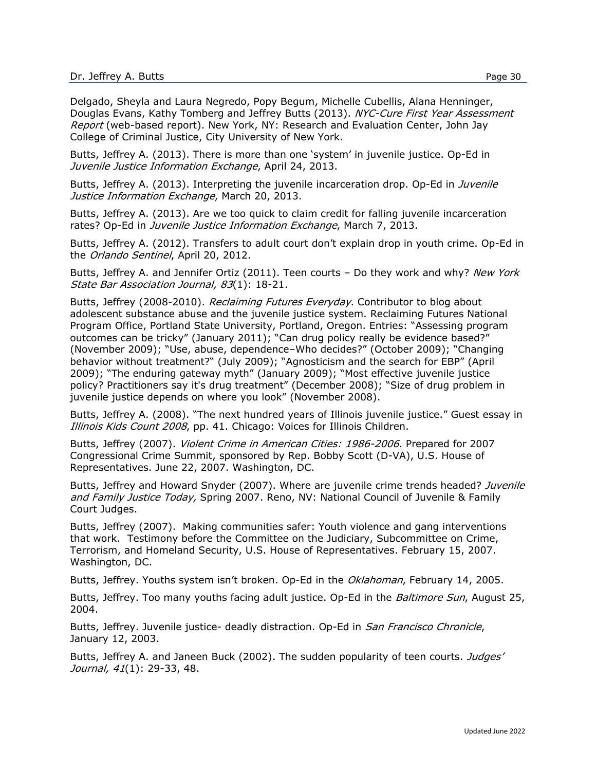Delgado, Sheyla and Laura Negredo, Popy Begum, Michelle Cubellis, Alana Henninger, Douglas Evans, Kathy Tomberg and Jeffrey Butts (2013). *NYC-Cure First Year Assessment Report* (web-based report). New York, NY: Research and Evaluation Center, John Jay College of Criminal Justice, City University of New York.

Butts, Jeffrey A. (2013). There is more than one 'system' in juvenile justice. Op-Ed in *Juvenile Justice Information Exchange*, April 24, 2013.

Butts, Jeffrey A. (2013). Interpreting the juvenile incarceration drop. Op-Ed in *Juvenile Justice Information Exchange*, March 20, 2013.

Butts, Jeffrey A. (2013). Are we too quick to claim credit for falling juvenile incarceration rates? Op-Ed in *Juvenile Justice Information Exchange*, March 7, 2013.

Butts, Jeffrey A. (2012). Transfers to adult court don't explain drop in youth crime. Op-Ed in the *Orlando Sentinel*, April 20, 2012.

Butts, Jeffrey A. and Jennifer Ortiz (2011). Teen courts – Do they work and why? *New York State Bar Association Journal, 83*(1): 18-21.

Butts, Jeffrey (2008-2010). *Reclaiming Futures Everyday*. Contributor to blog about adolescent substance abuse and the juvenile justice system. Reclaiming Futures National Program Office, Portland State University, Portland, Oregon. Entries: "Assessing program outcomes can be tricky" (January 2011); "Can drug policy really be evidence based?" (November 2009); "Use, abuse, dependence–Who decides?" (October 2009); "Changing behavior without treatment?" (July 2009); "Agnosticism and the search for EBP" (April 2009); "The enduring gateway myth" (January 2009); "Most effective juvenile justice policy? Practitioners say it's drug treatment" (December 2008); "Size of drug problem in juvenile justice depends on where you look" (November 2008).

Butts, Jeffrey A. (2008). "The next hundred years of Illinois juvenile justice." Guest essay in *Illinois Kids Count 2008*, pp. 41. Chicago: Voices for Illinois Children.

Butts, Jeffrey (2007). *Violent Crime in American Cities: 1986-2006*. Prepared for 2007 Congressional Crime Summit, sponsored by Rep. Bobby Scott (D-VA), U.S. House of Representatives. June 22, 2007. Washington, DC.

Butts, Jeffrey and Howard Snyder (2007). Where are juvenile crime trends headed? *Juvenile and Family Justice Today,* Spring 2007. Reno, NV: National Council of Juvenile & Family Court Judges.

Butts, Jeffrey (2007). Making communities safer: Youth violence and gang interventions that work. Testimony before the Committee on the Judiciary, Subcommittee on Crime, Terrorism, and Homeland Security, U.S. House of Representatives. February 15, 2007. Washington, DC.

Butts, Jeffrey. Youths system isn't broken. Op-Ed in the *Oklahoman*, February 14, 2005.

Butts, Jeffrey. Too many youths facing adult justice. Op-Ed in the *Baltimore Sun*, August 25, 2004.

Butts, Jeffrey. Juvenile justice- deadly distraction. Op-Ed in *San Francisco Chronicle*, January 12, 2003.

Butts, Jeffrey A. and Janeen Buck (2002). The sudden popularity of teen courts. *Judges' Journal, 41*(1): 29-33, 48.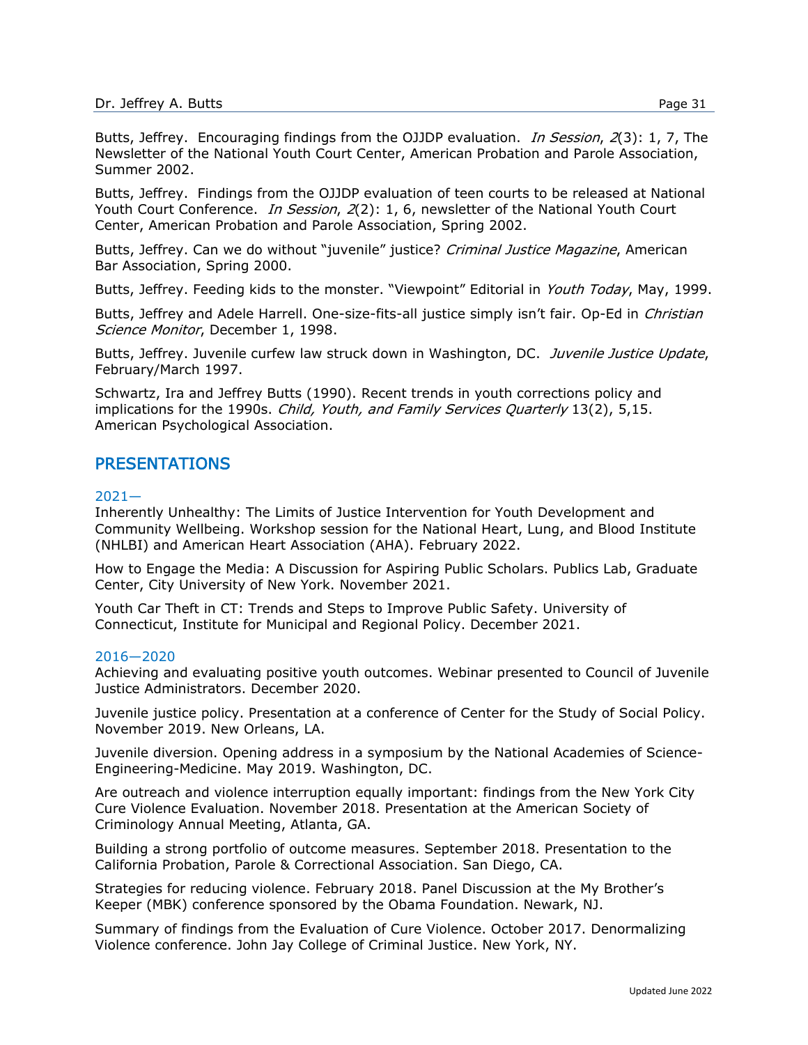Butts, Jeffrey. Encouraging findings from the OJJDP evaluation. *In Session*, *2*(3): 1, 7, The Newsletter of the National Youth Court Center, American Probation and Parole Association, Summer 2002.

Butts, Jeffrey. Findings from the OJJDP evaluation of teen courts to be released at National Youth Court Conference. *In Session*, *2*(2): 1, 6, newsletter of the National Youth Court Center, American Probation and Parole Association, Spring 2002.

Butts, Jeffrey. Can we do without "juvenile" justice? *Criminal Justice Magazine*, American Bar Association, Spring 2000.

Butts, Jeffrey. Feeding kids to the monster. "Viewpoint" Editorial in *Youth Today*, May, 1999.

Butts, Jeffrey and Adele Harrell. One-size-fits-all justice simply isn't fair. Op-Ed in *Christian Science Monitor*, December 1, 1998.

Butts, Jeffrey. Juvenile curfew law struck down in Washington, DC. *Juvenile Justice Update*, February/March 1997.

Schwartz, Ira and Jeffrey Butts (1990). Recent trends in youth corrections policy and implications for the 1990s. *Child, Youth, and Family Services Quarterly* 13(2), 5,15. American Psychological Association.

## PRESENTATIONS

### 2021—

Inherently Unhealthy: The Limits of Justice Intervention for Youth Development and Community Wellbeing. Workshop session for the National Heart, Lung, and Blood Institute (NHLBI) and American Heart Association (AHA). February 2022.

How to Engage the Media: A Discussion for Aspiring Public Scholars. Publics Lab, Graduate Center, City University of New York. November 2021.

Youth Car Theft in CT: Trends and Steps to Improve Public Safety. University of Connecticut, Institute for Municipal and Regional Policy. December 2021.

### 2016—2020

Achieving and evaluating positive youth outcomes. Webinar presented to Council of Juvenile Justice Administrators. December 2020.

Juvenile justice policy. Presentation at a conference of Center for the Study of Social Policy. November 2019. New Orleans, LA.

Juvenile diversion. Opening address in a symposium by the National Academies of Science-Engineering-Medicine. May 2019. Washington, DC.

Are outreach and violence interruption equally important: findings from the New York City Cure Violence Evaluation. November 2018. Presentation at the American Society of Criminology Annual Meeting, Atlanta, GA.

Building a strong portfolio of outcome measures. September 2018. Presentation to the California Probation, Parole & Correctional Association. San Diego, CA.

Strategies for reducing violence. February 2018. Panel Discussion at the My Brother's Keeper (MBK) conference sponsored by the Obama Foundation. Newark, NJ.

Summary of findings from the Evaluation of Cure Violence. October 2017. Denormalizing Violence conference. John Jay College of Criminal Justice. New York, NY.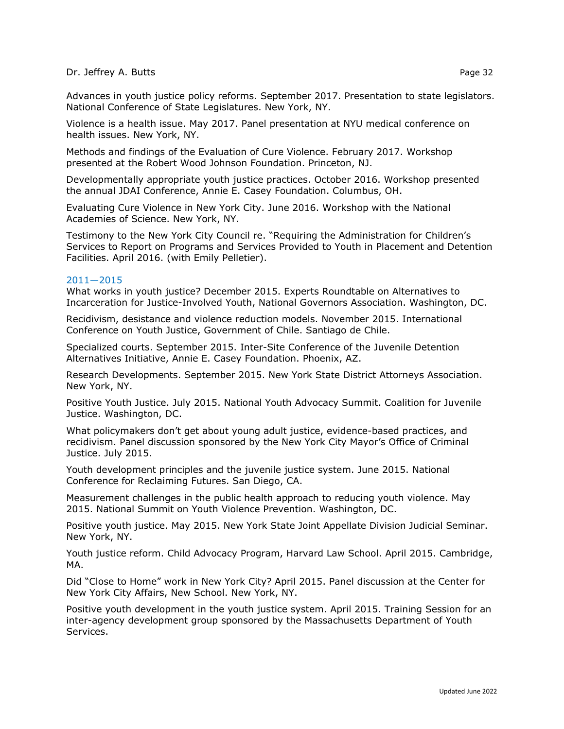Advances in youth justice policy reforms. September 2017. Presentation to state legislators. National Conference of State Legislatures. New York, NY.

Violence is a health issue. May 2017. Panel presentation at NYU medical conference on health issues. New York, NY.

Methods and findings of the Evaluation of Cure Violence. February 2017. Workshop presented at the Robert Wood Johnson Foundation. Princeton, NJ.

Developmentally appropriate youth justice practices. October 2016. Workshop presented the annual JDAI Conference, Annie E. Casey Foundation. Columbus, OH.

Evaluating Cure Violence in New York City. June 2016. Workshop with the National Academies of Science. New York, NY.

Testimony to the New York City Council re. "Requiring the Administration for Children's Services to Report on Programs and Services Provided to Youth in Placement and Detention Facilities. April 2016. (with Emily Pelletier).

### 2011—2015

What works in youth justice? December 2015. Experts Roundtable on Alternatives to Incarceration for Justice-Involved Youth, National Governors Association. Washington, DC.

Recidivism, desistance and violence reduction models. November 2015. International Conference on Youth Justice, Government of Chile. Santiago de Chile.

Specialized courts. September 2015. Inter-Site Conference of the Juvenile Detention Alternatives Initiative, Annie E. Casey Foundation. Phoenix, AZ.

Research Developments. September 2015. New York State District Attorneys Association. New York, NY.

Positive Youth Justice. July 2015. National Youth Advocacy Summit. Coalition for Juvenile Justice. Washington, DC.

What policymakers don't get about young adult justice, evidence-based practices, and recidivism. Panel discussion sponsored by the New York City Mayor's Office of Criminal Justice. July 2015.

Youth development principles and the juvenile justice system. June 2015. National Conference for Reclaiming Futures. San Diego, CA.

Measurement challenges in the public health approach to reducing youth violence. May 2015. National Summit on Youth Violence Prevention. Washington, DC.

Positive youth justice. May 2015. New York State Joint Appellate Division Judicial Seminar. New York, NY.

Youth justice reform. Child Advocacy Program, Harvard Law School. April 2015. Cambridge, MA.

Did "Close to Home" work in New York City? April 2015. Panel discussion at the Center for New York City Affairs, New School. New York, NY.

Positive youth development in the youth justice system. April 2015. Training Session for an inter-agency development group sponsored by the Massachusetts Department of Youth Services.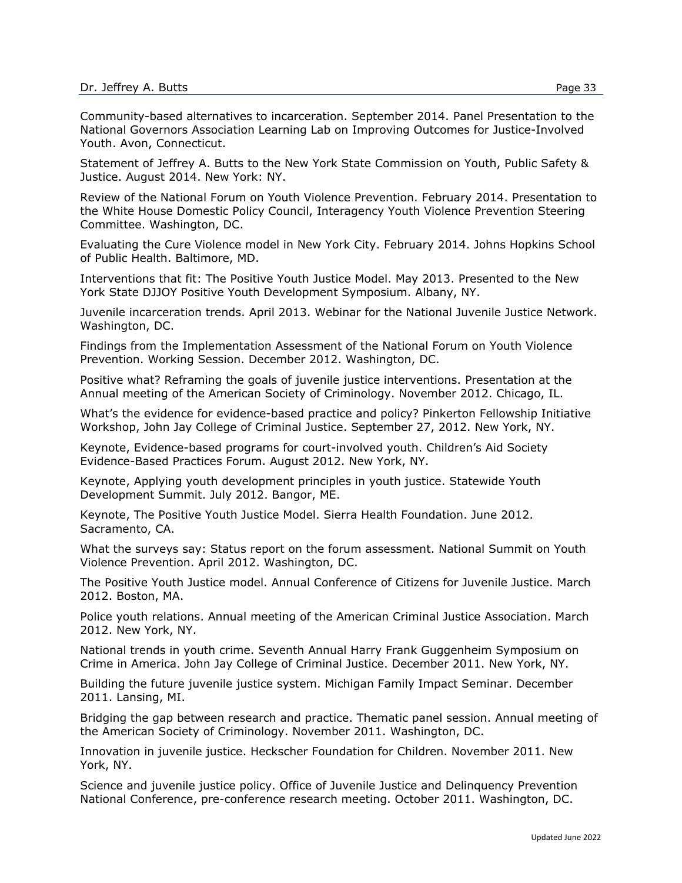Community-based alternatives to incarceration. September 2014. Panel Presentation to the National Governors Association Learning Lab on Improving Outcomes for Justice-Involved Youth. Avon, Connecticut.

Statement of Jeffrey A. Butts to the New York State Commission on Youth, Public Safety & Justice. August 2014. New York: NY.

Review of the National Forum on Youth Violence Prevention. February 2014. Presentation to the White House Domestic Policy Council, Interagency Youth Violence Prevention Steering Committee. Washington, DC.

Evaluating the Cure Violence model in New York City. February 2014. Johns Hopkins School of Public Health. Baltimore, MD.

Interventions that fit: The Positive Youth Justice Model. May 2013. Presented to the New York State DJJOY Positive Youth Development Symposium. Albany, NY.

Juvenile incarceration trends. April 2013. Webinar for the National Juvenile Justice Network. Washington, DC.

Findings from the Implementation Assessment of the National Forum on Youth Violence Prevention. Working Session. December 2012. Washington, DC.

Positive what? Reframing the goals of juvenile justice interventions. Presentation at the Annual meeting of the American Society of Criminology. November 2012. Chicago, IL.

What's the evidence for evidence-based practice and policy? Pinkerton Fellowship Initiative Workshop, John Jay College of Criminal Justice. September 27, 2012. New York, NY.

Keynote, Evidence-based programs for court-involved youth. Children's Aid Society Evidence-Based Practices Forum. August 2012. New York, NY.

Keynote, Applying youth development principles in youth justice. Statewide Youth Development Summit. July 2012. Bangor, ME.

Keynote, The Positive Youth Justice Model. Sierra Health Foundation. June 2012. Sacramento, CA.

What the surveys say: Status report on the forum assessment. National Summit on Youth Violence Prevention. April 2012. Washington, DC.

The Positive Youth Justice model. Annual Conference of Citizens for Juvenile Justice. March 2012. Boston, MA.

Police youth relations. Annual meeting of the American Criminal Justice Association. March 2012. New York, NY.

National trends in youth crime. Seventh Annual Harry Frank Guggenheim Symposium on Crime in America. John Jay College of Criminal Justice. December 2011. New York, NY.

Building the future juvenile justice system. Michigan Family Impact Seminar. December 2011. Lansing, MI.

Bridging the gap between research and practice. Thematic panel session. Annual meeting of the American Society of Criminology. November 2011. Washington, DC.

Innovation in juvenile justice. Heckscher Foundation for Children. November 2011. New York, NY.

Science and juvenile justice policy. Office of Juvenile Justice and Delinquency Prevention National Conference, pre-conference research meeting. October 2011. Washington, DC.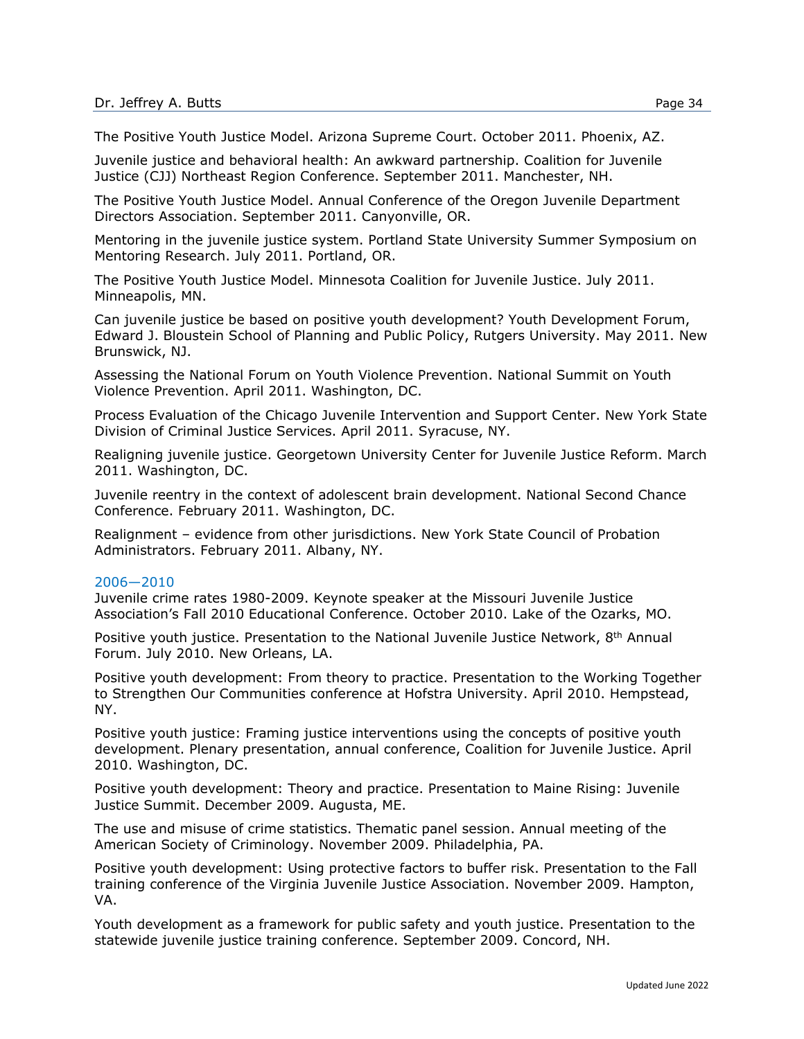The Positive Youth Justice Model. Arizona Supreme Court. October 2011. Phoenix, AZ.

Juvenile justice and behavioral health: An awkward partnership. Coalition for Juvenile Justice (CJJ) Northeast Region Conference. September 2011. Manchester, NH.

The Positive Youth Justice Model. Annual Conference of the Oregon Juvenile Department Directors Association. September 2011. Canyonville, OR.

Mentoring in the juvenile justice system. Portland State University Summer Symposium on Mentoring Research. July 2011. Portland, OR.

The Positive Youth Justice Model. Minnesota Coalition for Juvenile Justice. July 2011. Minneapolis, MN.

Can juvenile justice be based on positive youth development? Youth Development Forum, Edward J. Bloustein School of Planning and Public Policy, Rutgers University. May 2011. New Brunswick, NJ.

Assessing the National Forum on Youth Violence Prevention. National Summit on Youth Violence Prevention. April 2011. Washington, DC.

Process Evaluation of the Chicago Juvenile Intervention and Support Center. New York State Division of Criminal Justice Services. April 2011. Syracuse, NY.

Realigning juvenile justice. Georgetown University Center for Juvenile Justice Reform. March 2011. Washington, DC.

Juvenile reentry in the context of adolescent brain development. National Second Chance Conference. February 2011. Washington, DC.

Realignment – evidence from other jurisdictions. New York State Council of Probation Administrators. February 2011. Albany, NY.

### 2006—2010

Juvenile crime rates 1980-2009. Keynote speaker at the Missouri Juvenile Justice Association's Fall 2010 Educational Conference. October 2010. Lake of the Ozarks, MO.

Positive youth justice. Presentation to the National Juvenile Justice Network, 8th Annual Forum. July 2010. New Orleans, LA.

Positive youth development: From theory to practice. Presentation to the Working Together to Strengthen Our Communities conference at Hofstra University. April 2010. Hempstead, NY.

Positive youth justice: Framing justice interventions using the concepts of positive youth development. Plenary presentation, annual conference, Coalition for Juvenile Justice. April 2010. Washington, DC.

Positive youth development: Theory and practice. Presentation to Maine Rising: Juvenile Justice Summit. December 2009. Augusta, ME.

The use and misuse of crime statistics. Thematic panel session. Annual meeting of the American Society of Criminology. November 2009. Philadelphia, PA.

Positive youth development: Using protective factors to buffer risk. Presentation to the Fall training conference of the Virginia Juvenile Justice Association. November 2009. Hampton, VA.

Youth development as a framework for public safety and youth justice. Presentation to the statewide juvenile justice training conference. September 2009. Concord, NH.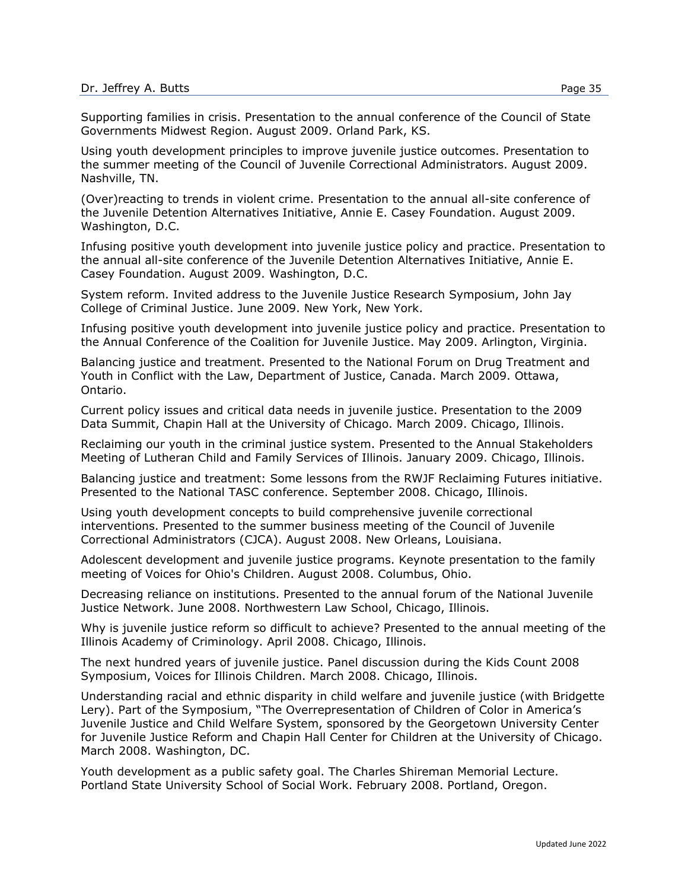Supporting families in crisis. Presentation to the annual conference of the Council of State Governments Midwest Region. August 2009. Orland Park, KS.

Using youth development principles to improve juvenile justice outcomes. Presentation to the summer meeting of the Council of Juvenile Correctional Administrators. August 2009. Nashville, TN.

(Over)reacting to trends in violent crime. Presentation to the annual all-site conference of the Juvenile Detention Alternatives Initiative, Annie E. Casey Foundation. August 2009. Washington, D.C.

Infusing positive youth development into juvenile justice policy and practice. Presentation to the annual all-site conference of the Juvenile Detention Alternatives Initiative, Annie E. Casey Foundation. August 2009. Washington, D.C.

System reform. Invited address to the Juvenile Justice Research Symposium, John Jay College of Criminal Justice. June 2009. New York, New York.

Infusing positive youth development into juvenile justice policy and practice. Presentation to the Annual Conference of the Coalition for Juvenile Justice. May 2009. Arlington, Virginia.

Balancing justice and treatment. Presented to the National Forum on Drug Treatment and Youth in Conflict with the Law, Department of Justice, Canada. March 2009. Ottawa, Ontario.

Current policy issues and critical data needs in juvenile justice. Presentation to the 2009 Data Summit, Chapin Hall at the University of Chicago. March 2009. Chicago, Illinois.

Reclaiming our youth in the criminal justice system. Presented to the Annual Stakeholders Meeting of Lutheran Child and Family Services of Illinois. January 2009. Chicago, Illinois.

Balancing justice and treatment: Some lessons from the RWJF Reclaiming Futures initiative. Presented to the National TASC conference. September 2008. Chicago, Illinois.

Using youth development concepts to build comprehensive juvenile correctional interventions. Presented to the summer business meeting of the Council of Juvenile Correctional Administrators (CJCA). August 2008. New Orleans, Louisiana.

Adolescent development and juvenile justice programs. Keynote presentation to the family meeting of Voices for Ohio's Children. August 2008. Columbus, Ohio.

Decreasing reliance on institutions. Presented to the annual forum of the National Juvenile Justice Network. June 2008. Northwestern Law School, Chicago, Illinois.

Why is juvenile justice reform so difficult to achieve? Presented to the annual meeting of the Illinois Academy of Criminology. April 2008. Chicago, Illinois.

The next hundred years of juvenile justice. Panel discussion during the Kids Count 2008 Symposium, Voices for Illinois Children. March 2008. Chicago, Illinois.

Understanding racial and ethnic disparity in child welfare and juvenile justice (with Bridgette Lery). Part of the Symposium, "The Overrepresentation of Children of Color in America's Juvenile Justice and Child Welfare System, sponsored by the Georgetown University Center for Juvenile Justice Reform and Chapin Hall Center for Children at the University of Chicago. March 2008. Washington, DC.

Youth development as a public safety goal. The Charles Shireman Memorial Lecture. Portland State University School of Social Work. February 2008. Portland, Oregon.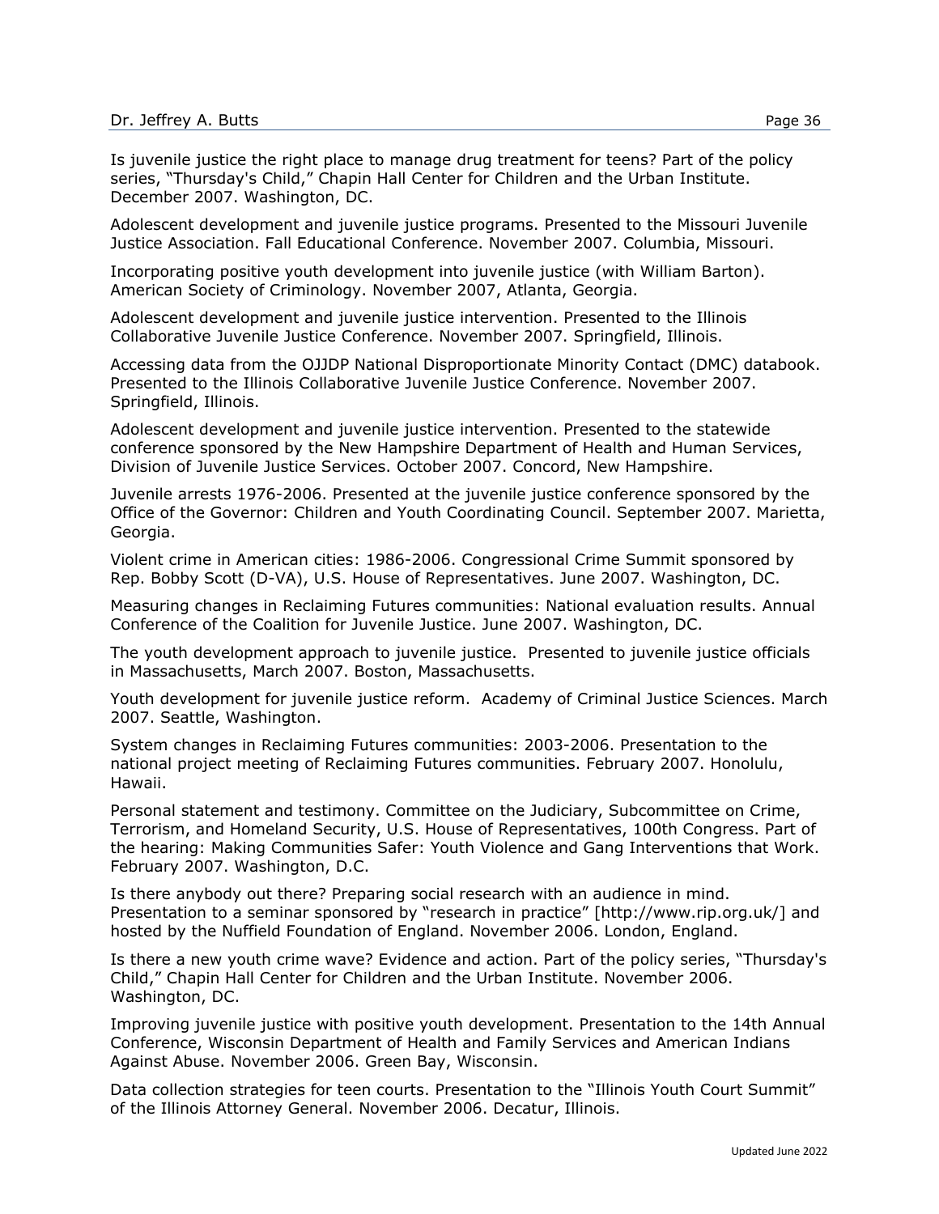Is juvenile justice the right place to manage drug treatment for teens? Part of the policy series, "Thursday's Child," Chapin Hall Center for Children and the Urban Institute. December 2007. Washington, DC.

Adolescent development and juvenile justice programs. Presented to the Missouri Juvenile Justice Association. Fall Educational Conference. November 2007. Columbia, Missouri.

Incorporating positive youth development into juvenile justice (with William Barton). American Society of Criminology. November 2007, Atlanta, Georgia.

Adolescent development and juvenile justice intervention. Presented to the Illinois Collaborative Juvenile Justice Conference. November 2007. Springfield, Illinois.

Accessing data from the OJJDP National Disproportionate Minority Contact (DMC) databook. Presented to the Illinois Collaborative Juvenile Justice Conference. November 2007. Springfield, Illinois.

Adolescent development and juvenile justice intervention. Presented to the statewide conference sponsored by the New Hampshire Department of Health and Human Services, Division of Juvenile Justice Services. October 2007. Concord, New Hampshire.

Juvenile arrests 1976-2006. Presented at the juvenile justice conference sponsored by the Office of the Governor: Children and Youth Coordinating Council. September 2007. Marietta, Georgia.

Violent crime in American cities: 1986-2006. Congressional Crime Summit sponsored by Rep. Bobby Scott (D-VA), U.S. House of Representatives. June 2007. Washington, DC.

Measuring changes in Reclaiming Futures communities: National evaluation results. Annual Conference of the Coalition for Juvenile Justice. June 2007. Washington, DC.

The youth development approach to juvenile justice. Presented to juvenile justice officials in Massachusetts, March 2007. Boston, Massachusetts.

Youth development for juvenile justice reform. Academy of Criminal Justice Sciences. March 2007. Seattle, Washington.

System changes in Reclaiming Futures communities: 2003-2006. Presentation to the national project meeting of Reclaiming Futures communities. February 2007. Honolulu, Hawaii.

Personal statement and testimony. Committee on the Judiciary, Subcommittee on Crime, Terrorism, and Homeland Security, U.S. House of Representatives, 100th Congress. Part of the hearing: Making Communities Safer: Youth Violence and Gang Interventions that Work. February 2007. Washington, D.C.

Is there anybody out there? Preparing social research with an audience in mind. Presentation to a seminar sponsored by "research in practice" [http://www.rip.org.uk/] and hosted by the Nuffield Foundation of England. November 2006. London, England.

Is there a new youth crime wave? Evidence and action. Part of the policy series, "Thursday's Child," Chapin Hall Center for Children and the Urban Institute. November 2006. Washington, DC.

Improving juvenile justice with positive youth development. Presentation to the 14th Annual Conference, Wisconsin Department of Health and Family Services and American Indians Against Abuse. November 2006. Green Bay, Wisconsin.

Data collection strategies for teen courts. Presentation to the "Illinois Youth Court Summit" of the Illinois Attorney General. November 2006. Decatur, Illinois.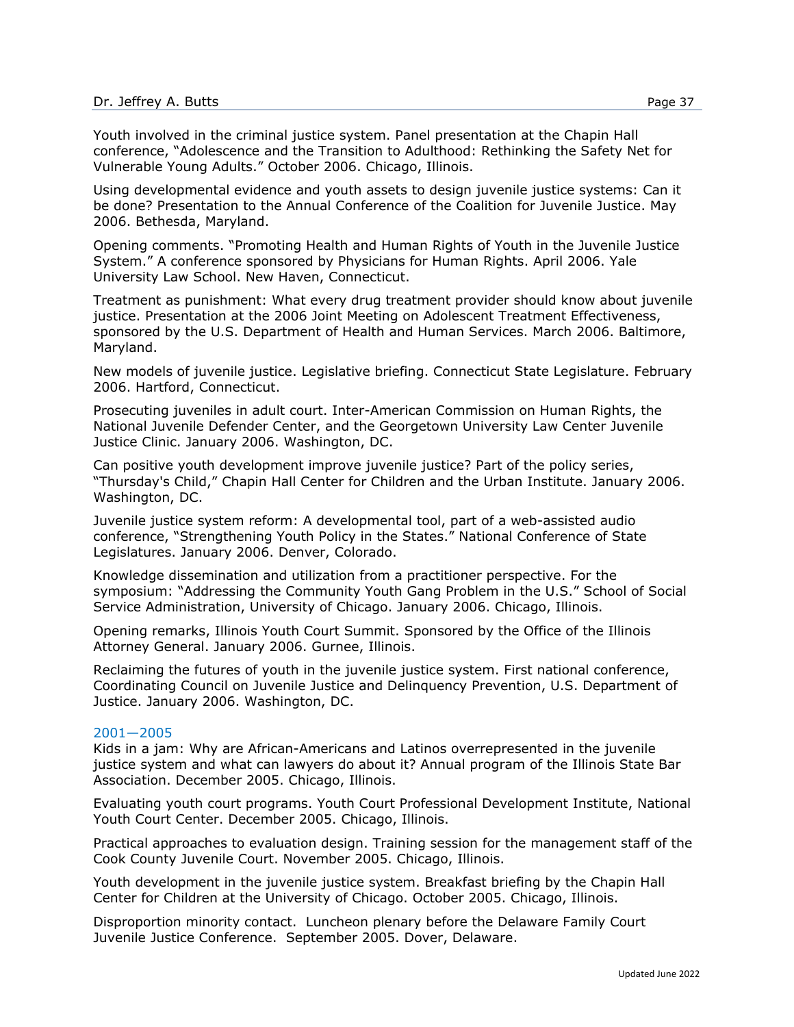Youth involved in the criminal justice system. Panel presentation at the Chapin Hall conference, "Adolescence and the Transition to Adulthood: Rethinking the Safety Net for Vulnerable Young Adults." October 2006. Chicago, Illinois.

Using developmental evidence and youth assets to design juvenile justice systems: Can it be done? Presentation to the Annual Conference of the Coalition for Juvenile Justice. May 2006. Bethesda, Maryland.

Opening comments. "Promoting Health and Human Rights of Youth in the Juvenile Justice System." A conference sponsored by Physicians for Human Rights. April 2006. Yale University Law School. New Haven, Connecticut.

Treatment as punishment: What every drug treatment provider should know about juvenile justice. Presentation at the 2006 Joint Meeting on Adolescent Treatment Effectiveness, sponsored by the U.S. Department of Health and Human Services. March 2006. Baltimore, Maryland.

New models of juvenile justice. Legislative briefing. Connecticut State Legislature. February 2006. Hartford, Connecticut.

Prosecuting juveniles in adult court. Inter-American Commission on Human Rights, the National Juvenile Defender Center, and the Georgetown University Law Center Juvenile Justice Clinic. January 2006. Washington, DC.

Can positive youth development improve juvenile justice? Part of the policy series, "Thursday's Child," Chapin Hall Center for Children and the Urban Institute. January 2006. Washington, DC.

Juvenile justice system reform: A developmental tool, part of a web-assisted audio conference, "Strengthening Youth Policy in the States." National Conference of State Legislatures. January 2006. Denver, Colorado.

Knowledge dissemination and utilization from a practitioner perspective. For the symposium: "Addressing the Community Youth Gang Problem in the U.S." School of Social Service Administration, University of Chicago. January 2006. Chicago, Illinois.

Opening remarks, Illinois Youth Court Summit. Sponsored by the Office of the Illinois Attorney General. January 2006. Gurnee, Illinois.

Reclaiming the futures of youth in the juvenile justice system. First national conference, Coordinating Council on Juvenile Justice and Delinquency Prevention, U.S. Department of Justice. January 2006. Washington, DC.

### 2001—2005

Kids in a jam: Why are African-Americans and Latinos overrepresented in the juvenile justice system and what can lawyers do about it? Annual program of the Illinois State Bar Association. December 2005. Chicago, Illinois.

Evaluating youth court programs. Youth Court Professional Development Institute, National Youth Court Center. December 2005. Chicago, Illinois.

Practical approaches to evaluation design. Training session for the management staff of the Cook County Juvenile Court. November 2005. Chicago, Illinois.

Youth development in the juvenile justice system. Breakfast briefing by the Chapin Hall Center for Children at the University of Chicago. October 2005. Chicago, Illinois.

Disproportion minority contact. Luncheon plenary before the Delaware Family Court Juvenile Justice Conference. September 2005. Dover, Delaware.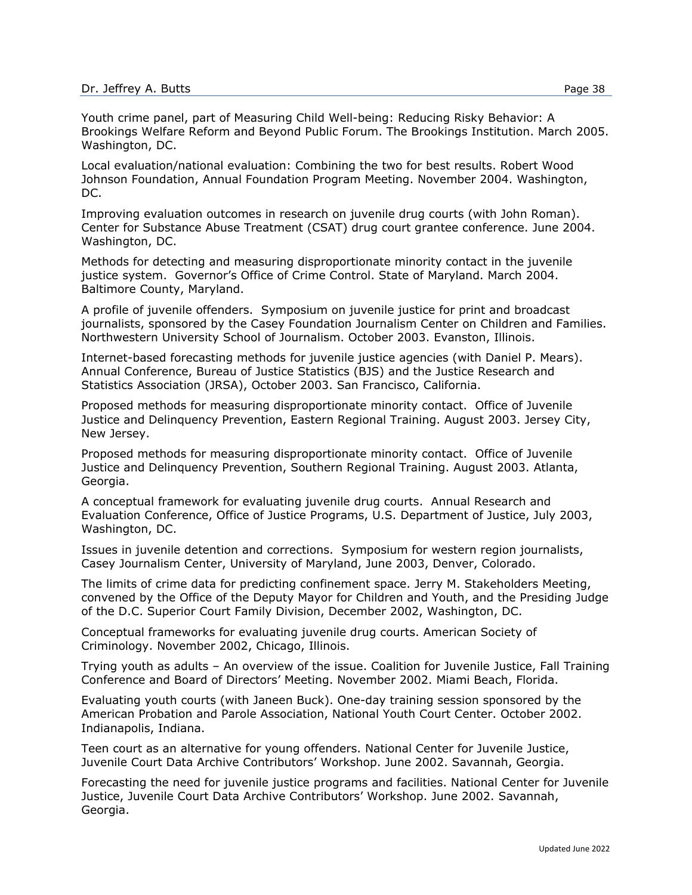Youth crime panel, part of Measuring Child Well-being: Reducing Risky Behavior: A Brookings Welfare Reform and Beyond Public Forum. The Brookings Institution. March 2005. Washington, DC.

Local evaluation/national evaluation: Combining the two for best results. Robert Wood Johnson Foundation, Annual Foundation Program Meeting. November 2004. Washington, DC.

Improving evaluation outcomes in research on juvenile drug courts (with John Roman). Center for Substance Abuse Treatment (CSAT) drug court grantee conference. June 2004. Washington, DC.

Methods for detecting and measuring disproportionate minority contact in the juvenile justice system. Governor's Office of Crime Control. State of Maryland. March 2004. Baltimore County, Maryland.

A profile of juvenile offenders. Symposium on juvenile justice for print and broadcast journalists, sponsored by the Casey Foundation Journalism Center on Children and Families. Northwestern University School of Journalism. October 2003. Evanston, Illinois.

Internet-based forecasting methods for juvenile justice agencies (with Daniel P. Mears). Annual Conference, Bureau of Justice Statistics (BJS) and the Justice Research and Statistics Association (JRSA), October 2003. San Francisco, California.

Proposed methods for measuring disproportionate minority contact. Office of Juvenile Justice and Delinquency Prevention, Eastern Regional Training. August 2003. Jersey City, New Jersey.

Proposed methods for measuring disproportionate minority contact. Office of Juvenile Justice and Delinquency Prevention, Southern Regional Training. August 2003. Atlanta, Georgia.

A conceptual framework for evaluating juvenile drug courts. Annual Research and Evaluation Conference, Office of Justice Programs, U.S. Department of Justice, July 2003, Washington, DC.

Issues in juvenile detention and corrections. Symposium for western region journalists, Casey Journalism Center, University of Maryland, June 2003, Denver, Colorado.

The limits of crime data for predicting confinement space. Jerry M. Stakeholders Meeting, convened by the Office of the Deputy Mayor for Children and Youth, and the Presiding Judge of the D.C. Superior Court Family Division, December 2002, Washington, DC.

Conceptual frameworks for evaluating juvenile drug courts. American Society of Criminology. November 2002, Chicago, Illinois.

Trying youth as adults – An overview of the issue. Coalition for Juvenile Justice, Fall Training Conference and Board of Directors' Meeting. November 2002. Miami Beach, Florida.

Evaluating youth courts (with Janeen Buck). One-day training session sponsored by the American Probation and Parole Association, National Youth Court Center. October 2002. Indianapolis, Indiana.

Teen court as an alternative for young offenders. National Center for Juvenile Justice, Juvenile Court Data Archive Contributors' Workshop. June 2002. Savannah, Georgia.

Forecasting the need for juvenile justice programs and facilities. National Center for Juvenile Justice, Juvenile Court Data Archive Contributors' Workshop. June 2002. Savannah, Georgia.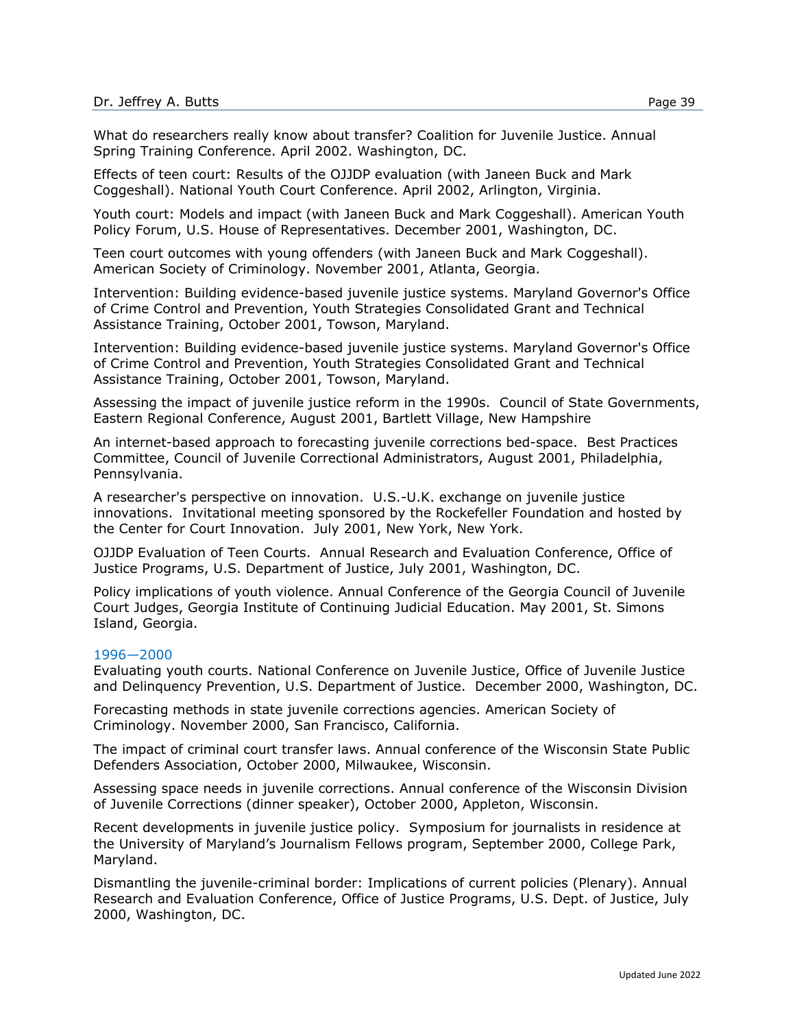What do researchers really know about transfer? Coalition for Juvenile Justice. Annual Spring Training Conference. April 2002. Washington, DC.

Effects of teen court: Results of the OJJDP evaluation (with Janeen Buck and Mark Coggeshall). National Youth Court Conference. April 2002, Arlington, Virginia.

Youth court: Models and impact (with Janeen Buck and Mark Coggeshall). American Youth Policy Forum, U.S. House of Representatives. December 2001, Washington, DC.

Teen court outcomes with young offenders (with Janeen Buck and Mark Coggeshall). American Society of Criminology. November 2001, Atlanta, Georgia.

Intervention: Building evidence-based juvenile justice systems. Maryland Governor's Office of Crime Control and Prevention, Youth Strategies Consolidated Grant and Technical Assistance Training, October 2001, Towson, Maryland.

Intervention: Building evidence-based juvenile justice systems. Maryland Governor's Office of Crime Control and Prevention, Youth Strategies Consolidated Grant and Technical Assistance Training, October 2001, Towson, Maryland.

Assessing the impact of juvenile justice reform in the 1990s. Council of State Governments, Eastern Regional Conference, August 2001, Bartlett Village, New Hampshire

An internet-based approach to forecasting juvenile corrections bed-space. Best Practices Committee, Council of Juvenile Correctional Administrators, August 2001, Philadelphia, Pennsylvania.

A researcher's perspective on innovation. U.S.-U.K. exchange on juvenile justice innovations. Invitational meeting sponsored by the Rockefeller Foundation and hosted by the Center for Court Innovation. July 2001, New York, New York.

OJJDP Evaluation of Teen Courts. Annual Research and Evaluation Conference, Office of Justice Programs, U.S. Department of Justice, July 2001, Washington, DC.

Policy implications of youth violence. Annual Conference of the Georgia Council of Juvenile Court Judges, Georgia Institute of Continuing Judicial Education. May 2001, St. Simons Island, Georgia.

### 1996—2000

Evaluating youth courts. National Conference on Juvenile Justice, Office of Juvenile Justice and Delinquency Prevention, U.S. Department of Justice. December 2000, Washington, DC.

Forecasting methods in state juvenile corrections agencies. American Society of Criminology. November 2000, San Francisco, California.

The impact of criminal court transfer laws. Annual conference of the Wisconsin State Public Defenders Association, October 2000, Milwaukee, Wisconsin.

Assessing space needs in juvenile corrections. Annual conference of the Wisconsin Division of Juvenile Corrections (dinner speaker), October 2000, Appleton, Wisconsin.

Recent developments in juvenile justice policy. Symposium for journalists in residence at the University of Maryland's Journalism Fellows program, September 2000, College Park, Maryland.

Dismantling the juvenile-criminal border: Implications of current policies (Plenary). Annual Research and Evaluation Conference, Office of Justice Programs, U.S. Dept. of Justice, July 2000, Washington, DC.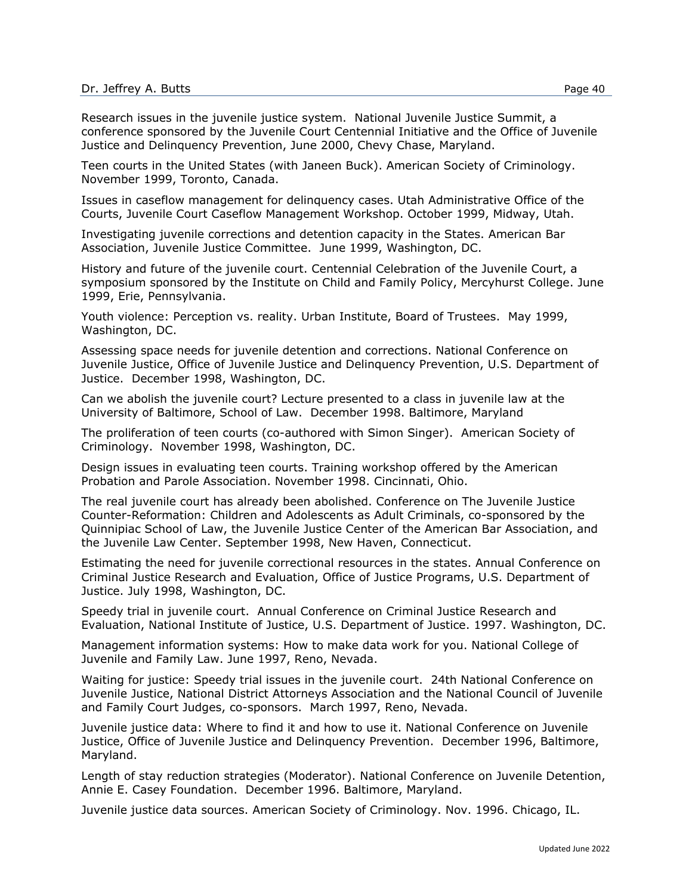Research issues in the juvenile justice system. National Juvenile Justice Summit, a conference sponsored by the Juvenile Court Centennial Initiative and the Office of Juvenile Justice and Delinquency Prevention, June 2000, Chevy Chase, Maryland.

Teen courts in the United States (with Janeen Buck). American Society of Criminology. November 1999, Toronto, Canada.

Issues in caseflow management for delinquency cases. Utah Administrative Office of the Courts, Juvenile Court Caseflow Management Workshop. October 1999, Midway, Utah.

Investigating juvenile corrections and detention capacity in the States. American Bar Association, Juvenile Justice Committee. June 1999, Washington, DC.

History and future of the juvenile court. Centennial Celebration of the Juvenile Court, a symposium sponsored by the Institute on Child and Family Policy, Mercyhurst College. June 1999, Erie, Pennsylvania.

Youth violence: Perception vs. reality. Urban Institute, Board of Trustees. May 1999, Washington, DC.

Assessing space needs for juvenile detention and corrections. National Conference on Juvenile Justice, Office of Juvenile Justice and Delinquency Prevention, U.S. Department of Justice. December 1998, Washington, DC.

Can we abolish the juvenile court? Lecture presented to a class in juvenile law at the University of Baltimore, School of Law. December 1998. Baltimore, Maryland

The proliferation of teen courts (co-authored with Simon Singer). American Society of Criminology. November 1998, Washington, DC.

Design issues in evaluating teen courts. Training workshop offered by the American Probation and Parole Association. November 1998. Cincinnati, Ohio.

The real juvenile court has already been abolished. Conference on The Juvenile Justice Counter-Reformation: Children and Adolescents as Adult Criminals, co-sponsored by the Quinnipiac School of Law, the Juvenile Justice Center of the American Bar Association, and the Juvenile Law Center. September 1998, New Haven, Connecticut.

Estimating the need for juvenile correctional resources in the states. Annual Conference on Criminal Justice Research and Evaluation, Office of Justice Programs, U.S. Department of Justice. July 1998, Washington, DC.

Speedy trial in juvenile court. Annual Conference on Criminal Justice Research and Evaluation, National Institute of Justice, U.S. Department of Justice. 1997. Washington, DC.

Management information systems: How to make data work for you. National College of Juvenile and Family Law. June 1997, Reno, Nevada.

Waiting for justice: Speedy trial issues in the juvenile court. 24th National Conference on Juvenile Justice, National District Attorneys Association and the National Council of Juvenile and Family Court Judges, co-sponsors. March 1997, Reno, Nevada.

Juvenile justice data: Where to find it and how to use it. National Conference on Juvenile Justice, Office of Juvenile Justice and Delinquency Prevention. December 1996, Baltimore, Maryland.

Length of stay reduction strategies (Moderator). National Conference on Juvenile Detention, Annie E. Casey Foundation. December 1996. Baltimore, Maryland.

Juvenile justice data sources. American Society of Criminology. Nov. 1996. Chicago, IL.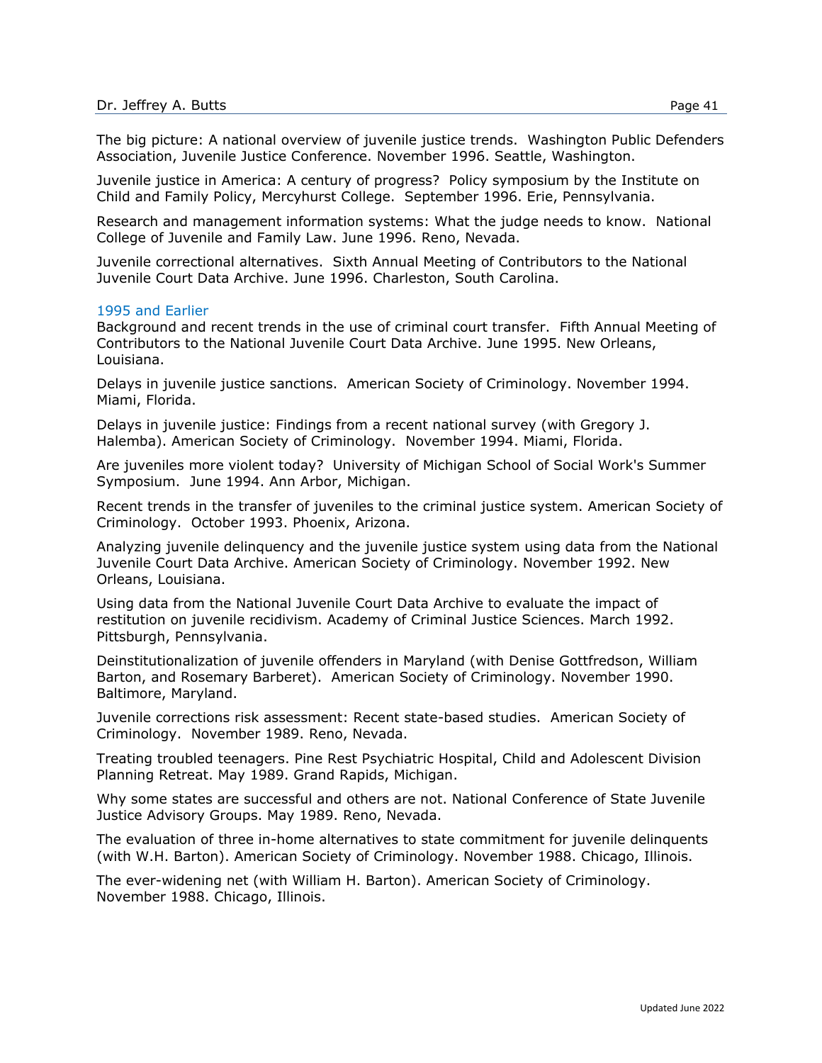The big picture: A national overview of juvenile justice trends. Washington Public Defenders Association, Juvenile Justice Conference. November 1996. Seattle, Washington.

Juvenile justice in America: A century of progress? Policy symposium by the Institute on Child and Family Policy, Mercyhurst College. September 1996. Erie, Pennsylvania.

Research and management information systems: What the judge needs to know. National College of Juvenile and Family Law. June 1996. Reno, Nevada.

Juvenile correctional alternatives. Sixth Annual Meeting of Contributors to the National Juvenile Court Data Archive. June 1996. Charleston, South Carolina.

### 1995 and Earlier

Background and recent trends in the use of criminal court transfer. Fifth Annual Meeting of Contributors to the National Juvenile Court Data Archive. June 1995. New Orleans, Louisiana.

Delays in juvenile justice sanctions. American Society of Criminology. November 1994. Miami, Florida.

Delays in juvenile justice: Findings from a recent national survey (with Gregory J. Halemba). American Society of Criminology. November 1994. Miami, Florida.

Are juveniles more violent today? University of Michigan School of Social Work's Summer Symposium. June 1994. Ann Arbor, Michigan.

Recent trends in the transfer of juveniles to the criminal justice system. American Society of Criminology. October 1993. Phoenix, Arizona.

Analyzing juvenile delinquency and the juvenile justice system using data from the National Juvenile Court Data Archive. American Society of Criminology. November 1992. New Orleans, Louisiana.

Using data from the National Juvenile Court Data Archive to evaluate the impact of restitution on juvenile recidivism. Academy of Criminal Justice Sciences. March 1992. Pittsburgh, Pennsylvania.

Deinstitutionalization of juvenile offenders in Maryland (with Denise Gottfredson, William Barton, and Rosemary Barberet). American Society of Criminology. November 1990. Baltimore, Maryland.

Juvenile corrections risk assessment: Recent state-based studies. American Society of Criminology. November 1989. Reno, Nevada.

Treating troubled teenagers. Pine Rest Psychiatric Hospital, Child and Adolescent Division Planning Retreat. May 1989. Grand Rapids, Michigan.

Why some states are successful and others are not. National Conference of State Juvenile Justice Advisory Groups. May 1989. Reno, Nevada.

The evaluation of three in-home alternatives to state commitment for juvenile delinquents (with W.H. Barton). American Society of Criminology. November 1988. Chicago, Illinois.

The ever-widening net (with William H. Barton). American Society of Criminology. November 1988. Chicago, Illinois.